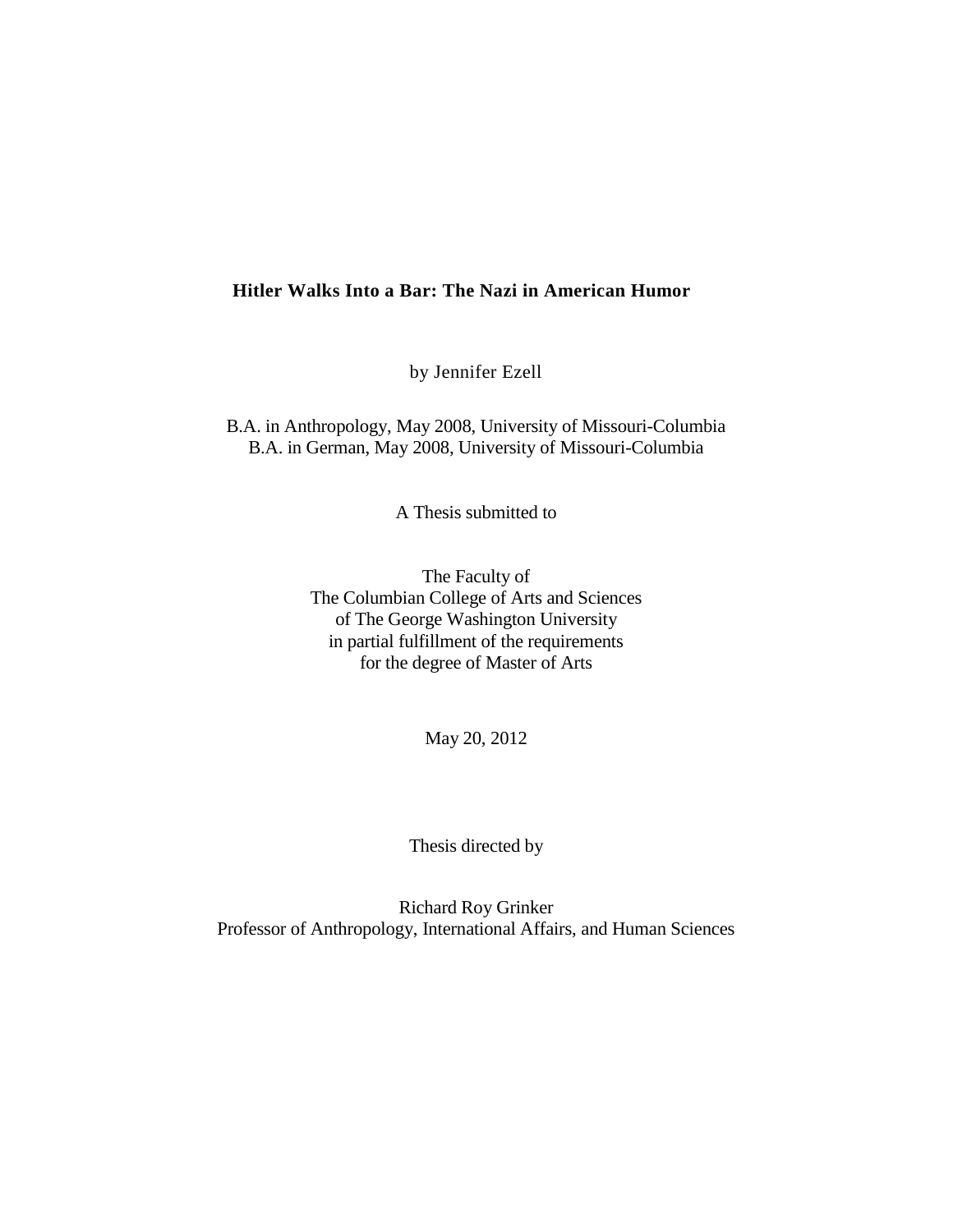# Hitler Walks Into a Bar: The Nazi in American Humor

by Jennifer Ezell

B.A. in Anthropology, May 2008, University of Missouri-Columbia
B.A. in German, May 2008, University of Missouri-Columbia

A Thesis submitted to

The Faculty of
The Columbian College of Arts and Sciences
of The George Washington University
in partial fulfillment of the requirements
for the degree of Master of Arts

May 20, 2012

Thesis directed by

Richard Roy Grinker
Professor of Anthropology, International Affairs, and Human Sciences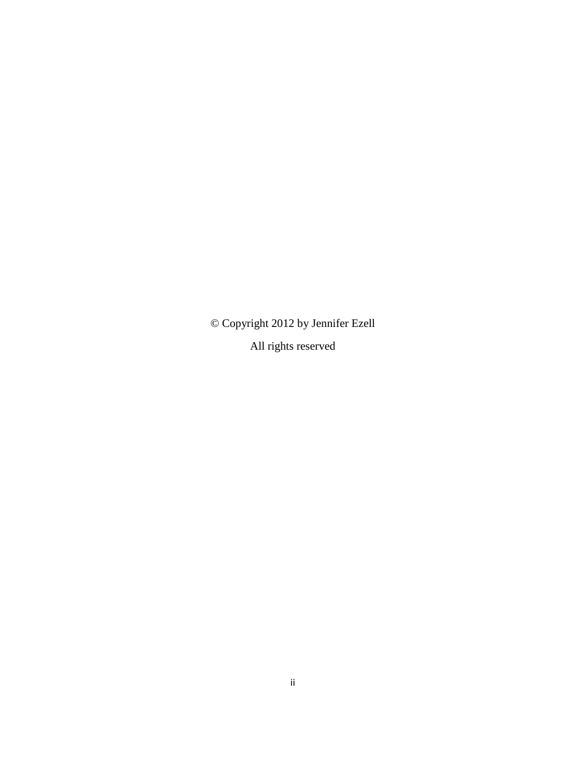© Copyright 2012 by Jennifer Ezell

All rights reserved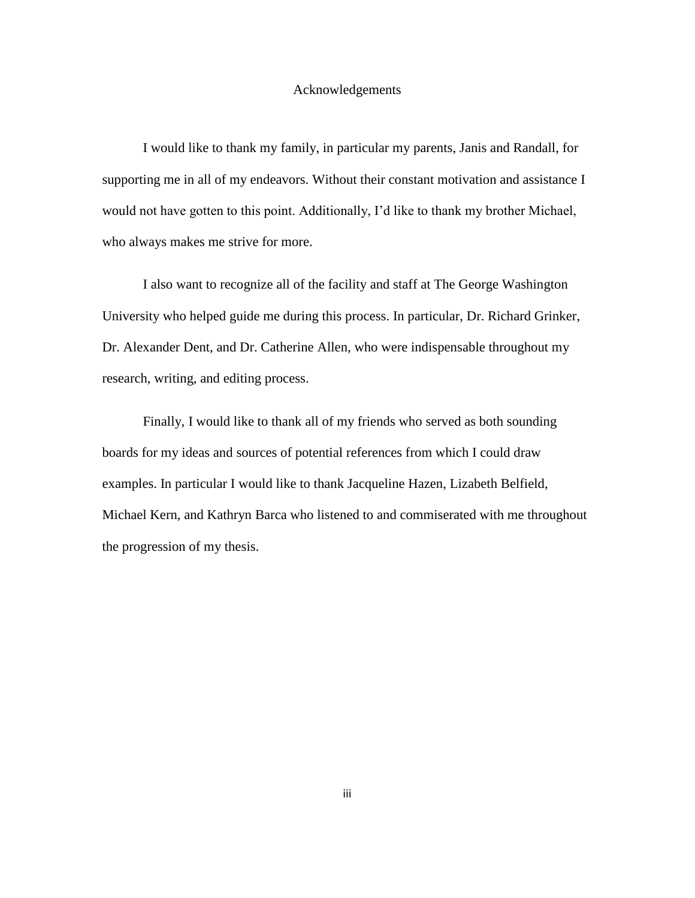# Acknowledgements

I would like to thank my family, in particular my parents, Janis and Randall, for supporting me in all of my endeavors. Without their constant motivation and assistance I would not have gotten to this point. Additionally, I'd like to thank my brother Michael, who always makes me strive for more.

I also want to recognize all of the facility and staff at The George Washington University who helped guide me during this process. In particular, Dr. Richard Grinker, Dr. Alexander Dent, and Dr. Catherine Allen, who were indispensable throughout my research, writing, and editing process.

Finally, I would like to thank all of my friends who served as both sounding boards for my ideas and sources of potential references from which I could draw examples. In particular I would like to thank Jacqueline Hazen, Lizabeth Belfield, Michael Kern, and Kathryn Barca who listened to and commiserated with me throughout the progression of my thesis.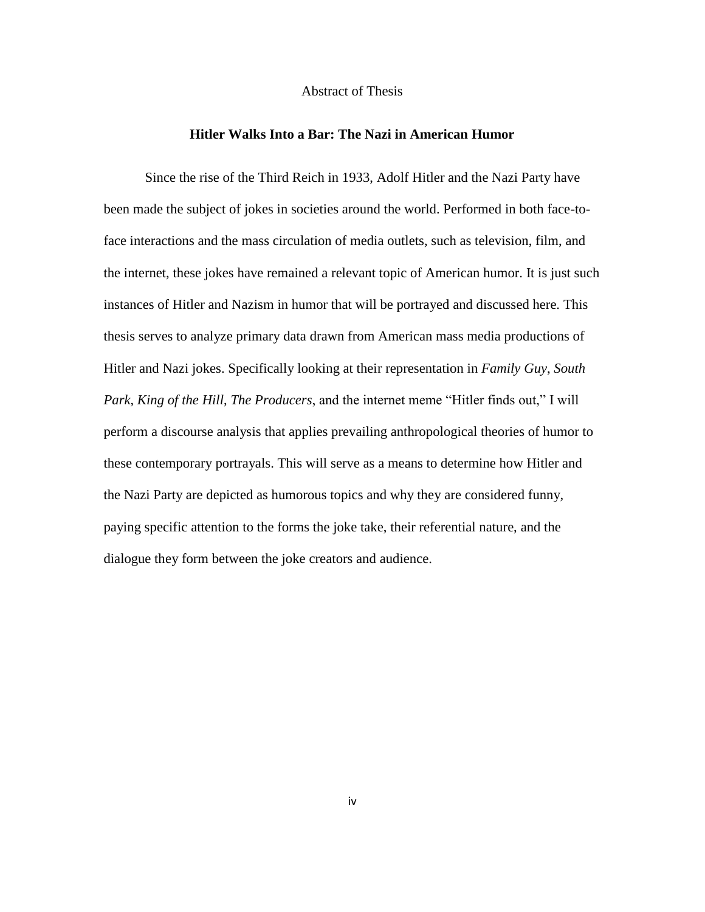Abstract of Thesis

## Hitler Walks Into a Bar: The Nazi in American Humor

Since the rise of the Third Reich in 1933, Adolf Hitler and the Nazi Party have been made the subject of jokes in societies around the world. Performed in both face-to-face interactions and the mass circulation of media outlets, such as television, film, and the internet, these jokes have remained a relevant topic of American humor. It is just such instances of Hitler and Nazism in humor that will be portrayed and discussed here. This thesis serves to analyze primary data drawn from American mass media productions of Hitler and Nazi jokes. Specifically looking at their representation in *Family Guy*, *South Park*, *King of the Hill*, *The Producers*, and the internet meme "Hitler finds out," I will perform a discourse analysis that applies prevailing anthropological theories of humor to these contemporary portrayals. This will serve as a means to determine how Hitler and the Nazi Party are depicted as humorous topics and why they are considered funny, paying specific attention to the forms the joke take, their referential nature, and the dialogue they form between the joke creators and audience.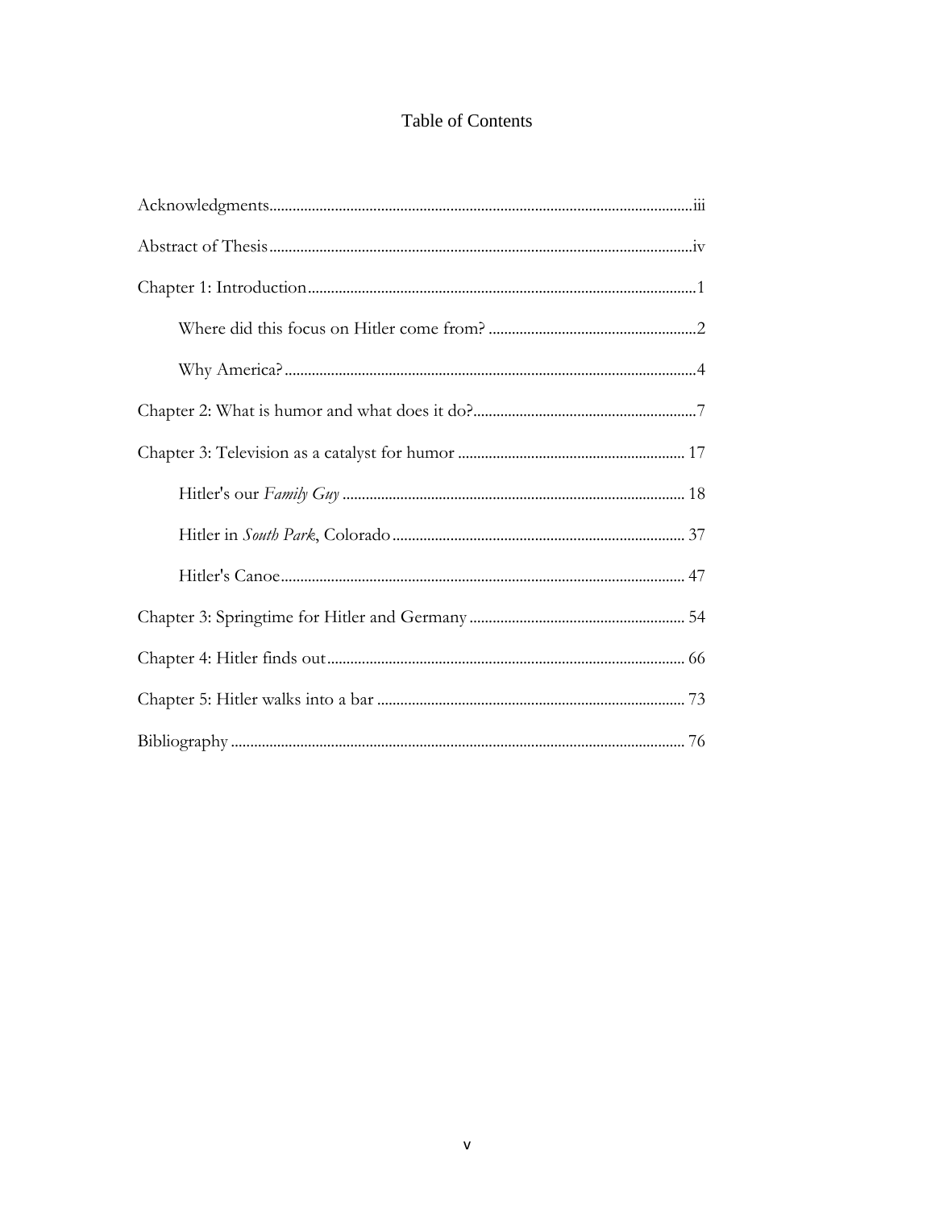# Table of Contents

Acknowledgments.......................................................iii

Abstract of Thesis.......................................................iv

Chapter 1: Introduction.......................................................1

- Where did this focus on Hitler come from? .......................................................2
- Why America?.......................................................4

Chapter 2: What is humor and what does it do?.......................................................7

Chapter 3: Television as a catalyst for humor ....................................................... 17

- Hitler's our *Family Guy* ....................................................... 18
- Hitler in *South Park*, Colorado....................................................... 37
- Hitler's Canoe....................................................... 47

Chapter 3: Springtime for Hitler and Germany....................................................... 54

Chapter 4: Hitler finds out....................................................... 66

Chapter 5: Hitler walks into a bar ....................................................... 73

Bibliography....................................................... 76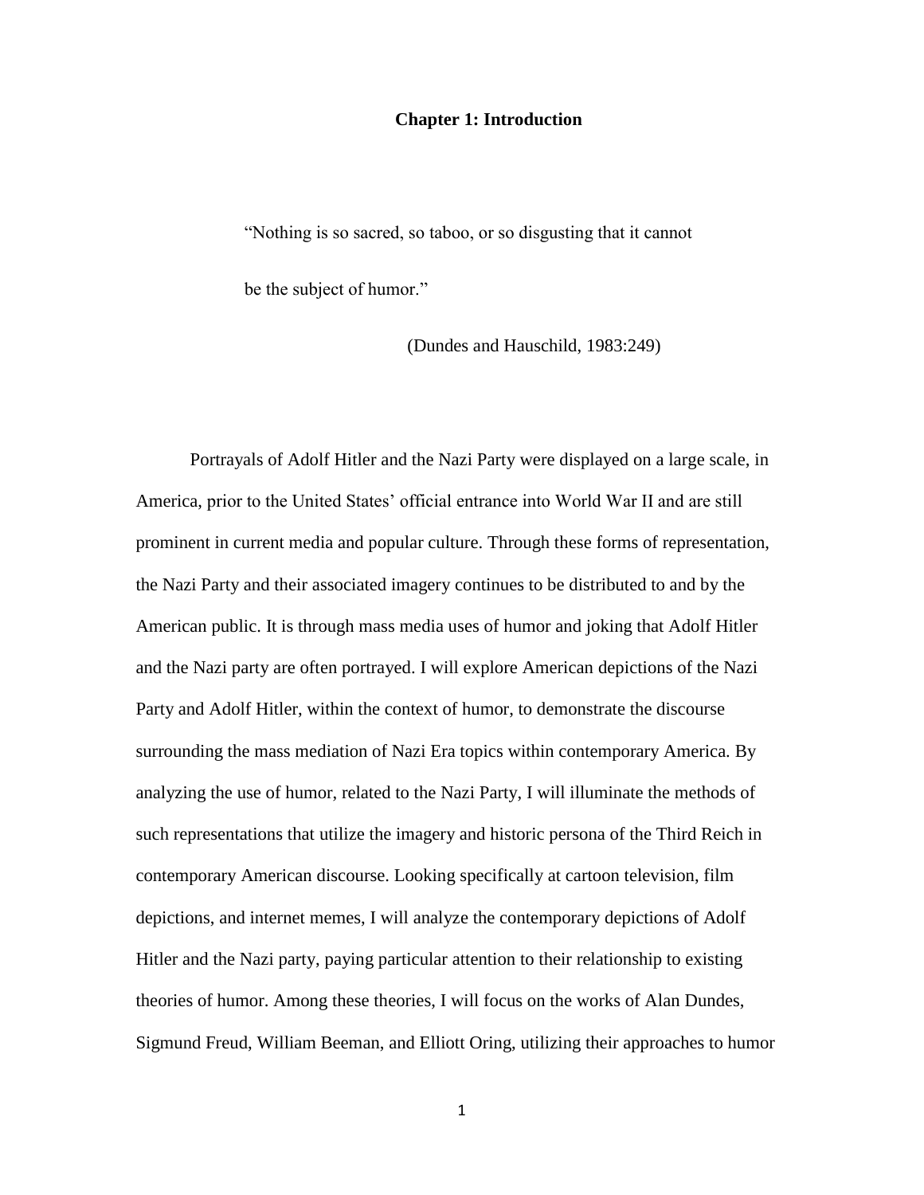# Chapter 1: Introduction

> "Nothing is so sacred, so taboo, or so disgusting that it cannot be the subject of humor."
>
> (Dundes and Hauschild, 1983:249)

Portrayals of Adolf Hitler and the Nazi Party were displayed on a large scale, in America, prior to the United States' official entrance into World War II and are still prominent in current media and popular culture. Through these forms of representation, the Nazi Party and their associated imagery continues to be distributed to and by the American public. It is through mass media uses of humor and joking that Adolf Hitler and the Nazi party are often portrayed. I will explore American depictions of the Nazi Party and Adolf Hitler, within the context of humor, to demonstrate the discourse surrounding the mass mediation of Nazi Era topics within contemporary America. By analyzing the use of humor, related to the Nazi Party, I will illuminate the methods of such representations that utilize the imagery and historic persona of the Third Reich in contemporary American discourse. Looking specifically at cartoon television, film depictions, and internet memes, I will analyze the contemporary depictions of Adolf Hitler and the Nazi party, paying particular attention to their relationship to existing theories of humor. Among these theories, I will focus on the works of Alan Dundes, Sigmund Freud, William Beeman, and Elliott Oring, utilizing their approaches to humor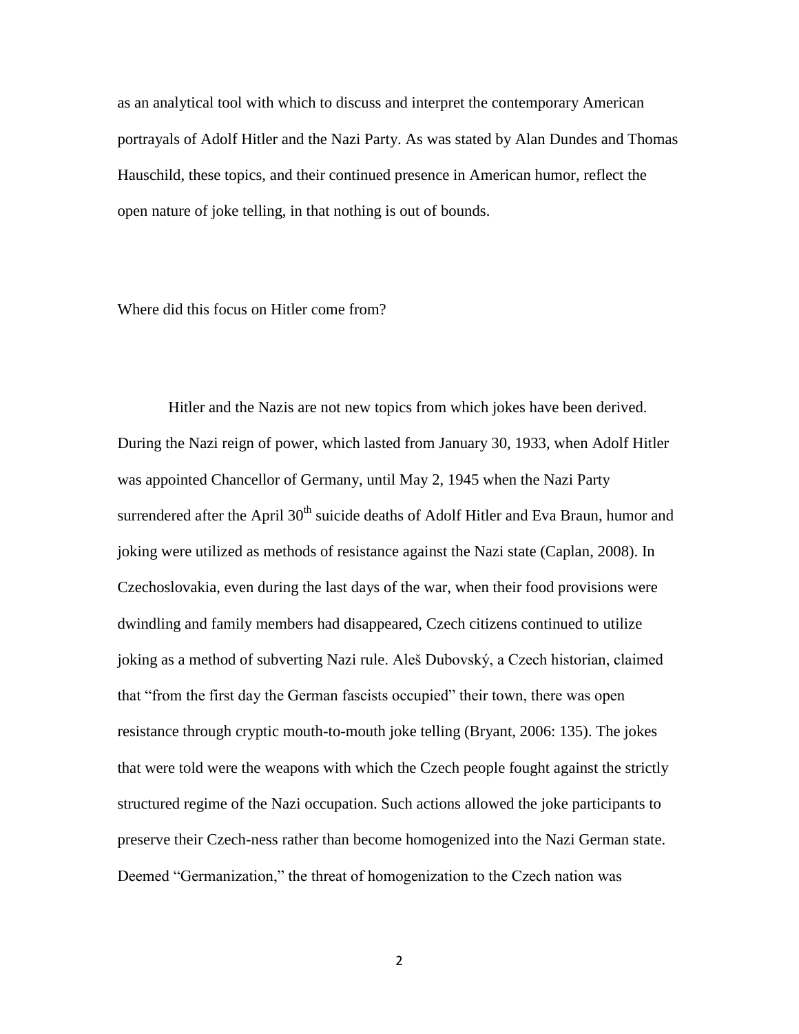as an analytical tool with which to discuss and interpret the contemporary American portrayals of Adolf Hitler and the Nazi Party. As was stated by Alan Dundes and Thomas Hauschild, these topics, and their continued presence in American humor, reflect the open nature of joke telling, in that nothing is out of bounds.

## Where did this focus on Hitler come from?

Hitler and the Nazis are not new topics from which jokes have been derived. During the Nazi reign of power, which lasted from January 30, 1933, when Adolf Hitler was appointed Chancellor of Germany, until May 2, 1945 when the Nazi Party surrendered after the April 30th suicide deaths of Adolf Hitler and Eva Braun, humor and joking were utilized as methods of resistance against the Nazi state (Caplan, 2008). In Czechoslovakia, even during the last days of the war, when their food provisions were dwindling and family members had disappeared, Czech citizens continued to utilize joking as a method of subverting Nazi rule. Aleš Dubovský, a Czech historian, claimed that "from the first day the German fascists occupied" their town, there was open resistance through cryptic mouth-to-mouth joke telling (Bryant, 2006: 135). The jokes that were told were the weapons with which the Czech people fought against the strictly structured regime of the Nazi occupation. Such actions allowed the joke participants to preserve their Czech-ness rather than become homogenized into the Nazi German state. Deemed "Germanization," the threat of homogenization to the Czech nation was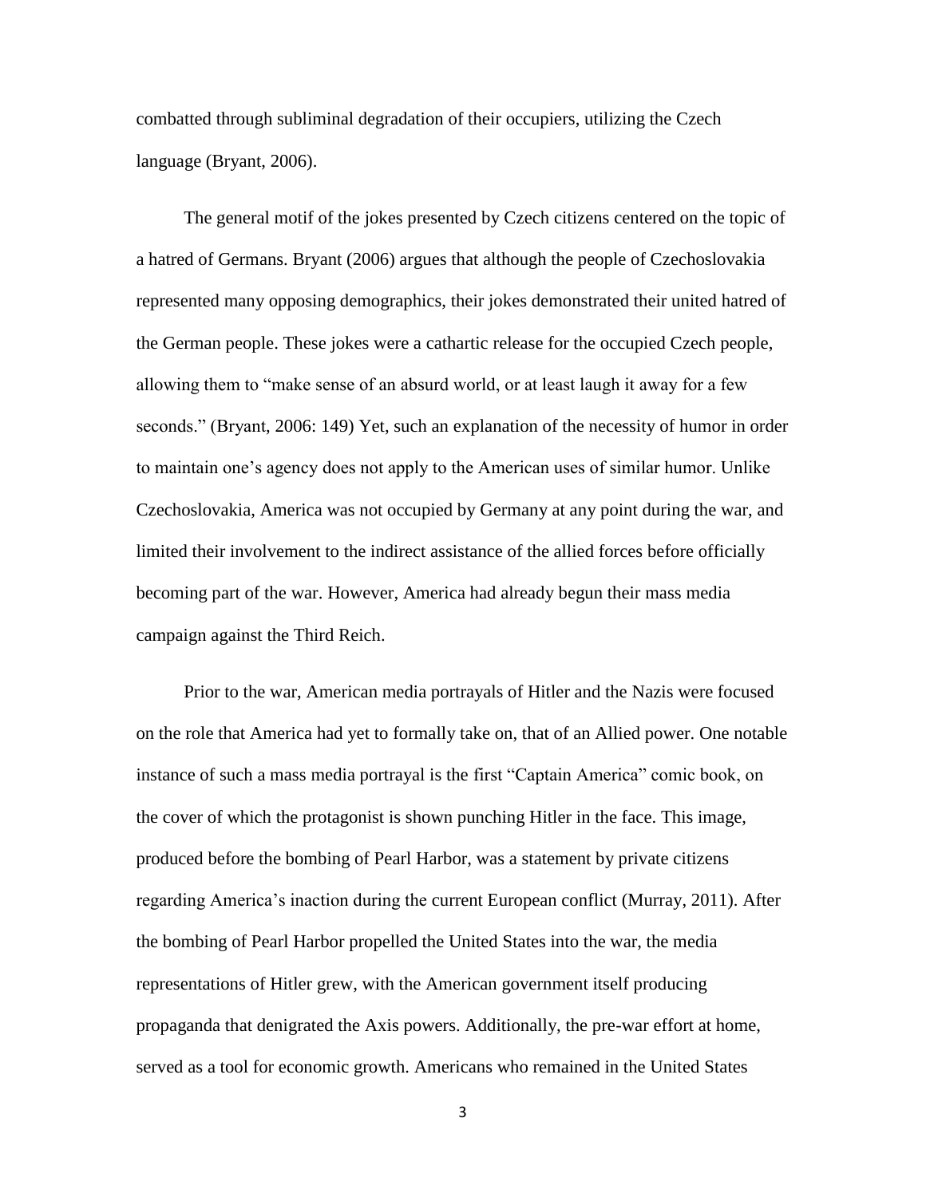combatted through subliminal degradation of their occupiers, utilizing the Czech language (Bryant, 2006).

The general motif of the jokes presented by Czech citizens centered on the topic of a hatred of Germans. Bryant (2006) argues that although the people of Czechoslovakia represented many opposing demographics, their jokes demonstrated their united hatred of the German people. These jokes were a cathartic release for the occupied Czech people, allowing them to "make sense of an absurd world, or at least laugh it away for a few seconds." (Bryant, 2006: 149) Yet, such an explanation of the necessity of humor in order to maintain one's agency does not apply to the American uses of similar humor. Unlike Czechoslovakia, America was not occupied by Germany at any point during the war, and limited their involvement to the indirect assistance of the allied forces before officially becoming part of the war. However, America had already begun their mass media campaign against the Third Reich.

Prior to the war, American media portrayals of Hitler and the Nazis were focused on the role that America had yet to formally take on, that of an Allied power. One notable instance of such a mass media portrayal is the first "Captain America" comic book, on the cover of which the protagonist is shown punching Hitler in the face. This image, produced before the bombing of Pearl Harbor, was a statement by private citizens regarding America's inaction during the current European conflict (Murray, 2011). After the bombing of Pearl Harbor propelled the United States into the war, the media representations of Hitler grew, with the American government itself producing propaganda that denigrated the Axis powers. Additionally, the pre-war effort at home, served as a tool for economic growth. Americans who remained in the United States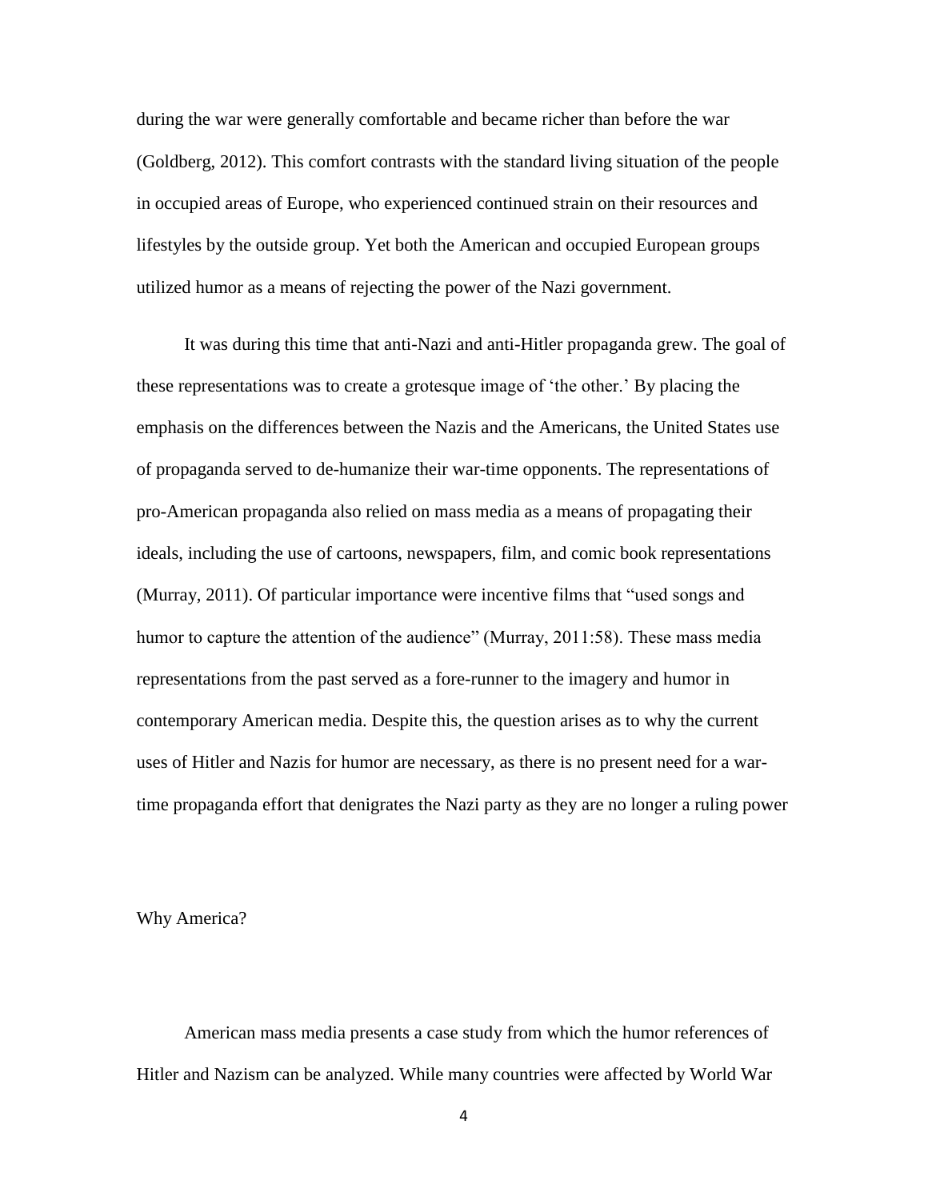during the war were generally comfortable and became richer than before the war (Goldberg, 2012). This comfort contrasts with the standard living situation of the people in occupied areas of Europe, who experienced continued strain on their resources and lifestyles by the outside group. Yet both the American and occupied European groups utilized humor as a means of rejecting the power of the Nazi government.

It was during this time that anti-Nazi and anti-Hitler propaganda grew. The goal of these representations was to create a grotesque image of 'the other.' By placing the emphasis on the differences between the Nazis and the Americans, the United States use of propaganda served to de-humanize their war-time opponents. The representations of pro-American propaganda also relied on mass media as a means of propagating their ideals, including the use of cartoons, newspapers, film, and comic book representations (Murray, 2011). Of particular importance were incentive films that "used songs and humor to capture the attention of the audience" (Murray, 2011:58). These mass media representations from the past served as a fore-runner to the imagery and humor in contemporary American media. Despite this, the question arises as to why the current uses of Hitler and Nazis for humor are necessary, as there is no present need for a war-time propaganda effort that denigrates the Nazi party as they are no longer a ruling power

## Why America?

American mass media presents a case study from which the humor references of Hitler and Nazism can be analyzed. While many countries were affected by World War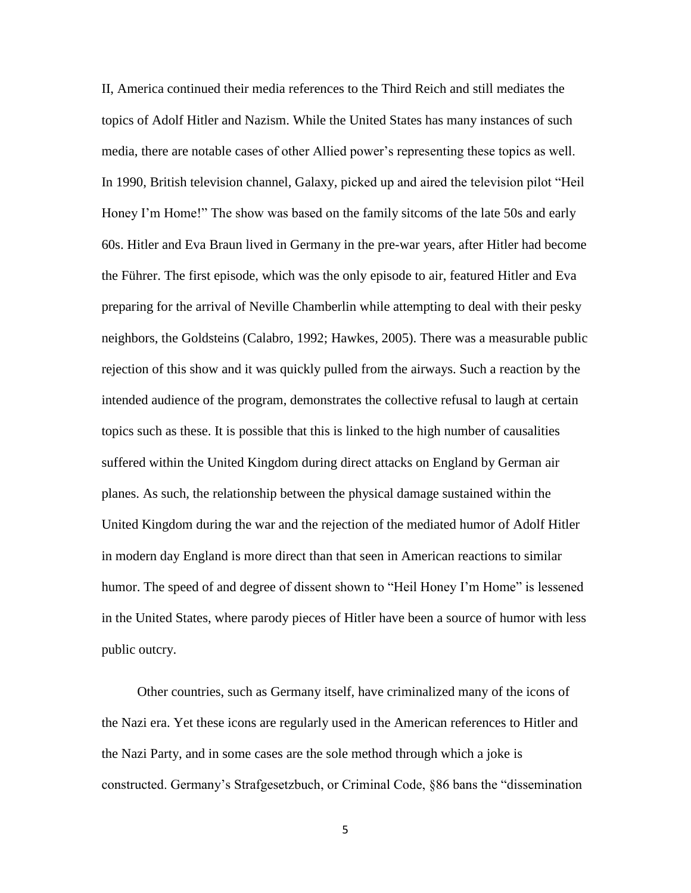II, America continued their media references to the Third Reich and still mediates the topics of Adolf Hitler and Nazism. While the United States has many instances of such media, there are notable cases of other Allied power's representing these topics as well. In 1990, British television channel, Galaxy, picked up and aired the television pilot "Heil Honey I'm Home!" The show was based on the family sitcoms of the late 50s and early 60s. Hitler and Eva Braun lived in Germany in the pre-war years, after Hitler had become the Führer. The first episode, which was the only episode to air, featured Hitler and Eva preparing for the arrival of Neville Chamberlin while attempting to deal with their pesky neighbors, the Goldsteins (Calabro, 1992; Hawkes, 2005). There was a measurable public rejection of this show and it was quickly pulled from the airways. Such a reaction by the intended audience of the program, demonstrates the collective refusal to laugh at certain topics such as these. It is possible that this is linked to the high number of causalities suffered within the United Kingdom during direct attacks on England by German air planes. As such, the relationship between the physical damage sustained within the United Kingdom during the war and the rejection of the mediated humor of Adolf Hitler in modern day England is more direct than that seen in American reactions to similar humor. The speed of and degree of dissent shown to "Heil Honey I'm Home" is lessened in the United States, where parody pieces of Hitler have been a source of humor with less public outcry.

Other countries, such as Germany itself, have criminalized many of the icons of the Nazi era. Yet these icons are regularly used in the American references to Hitler and the Nazi Party, and in some cases are the sole method through which a joke is constructed. Germany's Strafgesetzbuch, or Criminal Code, §86 bans the "dissemination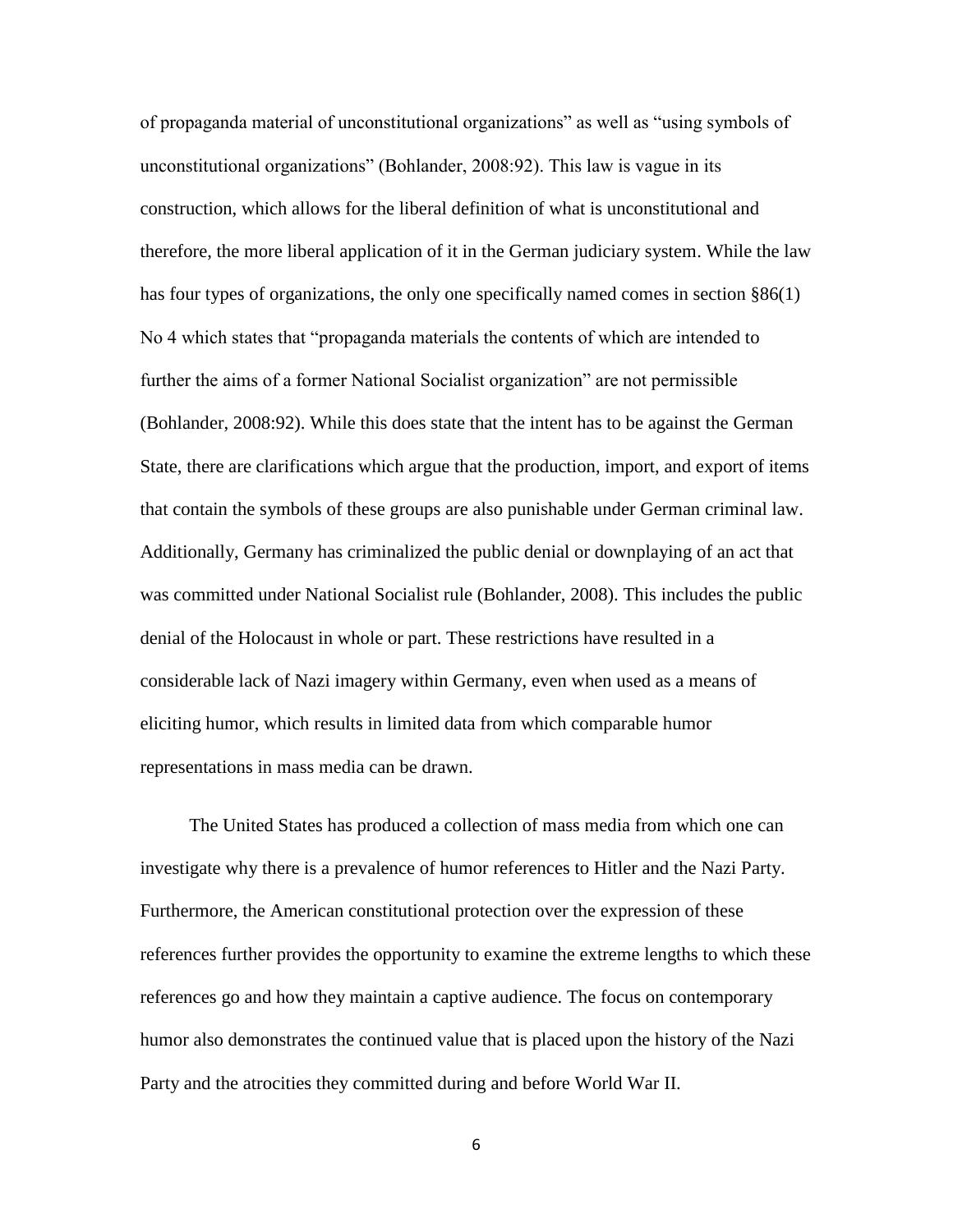of propaganda material of unconstitutional organizations" as well as "using symbols of unconstitutional organizations" (Bohlander, 2008:92). This law is vague in its construction, which allows for the liberal definition of what is unconstitutional and therefore, the more liberal application of it in the German judiciary system. While the law has four types of organizations, the only one specifically named comes in section §86(1) No 4 which states that "propaganda materials the contents of which are intended to further the aims of a former National Socialist organization" are not permissible (Bohlander, 2008:92). While this does state that the intent has to be against the German State, there are clarifications which argue that the production, import, and export of items that contain the symbols of these groups are also punishable under German criminal law. Additionally, Germany has criminalized the public denial or downplaying of an act that was committed under National Socialist rule (Bohlander, 2008). This includes the public denial of the Holocaust in whole or part. These restrictions have resulted in a considerable lack of Nazi imagery within Germany, even when used as a means of eliciting humor, which results in limited data from which comparable humor representations in mass media can be drawn.

The United States has produced a collection of mass media from which one can investigate why there is a prevalence of humor references to Hitler and the Nazi Party. Furthermore, the American constitutional protection over the expression of these references further provides the opportunity to examine the extreme lengths to which these references go and how they maintain a captive audience. The focus on contemporary humor also demonstrates the continued value that is placed upon the history of the Nazi Party and the atrocities they committed during and before World War II.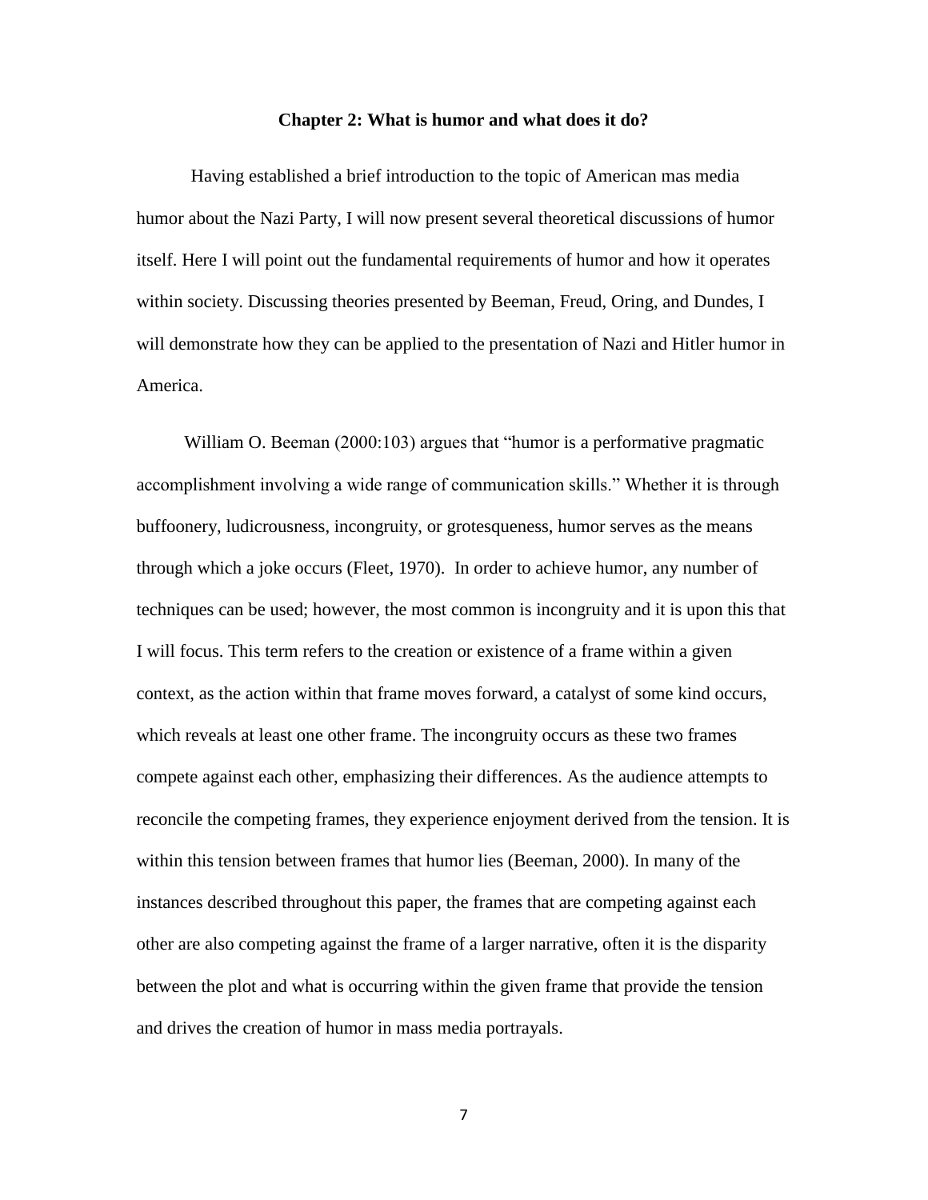## Chapter 2: What is humor and what does it do?

Having established a brief introduction to the topic of American mas media humor about the Nazi Party, I will now present several theoretical discussions of humor itself. Here I will point out the fundamental requirements of humor and how it operates within society. Discussing theories presented by Beeman, Freud, Oring, and Dundes, I will demonstrate how they can be applied to the presentation of Nazi and Hitler humor in America.

William O. Beeman (2000:103) argues that "humor is a performative pragmatic accomplishment involving a wide range of communication skills." Whether it is through buffoonery, ludicrousness, incongruity, or grotesqueness, humor serves as the means through which a joke occurs (Fleet, 1970). In order to achieve humor, any number of techniques can be used; however, the most common is incongruity and it is upon this that I will focus. This term refers to the creation or existence of a frame within a given context, as the action within that frame moves forward, a catalyst of some kind occurs, which reveals at least one other frame. The incongruity occurs as these two frames compete against each other, emphasizing their differences. As the audience attempts to reconcile the competing frames, they experience enjoyment derived from the tension. It is within this tension between frames that humor lies (Beeman, 2000). In many of the instances described throughout this paper, the frames that are competing against each other are also competing against the frame of a larger narrative, often it is the disparity between the plot and what is occurring within the given frame that provide the tension and drives the creation of humor in mass media portrayals.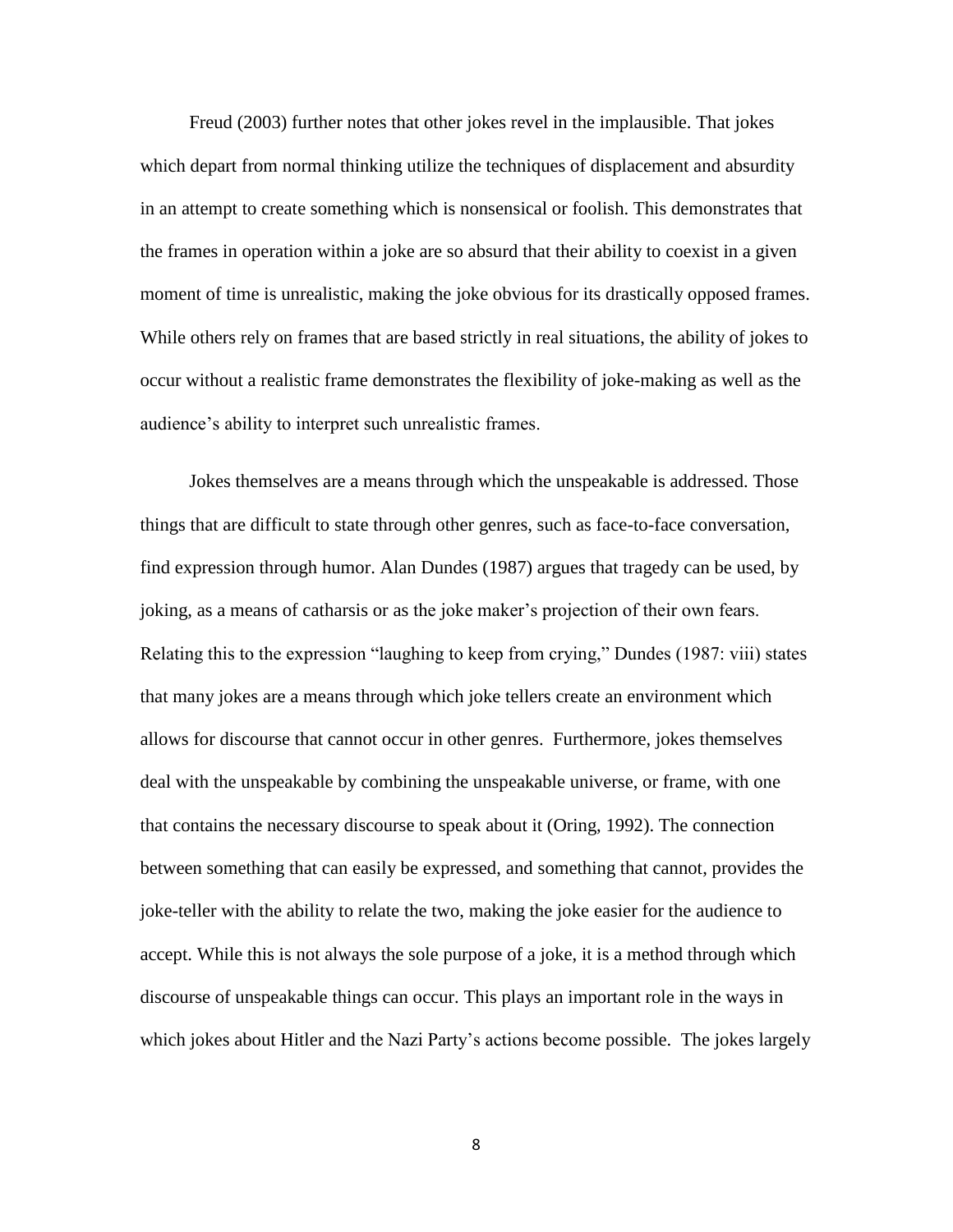Freud (2003) further notes that other jokes revel in the implausible. That jokes which depart from normal thinking utilize the techniques of displacement and absurdity in an attempt to create something which is nonsensical or foolish. This demonstrates that the frames in operation within a joke are so absurd that their ability to coexist in a given moment of time is unrealistic, making the joke obvious for its drastically opposed frames. While others rely on frames that are based strictly in real situations, the ability of jokes to occur without a realistic frame demonstrates the flexibility of joke-making as well as the audience's ability to interpret such unrealistic frames.

Jokes themselves are a means through which the unspeakable is addressed. Those things that are difficult to state through other genres, such as face-to-face conversation, find expression through humor. Alan Dundes (1987) argues that tragedy can be used, by joking, as a means of catharsis or as the joke maker's projection of their own fears. Relating this to the expression "laughing to keep from crying," Dundes (1987: viii) states that many jokes are a means through which joke tellers create an environment which allows for discourse that cannot occur in other genres. Furthermore, jokes themselves deal with the unspeakable by combining the unspeakable universe, or frame, with one that contains the necessary discourse to speak about it (Oring, 1992). The connection between something that can easily be expressed, and something that cannot, provides the joke-teller with the ability to relate the two, making the joke easier for the audience to accept. While this is not always the sole purpose of a joke, it is a method through which discourse of unspeakable things can occur. This plays an important role in the ways in which jokes about Hitler and the Nazi Party's actions become possible. The jokes largely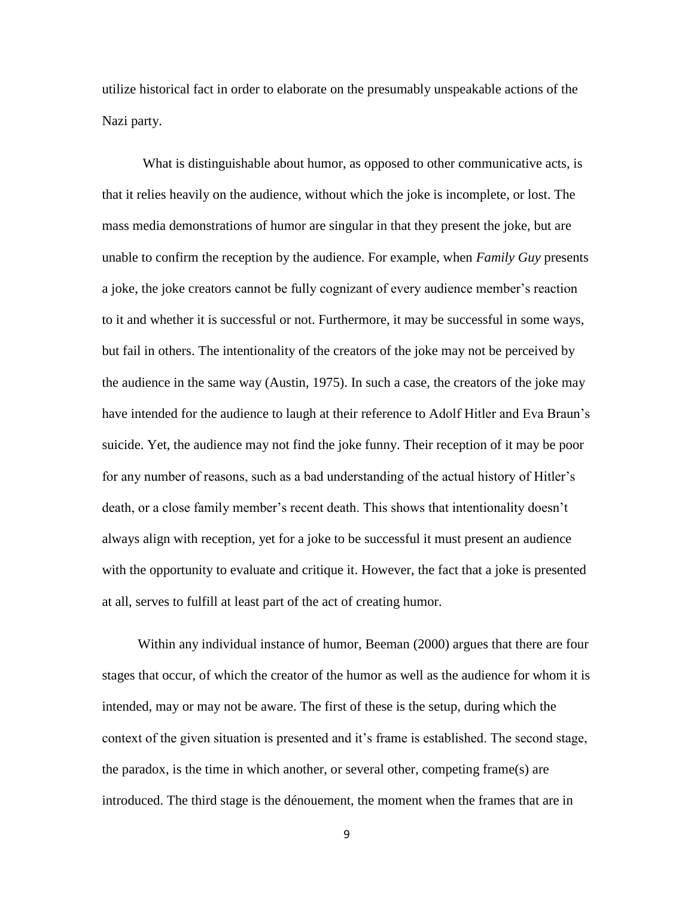utilize historical fact in order to elaborate on the presumably unspeakable actions of the Nazi party.

What is distinguishable about humor, as opposed to other communicative acts, is that it relies heavily on the audience, without which the joke is incomplete, or lost. The mass media demonstrations of humor are singular in that they present the joke, but are unable to confirm the reception by the audience. For example, when *Family Guy* presents a joke, the joke creators cannot be fully cognizant of every audience member's reaction to it and whether it is successful or not. Furthermore, it may be successful in some ways, but fail in others. The intentionality of the creators of the joke may not be perceived by the audience in the same way (Austin, 1975). In such a case, the creators of the joke may have intended for the audience to laugh at their reference to Adolf Hitler and Eva Braun's suicide. Yet, the audience may not find the joke funny. Their reception of it may be poor for any number of reasons, such as a bad understanding of the actual history of Hitler's death, or a close family member's recent death. This shows that intentionality doesn't always align with reception, yet for a joke to be successful it must present an audience with the opportunity to evaluate and critique it. However, the fact that a joke is presented at all, serves to fulfill at least part of the act of creating humor.

Within any individual instance of humor, Beeman (2000) argues that there are four stages that occur, of which the creator of the humor as well as the audience for whom it is intended, may or may not be aware. The first of these is the setup, during which the context of the given situation is presented and it's frame is established. The second stage, the paradox, is the time in which another, or several other, competing frame(s) are introduced. The third stage is the dénouement, the moment when the frames that are in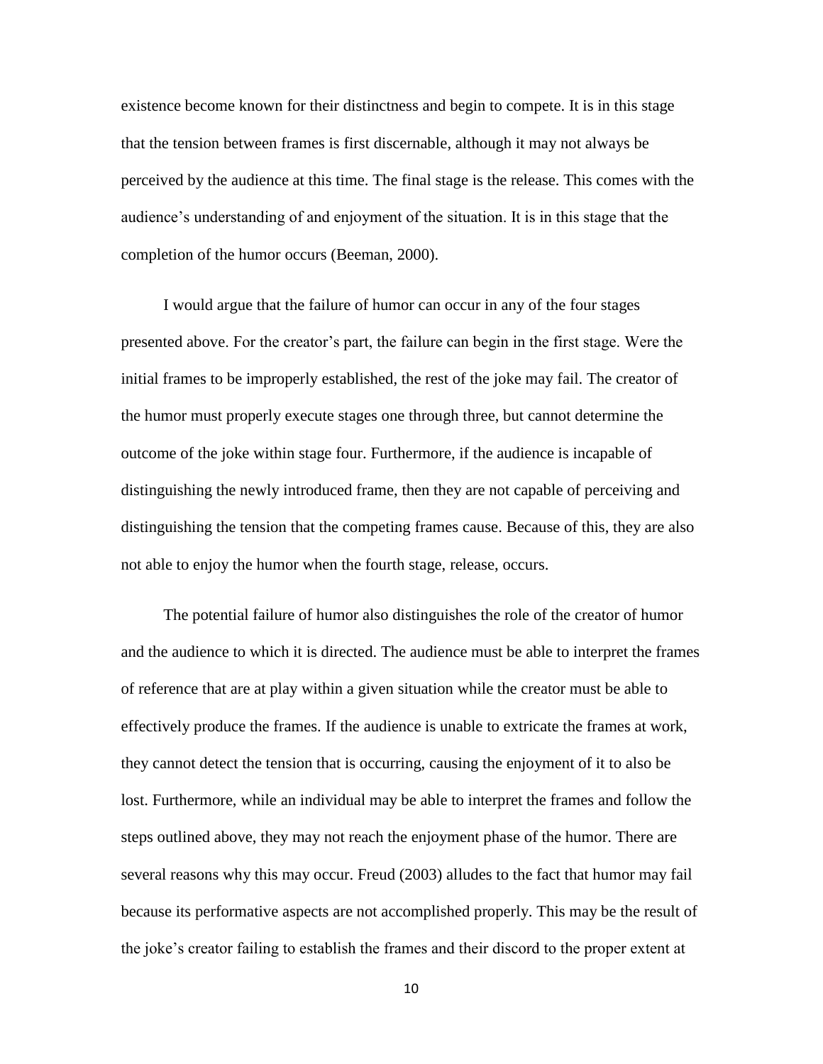existence become known for their distinctness and begin to compete. It is in this stage that the tension between frames is first discernable, although it may not always be perceived by the audience at this time. The final stage is the release. This comes with the audience's understanding of and enjoyment of the situation. It is in this stage that the completion of the humor occurs (Beeman, 2000).

I would argue that the failure of humor can occur in any of the four stages presented above. For the creator's part, the failure can begin in the first stage. Were the initial frames to be improperly established, the rest of the joke may fail. The creator of the humor must properly execute stages one through three, but cannot determine the outcome of the joke within stage four. Furthermore, if the audience is incapable of distinguishing the newly introduced frame, then they are not capable of perceiving and distinguishing the tension that the competing frames cause. Because of this, they are also not able to enjoy the humor when the fourth stage, release, occurs.

The potential failure of humor also distinguishes the role of the creator of humor and the audience to which it is directed. The audience must be able to interpret the frames of reference that are at play within a given situation while the creator must be able to effectively produce the frames. If the audience is unable to extricate the frames at work, they cannot detect the tension that is occurring, causing the enjoyment of it to also be lost. Furthermore, while an individual may be able to interpret the frames and follow the steps outlined above, they may not reach the enjoyment phase of the humor. There are several reasons why this may occur. Freud (2003) alludes to the fact that humor may fail because its performative aspects are not accomplished properly. This may be the result of the joke's creator failing to establish the frames and their discord to the proper extent at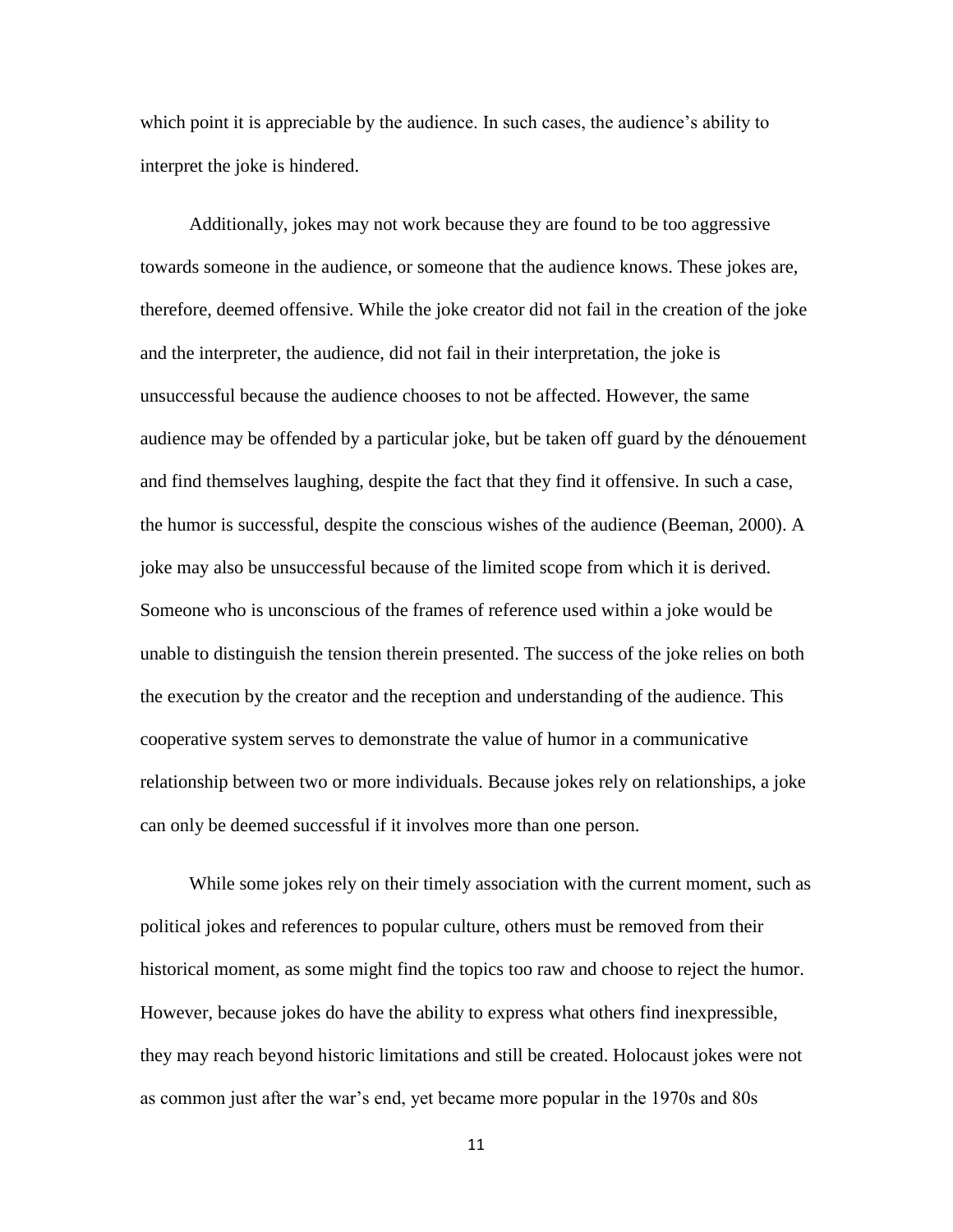which point it is appreciable by the audience. In such cases, the audience's ability to interpret the joke is hindered.

Additionally, jokes may not work because they are found to be too aggressive towards someone in the audience, or someone that the audience knows. These jokes are, therefore, deemed offensive. While the joke creator did not fail in the creation of the joke and the interpreter, the audience, did not fail in their interpretation, the joke is unsuccessful because the audience chooses to not be affected. However, the same audience may be offended by a particular joke, but be taken off guard by the dénouement and find themselves laughing, despite the fact that they find it offensive. In such a case, the humor is successful, despite the conscious wishes of the audience (Beeman, 2000). A joke may also be unsuccessful because of the limited scope from which it is derived. Someone who is unconscious of the frames of reference used within a joke would be unable to distinguish the tension therein presented. The success of the joke relies on both the execution by the creator and the reception and understanding of the audience. This cooperative system serves to demonstrate the value of humor in a communicative relationship between two or more individuals. Because jokes rely on relationships, a joke can only be deemed successful if it involves more than one person.

While some jokes rely on their timely association with the current moment, such as political jokes and references to popular culture, others must be removed from their historical moment, as some might find the topics too raw and choose to reject the humor. However, because jokes do have the ability to express what others find inexpressible, they may reach beyond historic limitations and still be created. Holocaust jokes were not as common just after the war's end, yet became more popular in the 1970s and 80s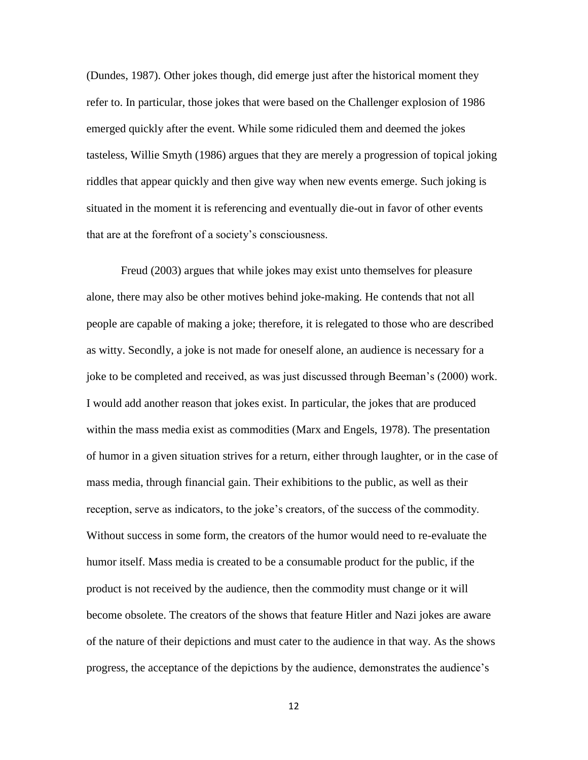(Dundes, 1987). Other jokes though, did emerge just after the historical moment they refer to. In particular, those jokes that were based on the Challenger explosion of 1986 emerged quickly after the event. While some ridiculed them and deemed the jokes tasteless, Willie Smyth (1986) argues that they are merely a progression of topical joking riddles that appear quickly and then give way when new events emerge. Such joking is situated in the moment it is referencing and eventually die-out in favor of other events that are at the forefront of a society's consciousness.

Freud (2003) argues that while jokes may exist unto themselves for pleasure alone, there may also be other motives behind joke-making. He contends that not all people are capable of making a joke; therefore, it is relegated to those who are described as witty. Secondly, a joke is not made for oneself alone, an audience is necessary for a joke to be completed and received, as was just discussed through Beeman's (2000) work. I would add another reason that jokes exist. In particular, the jokes that are produced within the mass media exist as commodities (Marx and Engels, 1978). The presentation of humor in a given situation strives for a return, either through laughter, or in the case of mass media, through financial gain. Their exhibitions to the public, as well as their reception, serve as indicators, to the joke's creators, of the success of the commodity. Without success in some form, the creators of the humor would need to re-evaluate the humor itself. Mass media is created to be a consumable product for the public, if the product is not received by the audience, then the commodity must change or it will become obsolete. The creators of the shows that feature Hitler and Nazi jokes are aware of the nature of their depictions and must cater to the audience in that way. As the shows progress, the acceptance of the depictions by the audience, demonstrates the audience's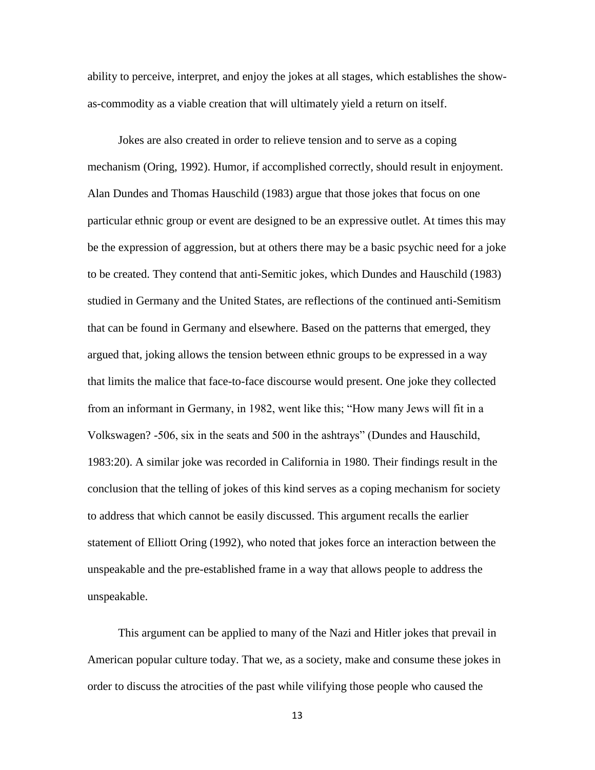ability to perceive, interpret, and enjoy the jokes at all stages, which establishes the show-as-commodity as a viable creation that will ultimately yield a return on itself.

Jokes are also created in order to relieve tension and to serve as a coping mechanism (Oring, 1992). Humor, if accomplished correctly, should result in enjoyment. Alan Dundes and Thomas Hauschild (1983) argue that those jokes that focus on one particular ethnic group or event are designed to be an expressive outlet. At times this may be the expression of aggression, but at others there may be a basic psychic need for a joke to be created. They contend that anti-Semitic jokes, which Dundes and Hauschild (1983) studied in Germany and the United States, are reflections of the continued anti-Semitism that can be found in Germany and elsewhere. Based on the patterns that emerged, they argued that, joking allows the tension between ethnic groups to be expressed in a way that limits the malice that face-to-face discourse would present. One joke they collected from an informant in Germany, in 1982, went like this; "How many Jews will fit in a Volkswagen? -506, six in the seats and 500 in the ashtrays" (Dundes and Hauschild, 1983:20). A similar joke was recorded in California in 1980. Their findings result in the conclusion that the telling of jokes of this kind serves as a coping mechanism for society to address that which cannot be easily discussed. This argument recalls the earlier statement of Elliott Oring (1992), who noted that jokes force an interaction between the unspeakable and the pre-established frame in a way that allows people to address the unspeakable.

This argument can be applied to many of the Nazi and Hitler jokes that prevail in American popular culture today. That we, as a society, make and consume these jokes in order to discuss the atrocities of the past while vilifying those people who caused the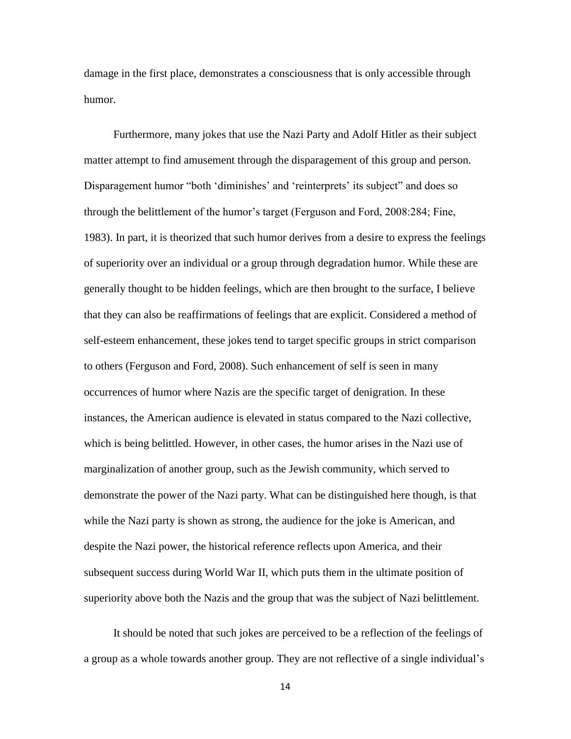damage in the first place, demonstrates a consciousness that is only accessible through humor.

Furthermore, many jokes that use the Nazi Party and Adolf Hitler as their subject matter attempt to find amusement through the disparagement of this group and person. Disparagement humor "both 'diminishes' and 'reinterprets' its subject" and does so through the belittlement of the humor's target (Ferguson and Ford, 2008:284; Fine, 1983). In part, it is theorized that such humor derives from a desire to express the feelings of superiority over an individual or a group through degradation humor. While these are generally thought to be hidden feelings, which are then brought to the surface, I believe that they can also be reaffirmations of feelings that are explicit. Considered a method of self-esteem enhancement, these jokes tend to target specific groups in strict comparison to others (Ferguson and Ford, 2008). Such enhancement of self is seen in many occurrences of humor where Nazis are the specific target of denigration. In these instances, the American audience is elevated in status compared to the Nazi collective, which is being belittled. However, in other cases, the humor arises in the Nazi use of marginalization of another group, such as the Jewish community, which served to demonstrate the power of the Nazi party. What can be distinguished here though, is that while the Nazi party is shown as strong, the audience for the joke is American, and despite the Nazi power, the historical reference reflects upon America, and their subsequent success during World War II, which puts them in the ultimate position of superiority above both the Nazis and the group that was the subject of Nazi belittlement.

It should be noted that such jokes are perceived to be a reflection of the feelings of a group as a whole towards another group. They are not reflective of a single individual's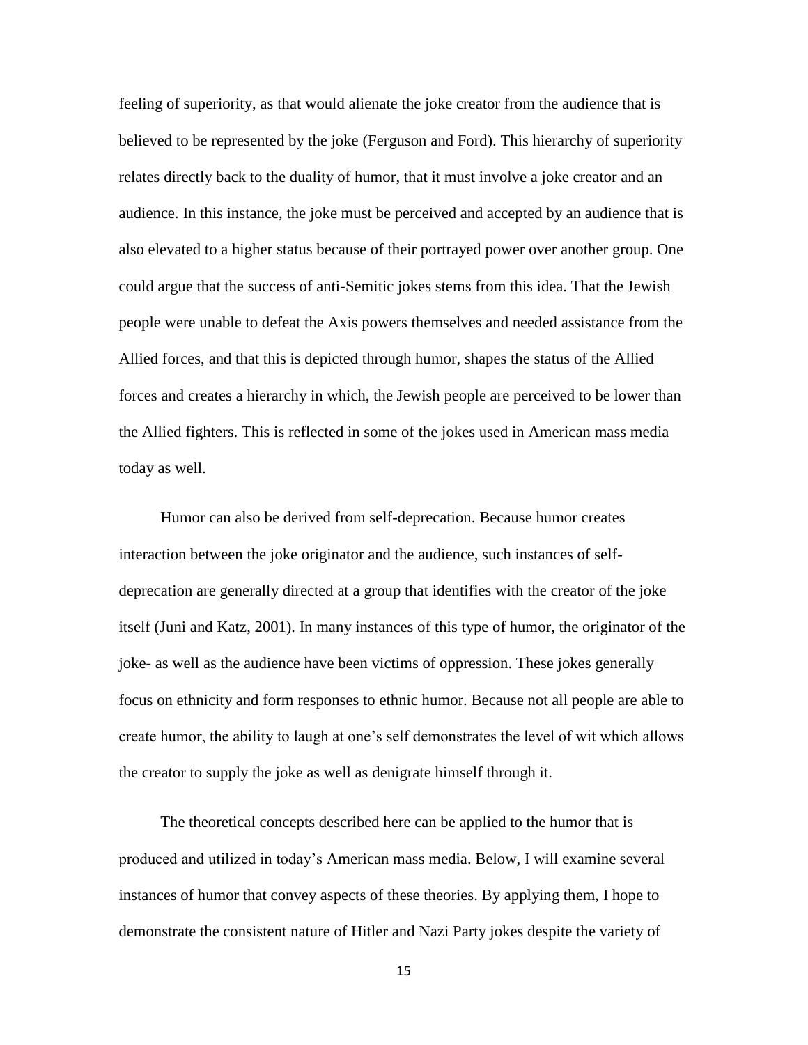feeling of superiority, as that would alienate the joke creator from the audience that is believed to be represented by the joke (Ferguson and Ford). This hierarchy of superiority relates directly back to the duality of humor, that it must involve a joke creator and an audience. In this instance, the joke must be perceived and accepted by an audience that is also elevated to a higher status because of their portrayed power over another group. One could argue that the success of anti-Semitic jokes stems from this idea. That the Jewish people were unable to defeat the Axis powers themselves and needed assistance from the Allied forces, and that this is depicted through humor, shapes the status of the Allied forces and creates a hierarchy in which, the Jewish people are perceived to be lower than the Allied fighters. This is reflected in some of the jokes used in American mass media today as well.

Humor can also be derived from self-deprecation. Because humor creates interaction between the joke originator and the audience, such instances of self-deprecation are generally directed at a group that identifies with the creator of the joke itself (Juni and Katz, 2001). In many instances of this type of humor, the originator of the joke- as well as the audience have been victims of oppression. These jokes generally focus on ethnicity and form responses to ethnic humor. Because not all people are able to create humor, the ability to laugh at one's self demonstrates the level of wit which allows the creator to supply the joke as well as denigrate himself through it.

The theoretical concepts described here can be applied to the humor that is produced and utilized in today's American mass media. Below, I will examine several instances of humor that convey aspects of these theories. By applying them, I hope to demonstrate the consistent nature of Hitler and Nazi Party jokes despite the variety of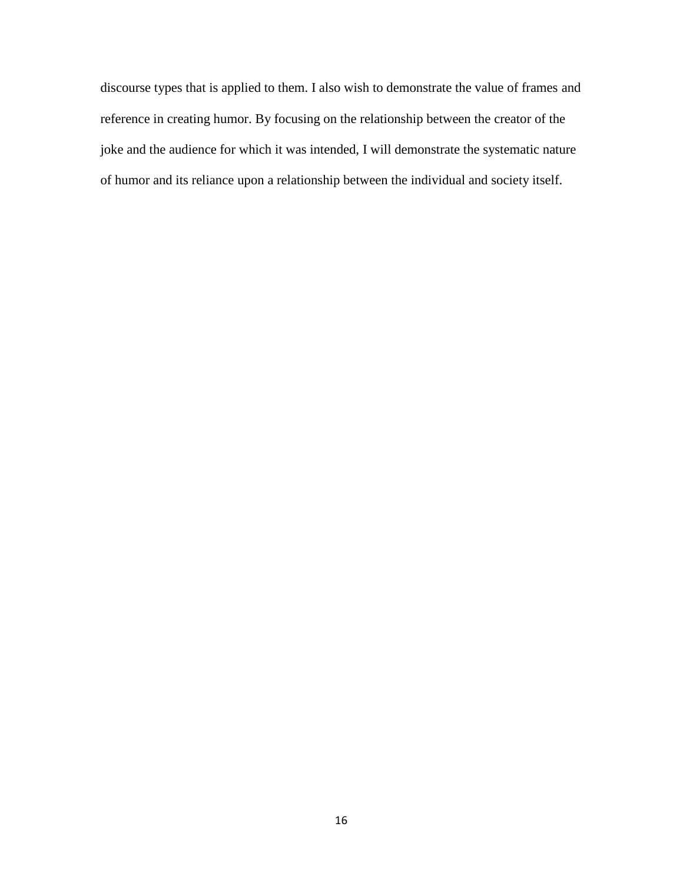discourse types that is applied to them. I also wish to demonstrate the value of frames and reference in creating humor. By focusing on the relationship between the creator of the joke and the audience for which it was intended, I will demonstrate the systematic nature of humor and its reliance upon a relationship between the individual and society itself.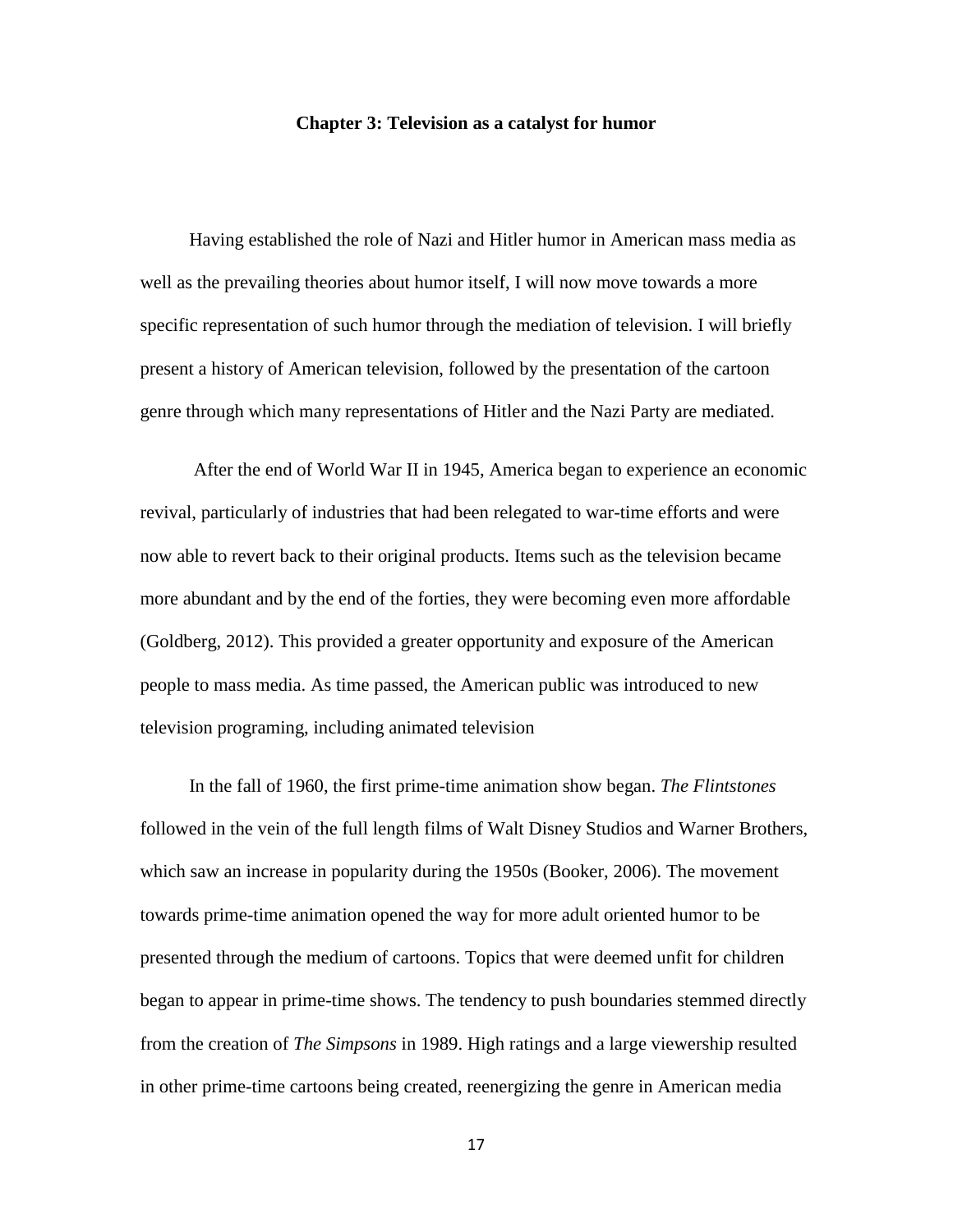## Chapter 3: Television as a catalyst for humor

Having established the role of Nazi and Hitler humor in American mass media as well as the prevailing theories about humor itself, I will now move towards a more specific representation of such humor through the mediation of television. I will briefly present a history of American television, followed by the presentation of the cartoon genre through which many representations of Hitler and the Nazi Party are mediated.

After the end of World War II in 1945, America began to experience an economic revival, particularly of industries that had been relegated to war-time efforts and were now able to revert back to their original products. Items such as the television became more abundant and by the end of the forties, they were becoming even more affordable (Goldberg, 2012). This provided a greater opportunity and exposure of the American people to mass media. As time passed, the American public was introduced to new television programing, including animated television

In the fall of 1960, the first prime-time animation show began. *The Flintstones* followed in the vein of the full length films of Walt Disney Studios and Warner Brothers, which saw an increase in popularity during the 1950s (Booker, 2006). The movement towards prime-time animation opened the way for more adult oriented humor to be presented through the medium of cartoons. Topics that were deemed unfit for children began to appear in prime-time shows. The tendency to push boundaries stemmed directly from the creation of *The Simpsons* in 1989. High ratings and a large viewership resulted in other prime-time cartoons being created, reenergizing the genre in American media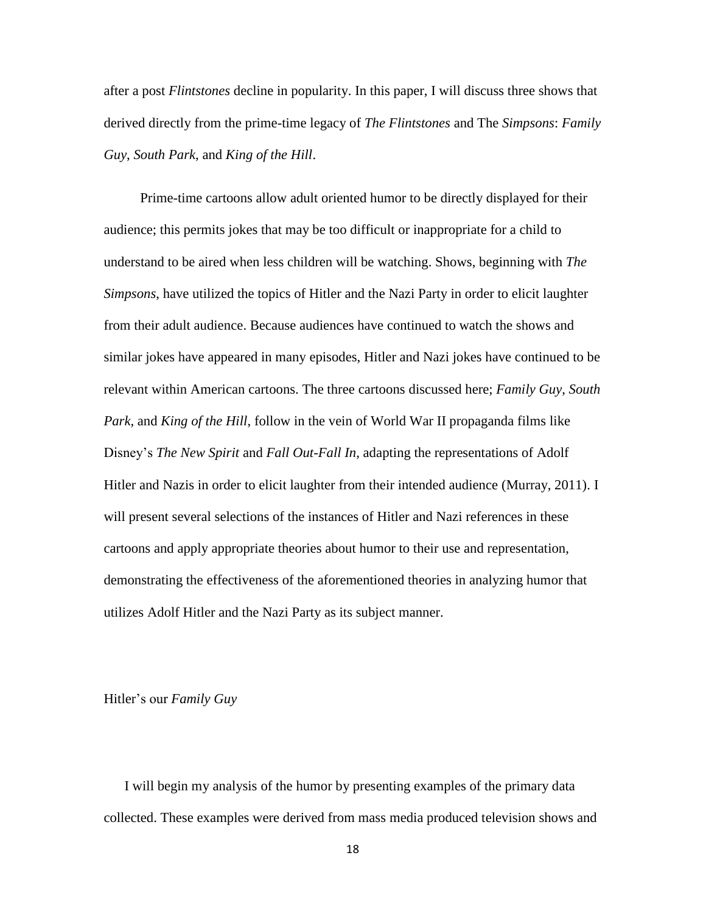after a post *Flintstones* decline in popularity. In this paper, I will discuss three shows that derived directly from the prime-time legacy of *The Flintstones* and The *Simpsons*: *Family Guy*, *South Park*, and *King of the Hill*.

Prime-time cartoons allow adult oriented humor to be directly displayed for their audience; this permits jokes that may be too difficult or inappropriate for a child to understand to be aired when less children will be watching. Shows, beginning with *The Simpsons*, have utilized the topics of Hitler and the Nazi Party in order to elicit laughter from their adult audience. Because audiences have continued to watch the shows and similar jokes have appeared in many episodes, Hitler and Nazi jokes have continued to be relevant within American cartoons. The three cartoons discussed here; *Family Guy*, *South Park*, and *King of the Hill*, follow in the vein of World War II propaganda films like Disney's *The New Spirit* and *Fall Out-Fall In*, adapting the representations of Adolf Hitler and Nazis in order to elicit laughter from their intended audience (Murray, 2011). I will present several selections of the instances of Hitler and Nazi references in these cartoons and apply appropriate theories about humor to their use and representation, demonstrating the effectiveness of the aforementioned theories in analyzing humor that utilizes Adolf Hitler and the Nazi Party as its subject manner.

## Hitler's our *Family Guy*

I will begin my analysis of the humor by presenting examples of the primary data collected. These examples were derived from mass media produced television shows and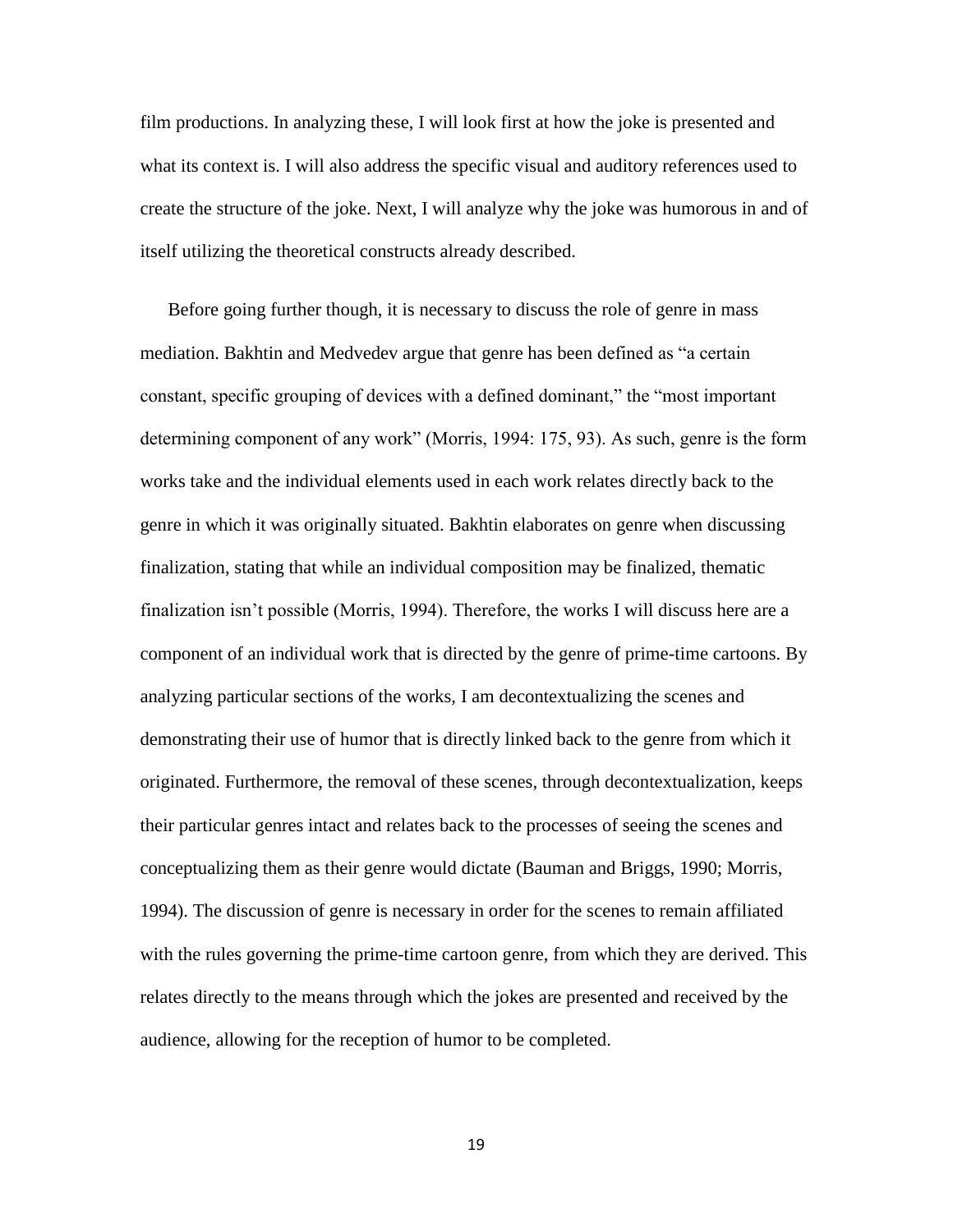film productions. In analyzing these, I will look first at how the joke is presented and what its context is. I will also address the specific visual and auditory references used to create the structure of the joke. Next, I will analyze why the joke was humorous in and of itself utilizing the theoretical constructs already described.

Before going further though, it is necessary to discuss the role of genre in mass mediation. Bakhtin and Medvedev argue that genre has been defined as “a certain constant, specific grouping of devices with a defined dominant,” the “most important determining component of any work” (Morris, 1994: 175, 93). As such, genre is the form works take and the individual elements used in each work relates directly back to the genre in which it was originally situated. Bakhtin elaborates on genre when discussing finalization, stating that while an individual composition may be finalized, thematic finalization isn’t possible (Morris, 1994). Therefore, the works I will discuss here are a component of an individual work that is directed by the genre of prime-time cartoons. By analyzing particular sections of the works, I am decontextualizing the scenes and demonstrating their use of humor that is directly linked back to the genre from which it originated. Furthermore, the removal of these scenes, through decontextualization, keeps their particular genres intact and relates back to the processes of seeing the scenes and conceptualizing them as their genre would dictate (Bauman and Briggs, 1990; Morris, 1994). The discussion of genre is necessary in order for the scenes to remain affiliated with the rules governing the prime-time cartoon genre, from which they are derived. This relates directly to the means through which the jokes are presented and received by the audience, allowing for the reception of humor to be completed.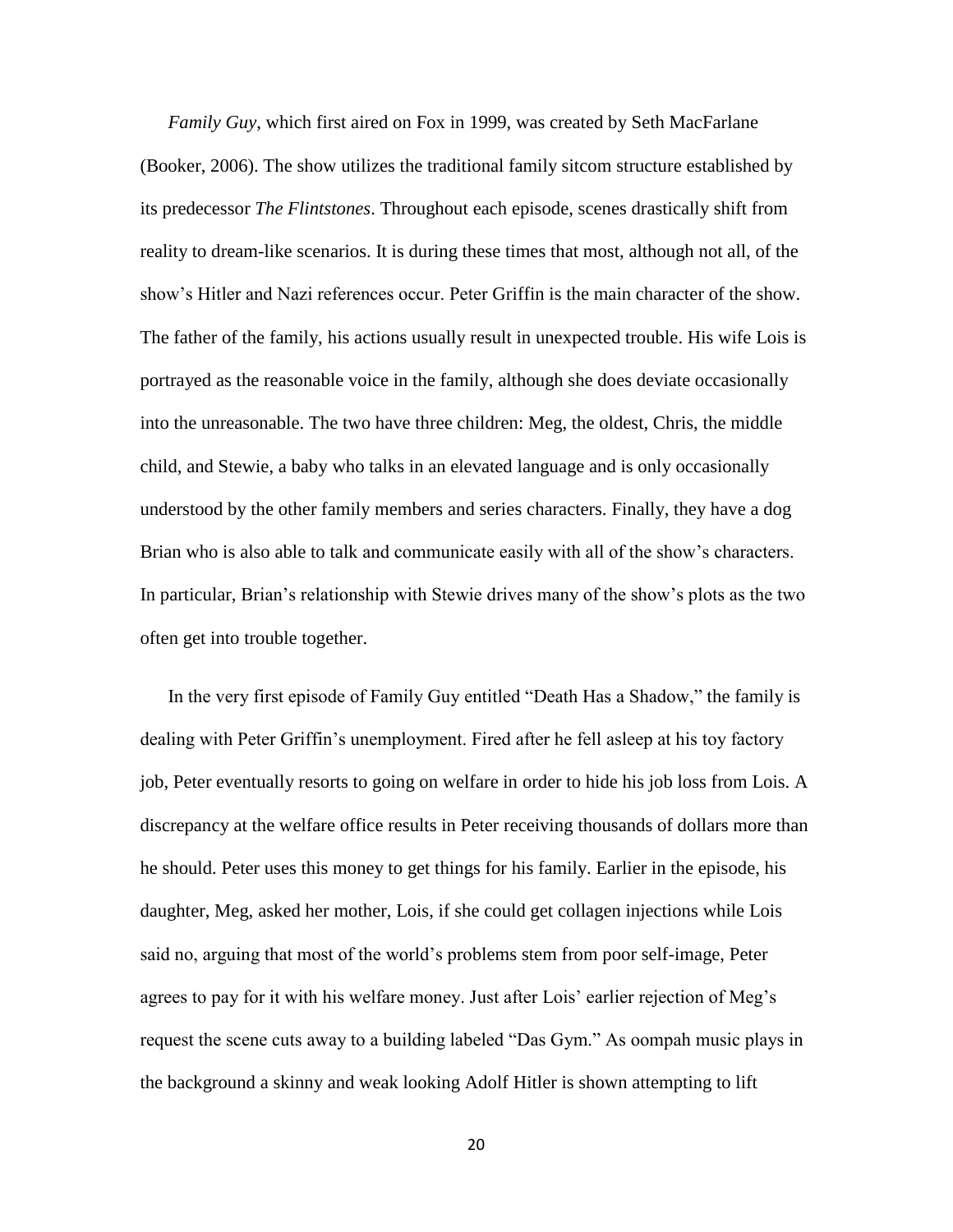*Family Guy*, which first aired on Fox in 1999, was created by Seth MacFarlane (Booker, 2006). The show utilizes the traditional family sitcom structure established by its predecessor *The Flintstones*. Throughout each episode, scenes drastically shift from reality to dream-like scenarios. It is during these times that most, although not all, of the show's Hitler and Nazi references occur. Peter Griffin is the main character of the show. The father of the family, his actions usually result in unexpected trouble. His wife Lois is portrayed as the reasonable voice in the family, although she does deviate occasionally into the unreasonable. The two have three children: Meg, the oldest, Chris, the middle child, and Stewie, a baby who talks in an elevated language and is only occasionally understood by the other family members and series characters. Finally, they have a dog Brian who is also able to talk and communicate easily with all of the show's characters. In particular, Brian's relationship with Stewie drives many of the show's plots as the two often get into trouble together.

In the very first episode of Family Guy entitled "Death Has a Shadow," the family is dealing with Peter Griffin's unemployment. Fired after he fell asleep at his toy factory job, Peter eventually resorts to going on welfare in order to hide his job loss from Lois. A discrepancy at the welfare office results in Peter receiving thousands of dollars more than he should. Peter uses this money to get things for his family. Earlier in the episode, his daughter, Meg, asked her mother, Lois, if she could get collagen injections while Lois said no, arguing that most of the world's problems stem from poor self-image, Peter agrees to pay for it with his welfare money. Just after Lois' earlier rejection of Meg's request the scene cuts away to a building labeled "Das Gym." As oompah music plays in the background a skinny and weak looking Adolf Hitler is shown attempting to lift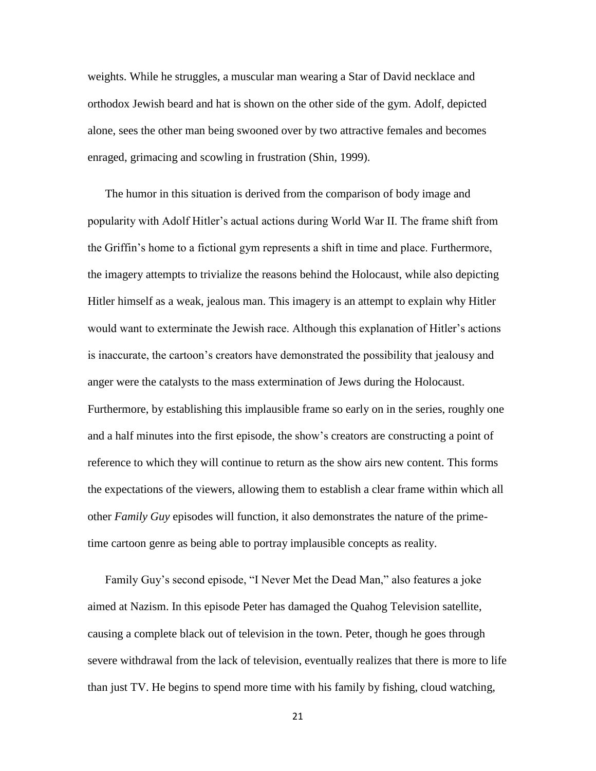weights. While he struggles, a muscular man wearing a Star of David necklace and orthodox Jewish beard and hat is shown on the other side of the gym. Adolf, depicted alone, sees the other man being swooned over by two attractive females and becomes enraged, grimacing and scowling in frustration (Shin, 1999).

The humor in this situation is derived from the comparison of body image and popularity with Adolf Hitler's actual actions during World War II. The frame shift from the Griffin's home to a fictional gym represents a shift in time and place. Furthermore, the imagery attempts to trivialize the reasons behind the Holocaust, while also depicting Hitler himself as a weak, jealous man. This imagery is an attempt to explain why Hitler would want to exterminate the Jewish race. Although this explanation of Hitler's actions is inaccurate, the cartoon's creators have demonstrated the possibility that jealousy and anger were the catalysts to the mass extermination of Jews during the Holocaust. Furthermore, by establishing this implausible frame so early on in the series, roughly one and a half minutes into the first episode, the show's creators are constructing a point of reference to which they will continue to return as the show airs new content. This forms the expectations of the viewers, allowing them to establish a clear frame within which all other *Family Guy* episodes will function, it also demonstrates the nature of the prime-time cartoon genre as being able to portray implausible concepts as reality.

Family Guy's second episode, "I Never Met the Dead Man," also features a joke aimed at Nazism. In this episode Peter has damaged the Quahog Television satellite, causing a complete black out of television in the town. Peter, though he goes through severe withdrawal from the lack of television, eventually realizes that there is more to life than just TV. He begins to spend more time with his family by fishing, cloud watching,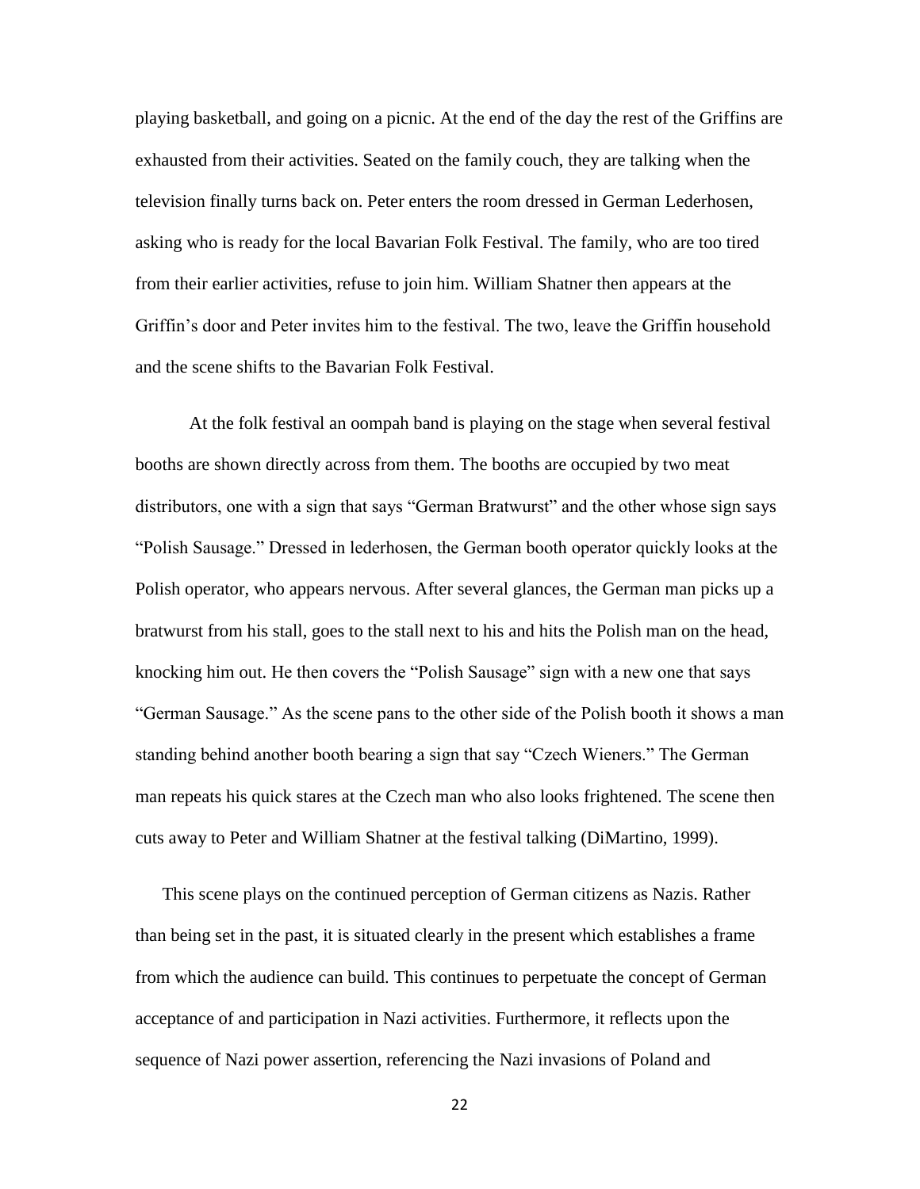playing basketball, and going on a picnic. At the end of the day the rest of the Griffins are exhausted from their activities. Seated on the family couch, they are talking when the television finally turns back on. Peter enters the room dressed in German Lederhosen, asking who is ready for the local Bavarian Folk Festival. The family, who are too tired from their earlier activities, refuse to join him. William Shatner then appears at the Griffin's door and Peter invites him to the festival. The two, leave the Griffin household and the scene shifts to the Bavarian Folk Festival.

At the folk festival an oompah band is playing on the stage when several festival booths are shown directly across from them. The booths are occupied by two meat distributors, one with a sign that says "German Bratwurst" and the other whose sign says "Polish Sausage." Dressed in lederhosen, the German booth operator quickly looks at the Polish operator, who appears nervous. After several glances, the German man picks up a bratwurst from his stall, goes to the stall next to his and hits the Polish man on the head, knocking him out. He then covers the "Polish Sausage" sign with a new one that says "German Sausage." As the scene pans to the other side of the Polish booth it shows a man standing behind another booth bearing a sign that say "Czech Wieners." The German man repeats his quick stares at the Czech man who also looks frightened. The scene then cuts away to Peter and William Shatner at the festival talking (DiMartino, 1999).

This scene plays on the continued perception of German citizens as Nazis. Rather than being set in the past, it is situated clearly in the present which establishes a frame from which the audience can build. This continues to perpetuate the concept of German acceptance of and participation in Nazi activities. Furthermore, it reflects upon the sequence of Nazi power assertion, referencing the Nazi invasions of Poland and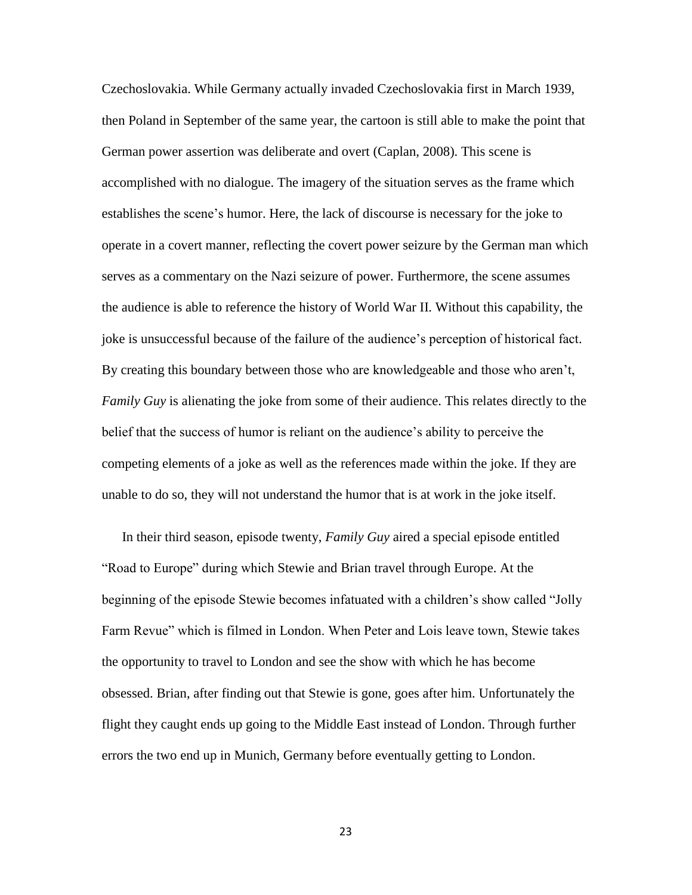Czechoslovakia. While Germany actually invaded Czechoslovakia first in March 1939, then Poland in September of the same year, the cartoon is still able to make the point that German power assertion was deliberate and overt (Caplan, 2008). This scene is accomplished with no dialogue. The imagery of the situation serves as the frame which establishes the scene's humor. Here, the lack of discourse is necessary for the joke to operate in a covert manner, reflecting the covert power seizure by the German man which serves as a commentary on the Nazi seizure of power. Furthermore, the scene assumes the audience is able to reference the history of World War II. Without this capability, the joke is unsuccessful because of the failure of the audience's perception of historical fact. By creating this boundary between those who are knowledgeable and those who aren't, *Family Guy* is alienating the joke from some of their audience. This relates directly to the belief that the success of humor is reliant on the audience's ability to perceive the competing elements of a joke as well as the references made within the joke. If they are unable to do so, they will not understand the humor that is at work in the joke itself.

In their third season, episode twenty, *Family Guy* aired a special episode entitled "Road to Europe" during which Stewie and Brian travel through Europe. At the beginning of the episode Stewie becomes infatuated with a children's show called "Jolly Farm Revue" which is filmed in London. When Peter and Lois leave town, Stewie takes the opportunity to travel to London and see the show with which he has become obsessed. Brian, after finding out that Stewie is gone, goes after him. Unfortunately the flight they caught ends up going to the Middle East instead of London. Through further errors the two end up in Munich, Germany before eventually getting to London.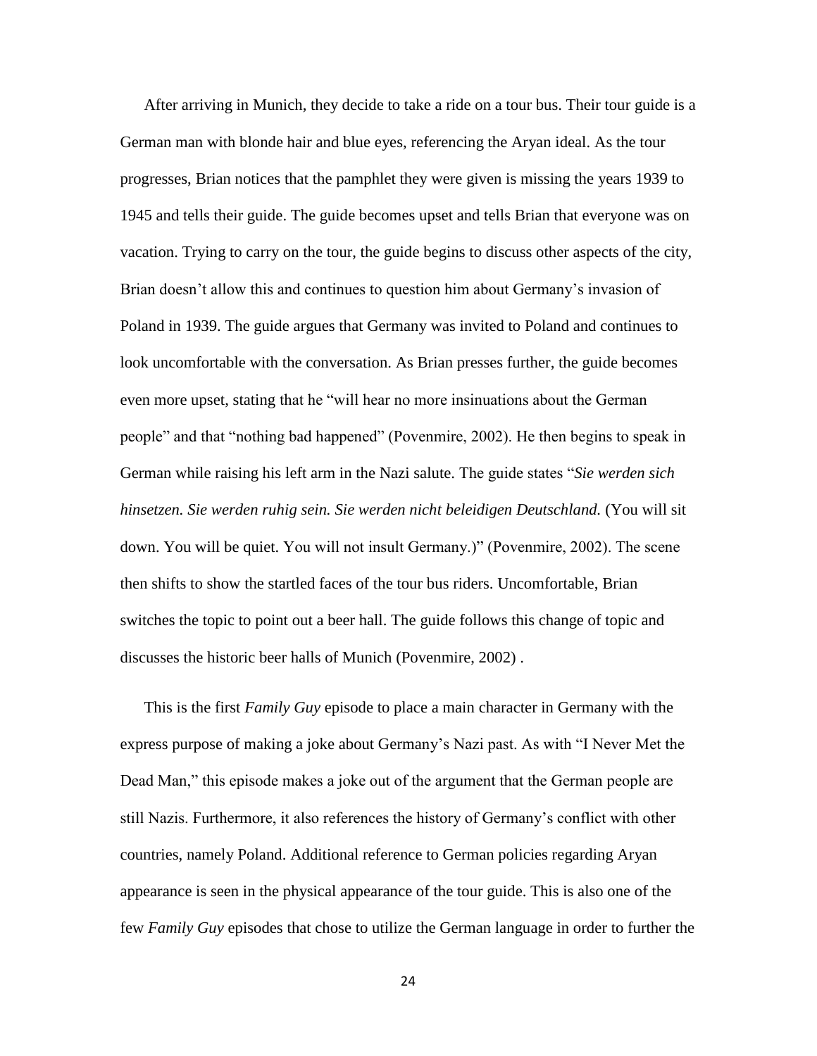After arriving in Munich, they decide to take a ride on a tour bus. Their tour guide is a German man with blonde hair and blue eyes, referencing the Aryan ideal. As the tour progresses, Brian notices that the pamphlet they were given is missing the years 1939 to 1945 and tells their guide. The guide becomes upset and tells Brian that everyone was on vacation. Trying to carry on the tour, the guide begins to discuss other aspects of the city, Brian doesn't allow this and continues to question him about Germany's invasion of Poland in 1939. The guide argues that Germany was invited to Poland and continues to look uncomfortable with the conversation. As Brian presses further, the guide becomes even more upset, stating that he "will hear no more insinuations about the German people" and that "nothing bad happened" (Povenmire, 2002). He then begins to speak in German while raising his left arm in the Nazi salute. The guide states "*Sie werden sich hinsetzen. Sie werden ruhig sein. Sie werden nicht beleidigen Deutschland.* (You will sit down. You will be quiet. You will not insult Germany.)" (Povenmire, 2002). The scene then shifts to show the startled faces of the tour bus riders. Uncomfortable, Brian switches the topic to point out a beer hall. The guide follows this change of topic and discusses the historic beer halls of Munich (Povenmire, 2002) .

This is the first *Family Guy* episode to place a main character in Germany with the express purpose of making a joke about Germany's Nazi past. As with "I Never Met the Dead Man," this episode makes a joke out of the argument that the German people are still Nazis. Furthermore, it also references the history of Germany's conflict with other countries, namely Poland. Additional reference to German policies regarding Aryan appearance is seen in the physical appearance of the tour guide. This is also one of the few *Family Guy* episodes that chose to utilize the German language in order to further the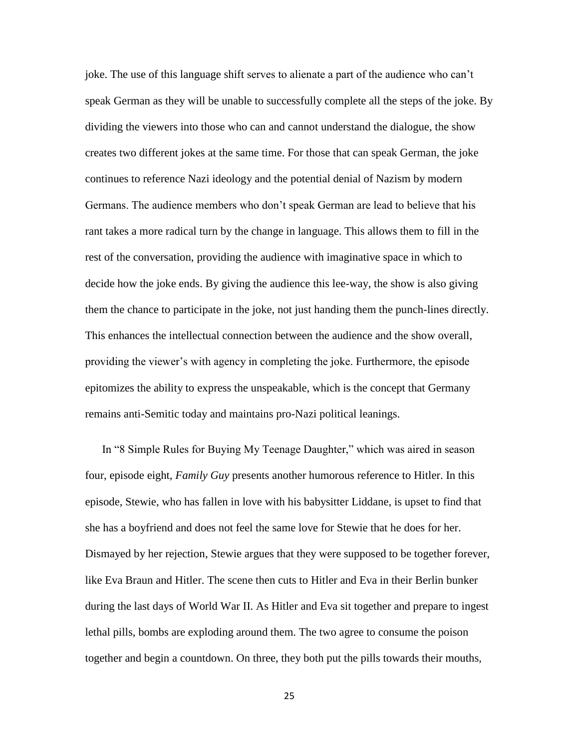joke. The use of this language shift serves to alienate a part of the audience who can't speak German as they will be unable to successfully complete all the steps of the joke. By dividing the viewers into those who can and cannot understand the dialogue, the show creates two different jokes at the same time. For those that can speak German, the joke continues to reference Nazi ideology and the potential denial of Nazism by modern Germans. The audience members who don't speak German are lead to believe that his rant takes a more radical turn by the change in language. This allows them to fill in the rest of the conversation, providing the audience with imaginative space in which to decide how the joke ends. By giving the audience this lee-way, the show is also giving them the chance to participate in the joke, not just handing them the punch-lines directly. This enhances the intellectual connection between the audience and the show overall, providing the viewer's with agency in completing the joke. Furthermore, the episode epitomizes the ability to express the unspeakable, which is the concept that Germany remains anti-Semitic today and maintains pro-Nazi political leanings.

In "8 Simple Rules for Buying My Teenage Daughter," which was aired in season four, episode eight, *Family Guy* presents another humorous reference to Hitler. In this episode, Stewie, who has fallen in love with his babysitter Liddane, is upset to find that she has a boyfriend and does not feel the same love for Stewie that he does for her. Dismayed by her rejection, Stewie argues that they were supposed to be together forever, like Eva Braun and Hitler. The scene then cuts to Hitler and Eva in their Berlin bunker during the last days of World War II. As Hitler and Eva sit together and prepare to ingest lethal pills, bombs are exploding around them. The two agree to consume the poison together and begin a countdown. On three, they both put the pills towards their mouths,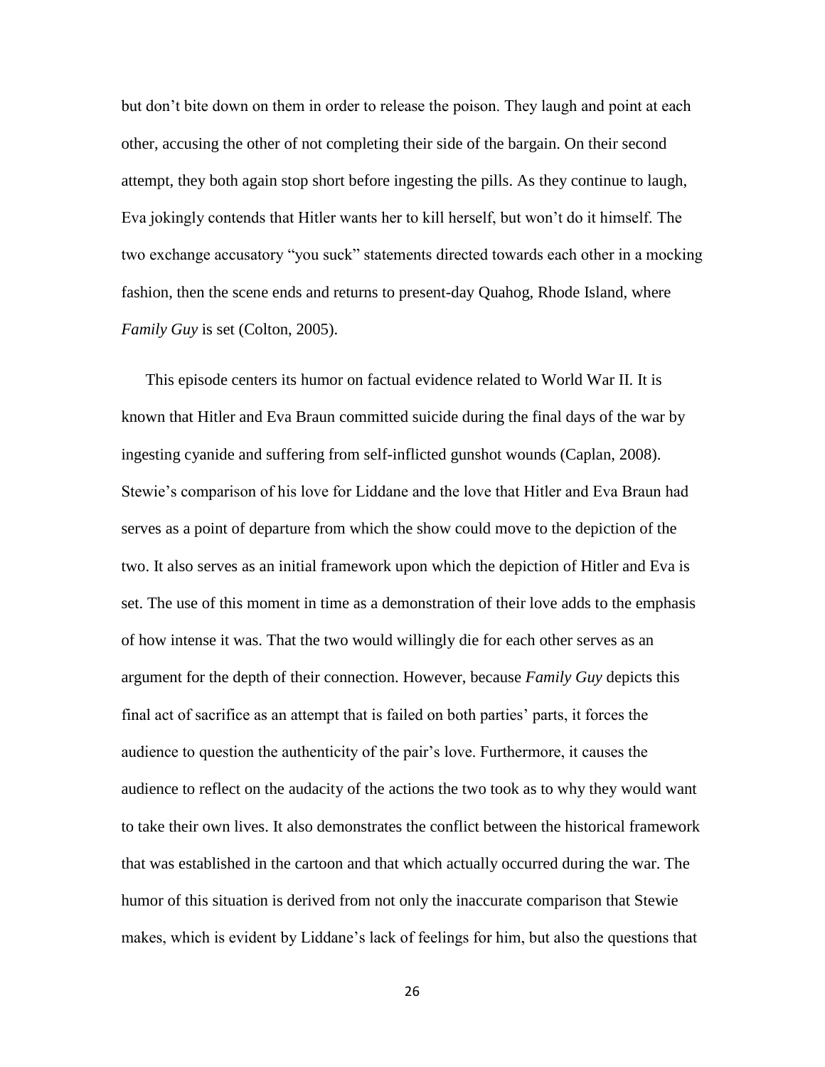but don't bite down on them in order to release the poison. They laugh and point at each other, accusing the other of not completing their side of the bargain. On their second attempt, they both again stop short before ingesting the pills. As they continue to laugh, Eva jokingly contends that Hitler wants her to kill herself, but won't do it himself. The two exchange accusatory "you suck" statements directed towards each other in a mocking fashion, then the scene ends and returns to present-day Quahog, Rhode Island, where *Family Guy* is set (Colton, 2005).

This episode centers its humor on factual evidence related to World War II. It is known that Hitler and Eva Braun committed suicide during the final days of the war by ingesting cyanide and suffering from self-inflicted gunshot wounds (Caplan, 2008). Stewie's comparison of his love for Liddane and the love that Hitler and Eva Braun had serves as a point of departure from which the show could move to the depiction of the two. It also serves as an initial framework upon which the depiction of Hitler and Eva is set. The use of this moment in time as a demonstration of their love adds to the emphasis of how intense it was. That the two would willingly die for each other serves as an argument for the depth of their connection. However, because *Family Guy* depicts this final act of sacrifice as an attempt that is failed on both parties' parts, it forces the audience to question the authenticity of the pair's love. Furthermore, it causes the audience to reflect on the audacity of the actions the two took as to why they would want to take their own lives. It also demonstrates the conflict between the historical framework that was established in the cartoon and that which actually occurred during the war. The humor of this situation is derived from not only the inaccurate comparison that Stewie makes, which is evident by Liddane's lack of feelings for him, but also the questions that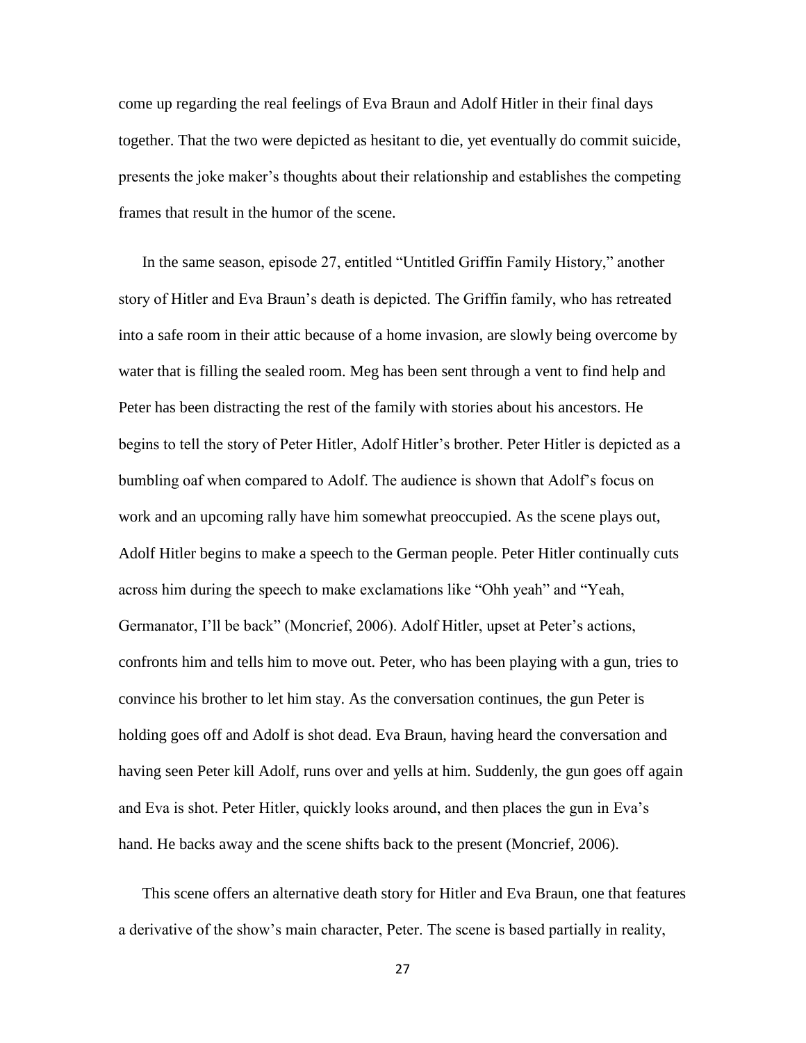come up regarding the real feelings of Eva Braun and Adolf Hitler in their final days together. That the two were depicted as hesitant to die, yet eventually do commit suicide, presents the joke maker's thoughts about their relationship and establishes the competing frames that result in the humor of the scene.

In the same season, episode 27, entitled "Untitled Griffin Family History," another story of Hitler and Eva Braun's death is depicted. The Griffin family, who has retreated into a safe room in their attic because of a home invasion, are slowly being overcome by water that is filling the sealed room. Meg has been sent through a vent to find help and Peter has been distracting the rest of the family with stories about his ancestors. He begins to tell the story of Peter Hitler, Adolf Hitler's brother. Peter Hitler is depicted as a bumbling oaf when compared to Adolf. The audience is shown that Adolf's focus on work and an upcoming rally have him somewhat preoccupied. As the scene plays out, Adolf Hitler begins to make a speech to the German people. Peter Hitler continually cuts across him during the speech to make exclamations like "Ohh yeah" and "Yeah, Germanator, I'll be back" (Moncrief, 2006). Adolf Hitler, upset at Peter's actions, confronts him and tells him to move out. Peter, who has been playing with a gun, tries to convince his brother to let him stay. As the conversation continues, the gun Peter is holding goes off and Adolf is shot dead. Eva Braun, having heard the conversation and having seen Peter kill Adolf, runs over and yells at him. Suddenly, the gun goes off again and Eva is shot. Peter Hitler, quickly looks around, and then places the gun in Eva's hand. He backs away and the scene shifts back to the present (Moncrief, 2006).

This scene offers an alternative death story for Hitler and Eva Braun, one that features a derivative of the show's main character, Peter. The scene is based partially in reality,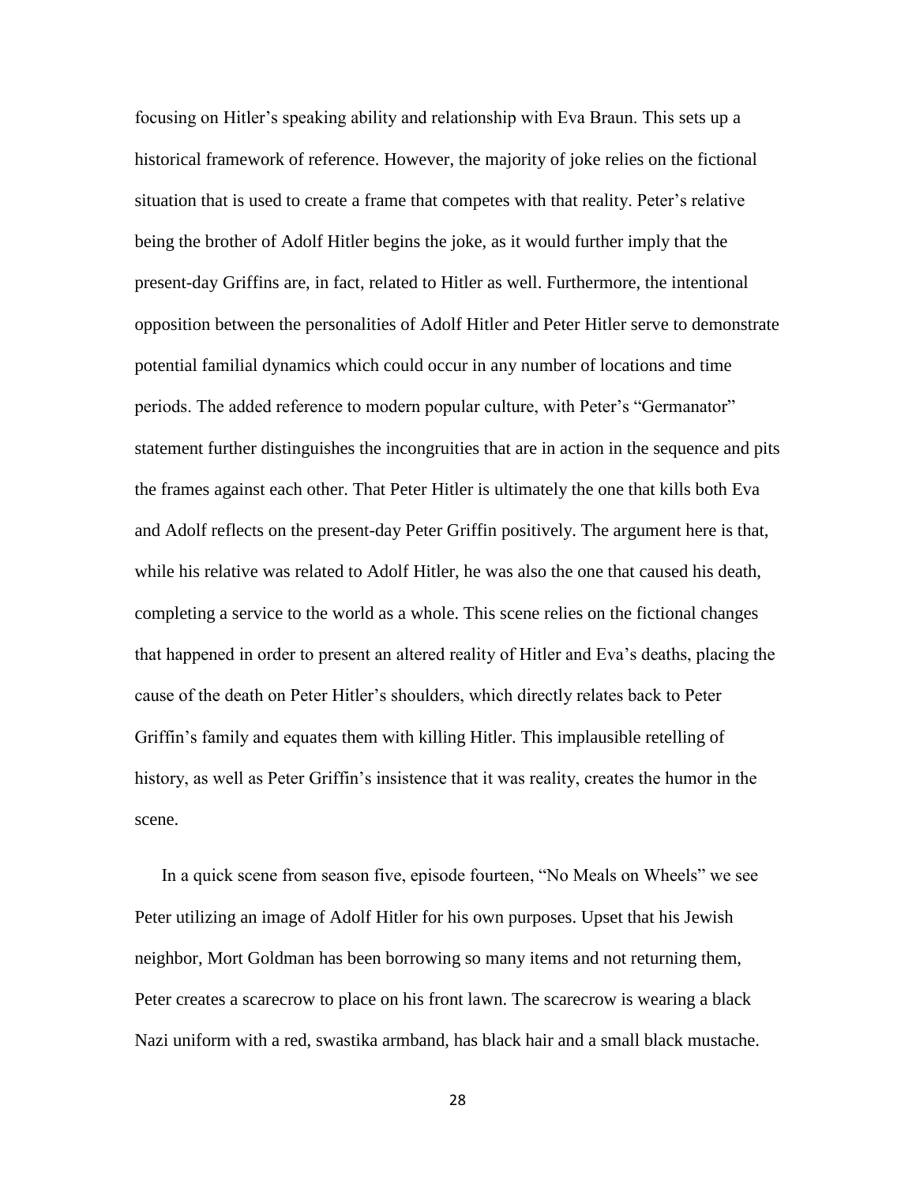focusing on Hitler's speaking ability and relationship with Eva Braun. This sets up a historical framework of reference. However, the majority of joke relies on the fictional situation that is used to create a frame that competes with that reality. Peter's relative being the brother of Adolf Hitler begins the joke, as it would further imply that the present-day Griffins are, in fact, related to Hitler as well. Furthermore, the intentional opposition between the personalities of Adolf Hitler and Peter Hitler serve to demonstrate potential familial dynamics which could occur in any number of locations and time periods. The added reference to modern popular culture, with Peter's "Germanator" statement further distinguishes the incongruities that are in action in the sequence and pits the frames against each other. That Peter Hitler is ultimately the one that kills both Eva and Adolf reflects on the present-day Peter Griffin positively. The argument here is that, while his relative was related to Adolf Hitler, he was also the one that caused his death, completing a service to the world as a whole. This scene relies on the fictional changes that happened in order to present an altered reality of Hitler and Eva's deaths, placing the cause of the death on Peter Hitler's shoulders, which directly relates back to Peter Griffin's family and equates them with killing Hitler. This implausible retelling of history, as well as Peter Griffin's insistence that it was reality, creates the humor in the scene.

In a quick scene from season five, episode fourteen, "No Meals on Wheels" we see Peter utilizing an image of Adolf Hitler for his own purposes. Upset that his Jewish neighbor, Mort Goldman has been borrowing so many items and not returning them, Peter creates a scarecrow to place on his front lawn. The scarecrow is wearing a black Nazi uniform with a red, swastika armband, has black hair and a small black mustache.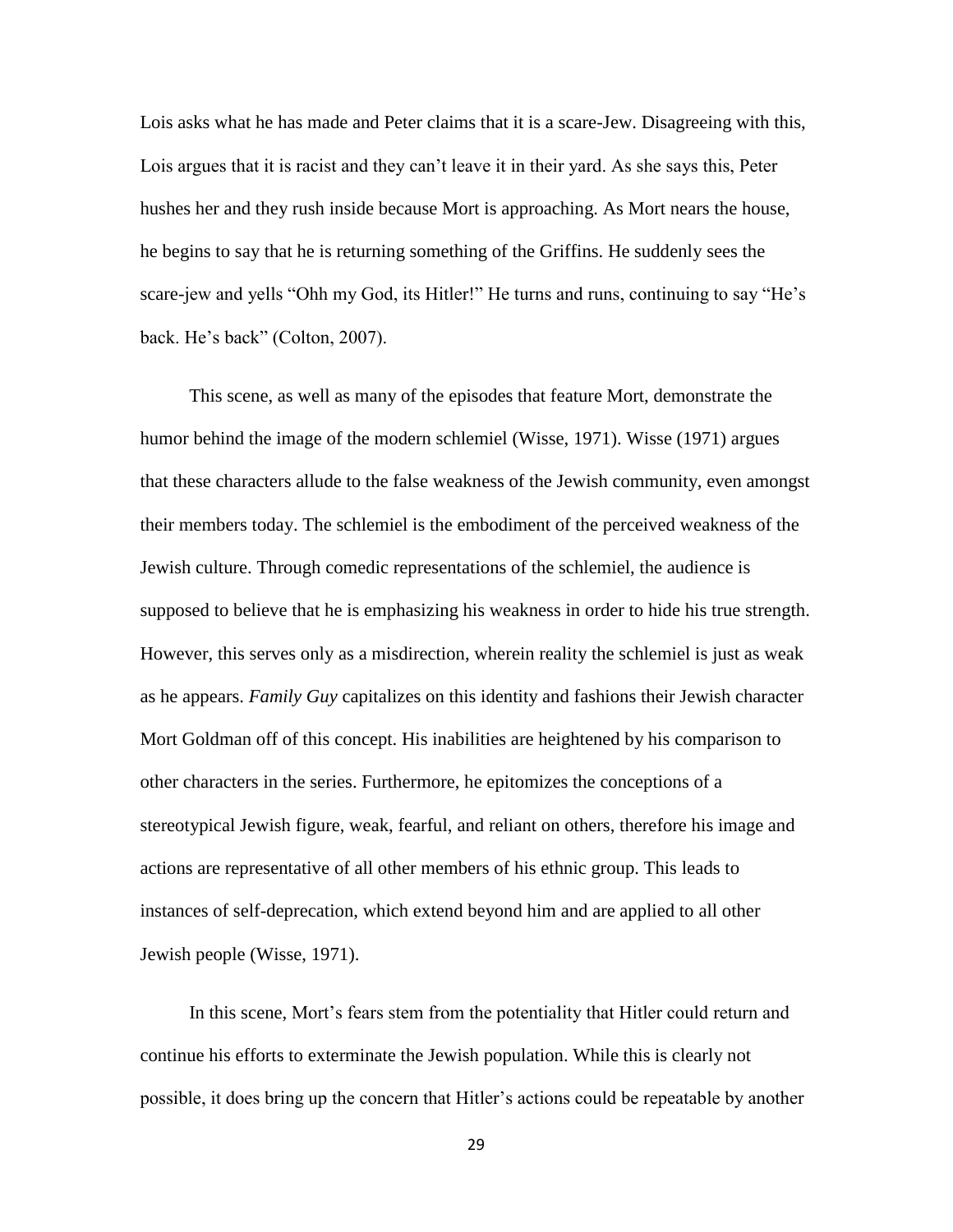Lois asks what he has made and Peter claims that it is a scare-Jew. Disagreeing with this, Lois argues that it is racist and they can't leave it in their yard. As she says this, Peter hushes her and they rush inside because Mort is approaching. As Mort nears the house, he begins to say that he is returning something of the Griffins. He suddenly sees the scare-jew and yells "Ohh my God, its Hitler!" He turns and runs, continuing to say "He's back. He's back" (Colton, 2007).

This scene, as well as many of the episodes that feature Mort, demonstrate the humor behind the image of the modern schlemiel (Wisse, 1971). Wisse (1971) argues that these characters allude to the false weakness of the Jewish community, even amongst their members today. The schlemiel is the embodiment of the perceived weakness of the Jewish culture. Through comedic representations of the schlemiel, the audience is supposed to believe that he is emphasizing his weakness in order to hide his true strength. However, this serves only as a misdirection, wherein reality the schlemiel is just as weak as he appears. *Family Guy* capitalizes on this identity and fashions their Jewish character Mort Goldman off of this concept. His inabilities are heightened by his comparison to other characters in the series. Furthermore, he epitomizes the conceptions of a stereotypical Jewish figure, weak, fearful, and reliant on others, therefore his image and actions are representative of all other members of his ethnic group. This leads to instances of self-deprecation, which extend beyond him and are applied to all other Jewish people (Wisse, 1971).

In this scene, Mort's fears stem from the potentiality that Hitler could return and continue his efforts to exterminate the Jewish population. While this is clearly not possible, it does bring up the concern that Hitler's actions could be repeatable by another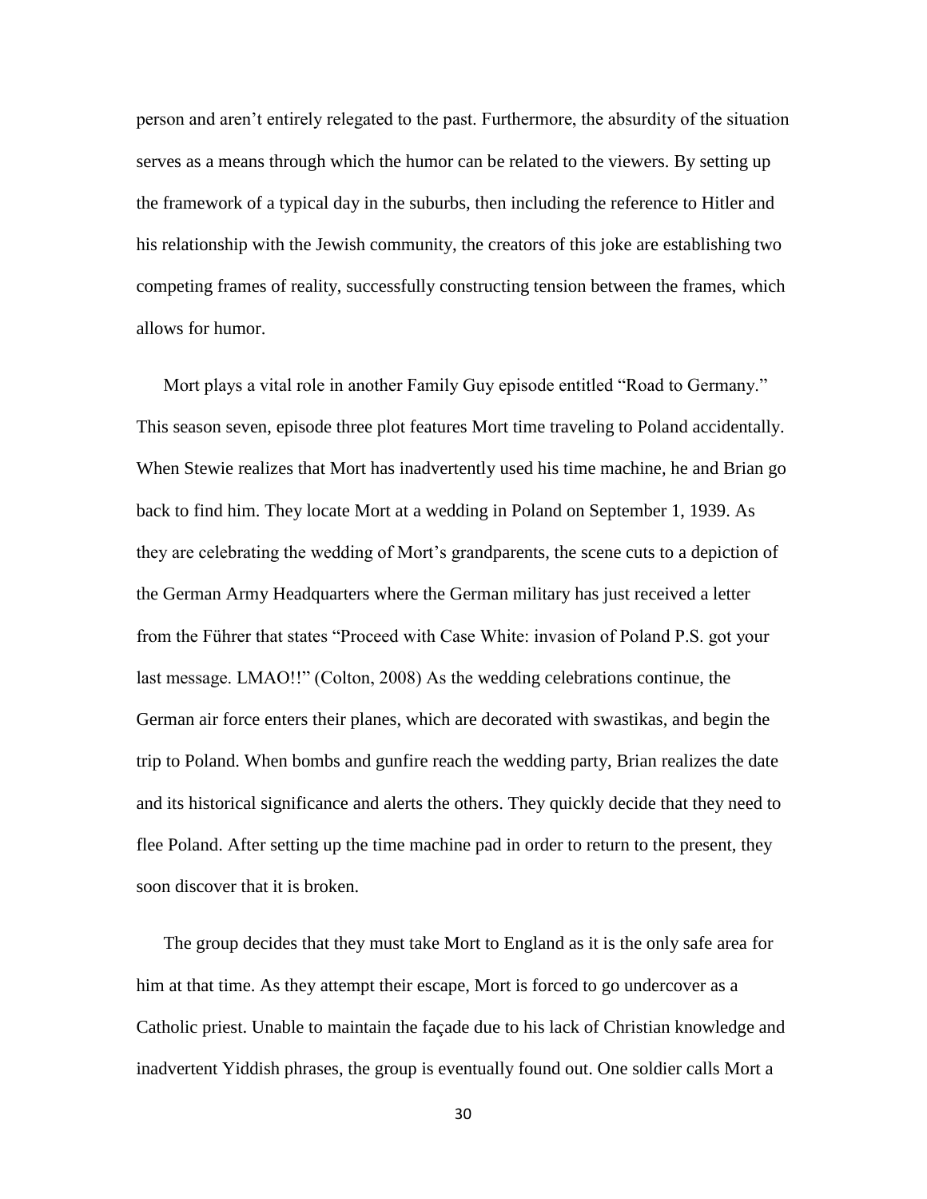person and aren't entirely relegated to the past. Furthermore, the absurdity of the situation serves as a means through which the humor can be related to the viewers. By setting up the framework of a typical day in the suburbs, then including the reference to Hitler and his relationship with the Jewish community, the creators of this joke are establishing two competing frames of reality, successfully constructing tension between the frames, which allows for humor.

Mort plays a vital role in another Family Guy episode entitled "Road to Germany." This season seven, episode three plot features Mort time traveling to Poland accidentally. When Stewie realizes that Mort has inadvertently used his time machine, he and Brian go back to find him. They locate Mort at a wedding in Poland on September 1, 1939. As they are celebrating the wedding of Mort's grandparents, the scene cuts to a depiction of the German Army Headquarters where the German military has just received a letter from the Führer that states "Proceed with Case White: invasion of Poland P.S. got your last message. LMAO!!" (Colton, 2008) As the wedding celebrations continue, the German air force enters their planes, which are decorated with swastikas, and begin the trip to Poland. When bombs and gunfire reach the wedding party, Brian realizes the date and its historical significance and alerts the others. They quickly decide that they need to flee Poland. After setting up the time machine pad in order to return to the present, they soon discover that it is broken.

The group decides that they must take Mort to England as it is the only safe area for him at that time. As they attempt their escape, Mort is forced to go undercover as a Catholic priest. Unable to maintain the façade due to his lack of Christian knowledge and inadvertent Yiddish phrases, the group is eventually found out. One soldier calls Mort a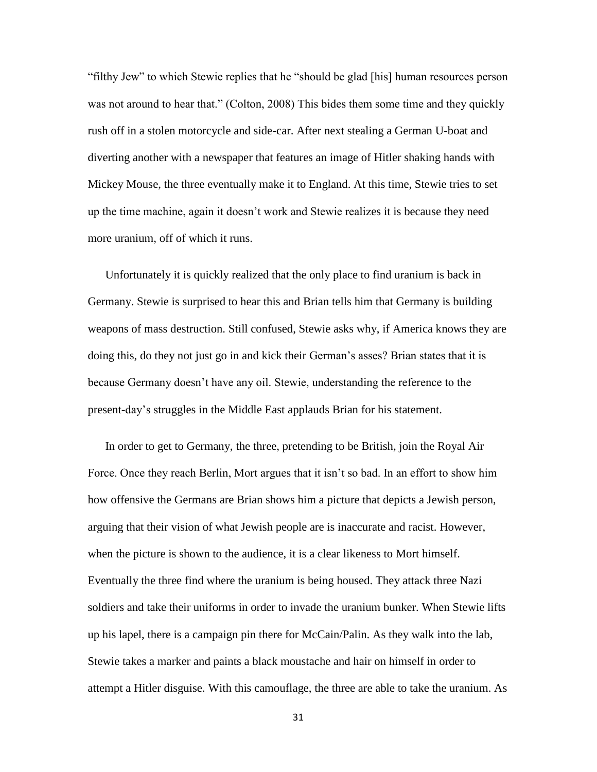"filthy Jew" to which Stewie replies that he "should be glad [his] human resources person was not around to hear that." (Colton, 2008) This bides them some time and they quickly rush off in a stolen motorcycle and side-car. After next stealing a German U-boat and diverting another with a newspaper that features an image of Hitler shaking hands with Mickey Mouse, the three eventually make it to England. At this time, Stewie tries to set up the time machine, again it doesn't work and Stewie realizes it is because they need more uranium, off of which it runs.

Unfortunately it is quickly realized that the only place to find uranium is back in Germany. Stewie is surprised to hear this and Brian tells him that Germany is building weapons of mass destruction. Still confused, Stewie asks why, if America knows they are doing this, do they not just go in and kick their German's asses? Brian states that it is because Germany doesn't have any oil. Stewie, understanding the reference to the present-day's struggles in the Middle East applauds Brian for his statement.

In order to get to Germany, the three, pretending to be British, join the Royal Air Force. Once they reach Berlin, Mort argues that it isn't so bad. In an effort to show him how offensive the Germans are Brian shows him a picture that depicts a Jewish person, arguing that their vision of what Jewish people are is inaccurate and racist. However, when the picture is shown to the audience, it is a clear likeness to Mort himself. Eventually the three find where the uranium is being housed. They attack three Nazi soldiers and take their uniforms in order to invade the uranium bunker. When Stewie lifts up his lapel, there is a campaign pin there for McCain/Palin. As they walk into the lab, Stewie takes a marker and paints a black moustache and hair on himself in order to attempt a Hitler disguise. With this camouflage, the three are able to take the uranium. As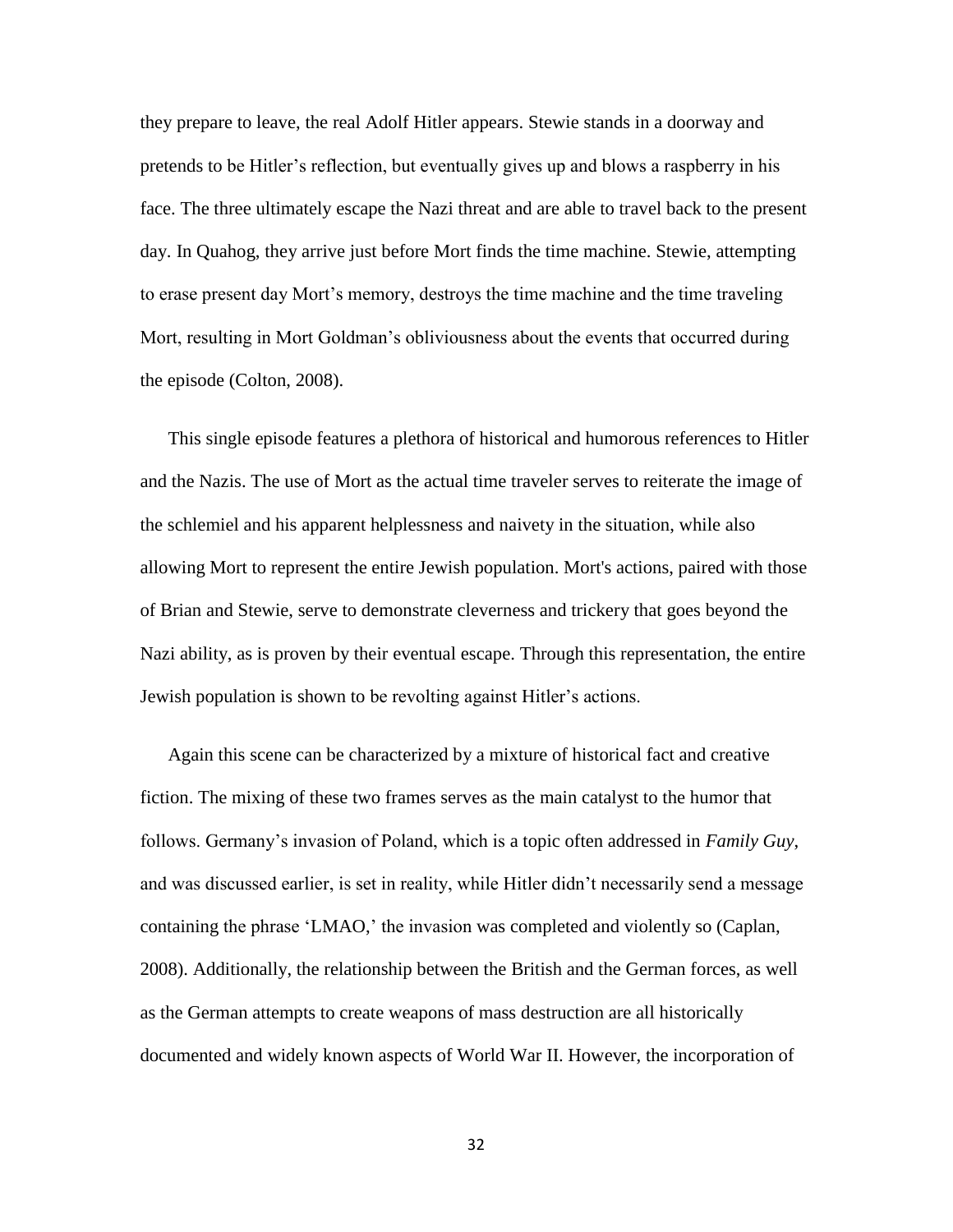they prepare to leave, the real Adolf Hitler appears. Stewie stands in a doorway and pretends to be Hitler's reflection, but eventually gives up and blows a raspberry in his face. The three ultimately escape the Nazi threat and are able to travel back to the present day. In Quahog, they arrive just before Mort finds the time machine. Stewie, attempting to erase present day Mort's memory, destroys the time machine and the time traveling Mort, resulting in Mort Goldman's obliviousness about the events that occurred during the episode (Colton, 2008).

This single episode features a plethora of historical and humorous references to Hitler and the Nazis. The use of Mort as the actual time traveler serves to reiterate the image of the schlemiel and his apparent helplessness and naivety in the situation, while also allowing Mort to represent the entire Jewish population. Mort's actions, paired with those of Brian and Stewie, serve to demonstrate cleverness and trickery that goes beyond the Nazi ability, as is proven by their eventual escape. Through this representation, the entire Jewish population is shown to be revolting against Hitler's actions.

Again this scene can be characterized by a mixture of historical fact and creative fiction. The mixing of these two frames serves as the main catalyst to the humor that follows. Germany's invasion of Poland, which is a topic often addressed in *Family Guy*, and was discussed earlier, is set in reality, while Hitler didn't necessarily send a message containing the phrase 'LMAO,' the invasion was completed and violently so (Caplan, 2008). Additionally, the relationship between the British and the German forces, as well as the German attempts to create weapons of mass destruction are all historically documented and widely known aspects of World War II. However, the incorporation of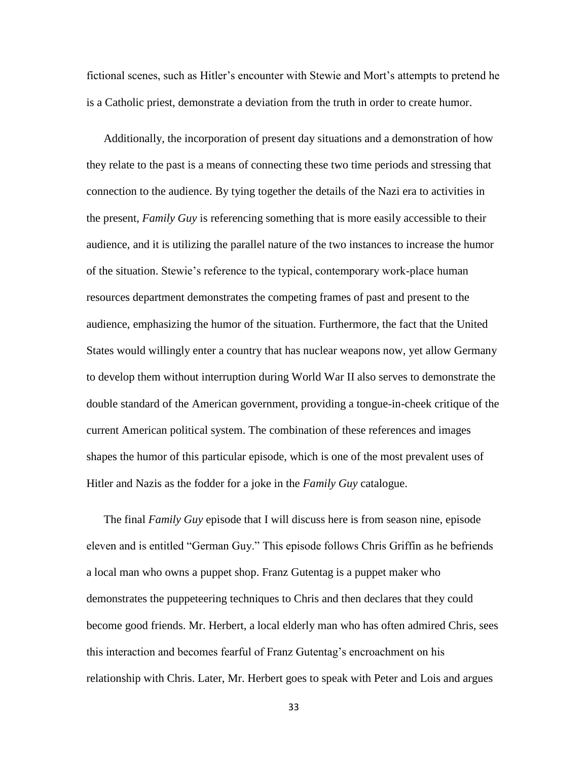fictional scenes, such as Hitler's encounter with Stewie and Mort's attempts to pretend he is a Catholic priest, demonstrate a deviation from the truth in order to create humor.

Additionally, the incorporation of present day situations and a demonstration of how they relate to the past is a means of connecting these two time periods and stressing that connection to the audience. By tying together the details of the Nazi era to activities in the present, *Family Guy* is referencing something that is more easily accessible to their audience, and it is utilizing the parallel nature of the two instances to increase the humor of the situation. Stewie's reference to the typical, contemporary work-place human resources department demonstrates the competing frames of past and present to the audience, emphasizing the humor of the situation. Furthermore, the fact that the United States would willingly enter a country that has nuclear weapons now, yet allow Germany to develop them without interruption during World War II also serves to demonstrate the double standard of the American government, providing a tongue-in-cheek critique of the current American political system. The combination of these references and images shapes the humor of this particular episode, which is one of the most prevalent uses of Hitler and Nazis as the fodder for a joke in the *Family Guy* catalogue.

The final *Family Guy* episode that I will discuss here is from season nine, episode eleven and is entitled "German Guy." This episode follows Chris Griffin as he befriends a local man who owns a puppet shop. Franz Gutentag is a puppet maker who demonstrates the puppeteering techniques to Chris and then declares that they could become good friends. Mr. Herbert, a local elderly man who has often admired Chris, sees this interaction and becomes fearful of Franz Gutentag's encroachment on his relationship with Chris. Later, Mr. Herbert goes to speak with Peter and Lois and argues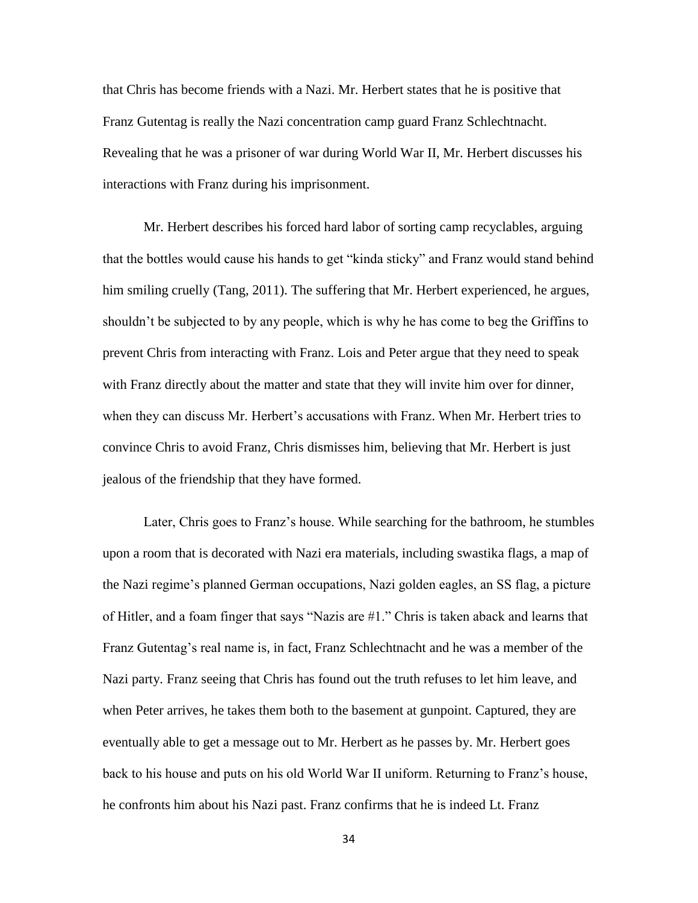that Chris has become friends with a Nazi. Mr. Herbert states that he is positive that Franz Gutentag is really the Nazi concentration camp guard Franz Schlechtnacht. Revealing that he was a prisoner of war during World War II, Mr. Herbert discusses his interactions with Franz during his imprisonment.

Mr. Herbert describes his forced hard labor of sorting camp recyclables, arguing that the bottles would cause his hands to get "kinda sticky" and Franz would stand behind him smiling cruelly (Tang, 2011). The suffering that Mr. Herbert experienced, he argues, shouldn't be subjected to by any people, which is why he has come to beg the Griffins to prevent Chris from interacting with Franz. Lois and Peter argue that they need to speak with Franz directly about the matter and state that they will invite him over for dinner, when they can discuss Mr. Herbert's accusations with Franz. When Mr. Herbert tries to convince Chris to avoid Franz, Chris dismisses him, believing that Mr. Herbert is just jealous of the friendship that they have formed.

Later, Chris goes to Franz's house. While searching for the bathroom, he stumbles upon a room that is decorated with Nazi era materials, including swastika flags, a map of the Nazi regime's planned German occupations, Nazi golden eagles, an SS flag, a picture of Hitler, and a foam finger that says "Nazis are #1." Chris is taken aback and learns that Franz Gutentag's real name is, in fact, Franz Schlechtnacht and he was a member of the Nazi party. Franz seeing that Chris has found out the truth refuses to let him leave, and when Peter arrives, he takes them both to the basement at gunpoint. Captured, they are eventually able to get a message out to Mr. Herbert as he passes by. Mr. Herbert goes back to his house and puts on his old World War II uniform. Returning to Franz's house, he confronts him about his Nazi past. Franz confirms that he is indeed Lt. Franz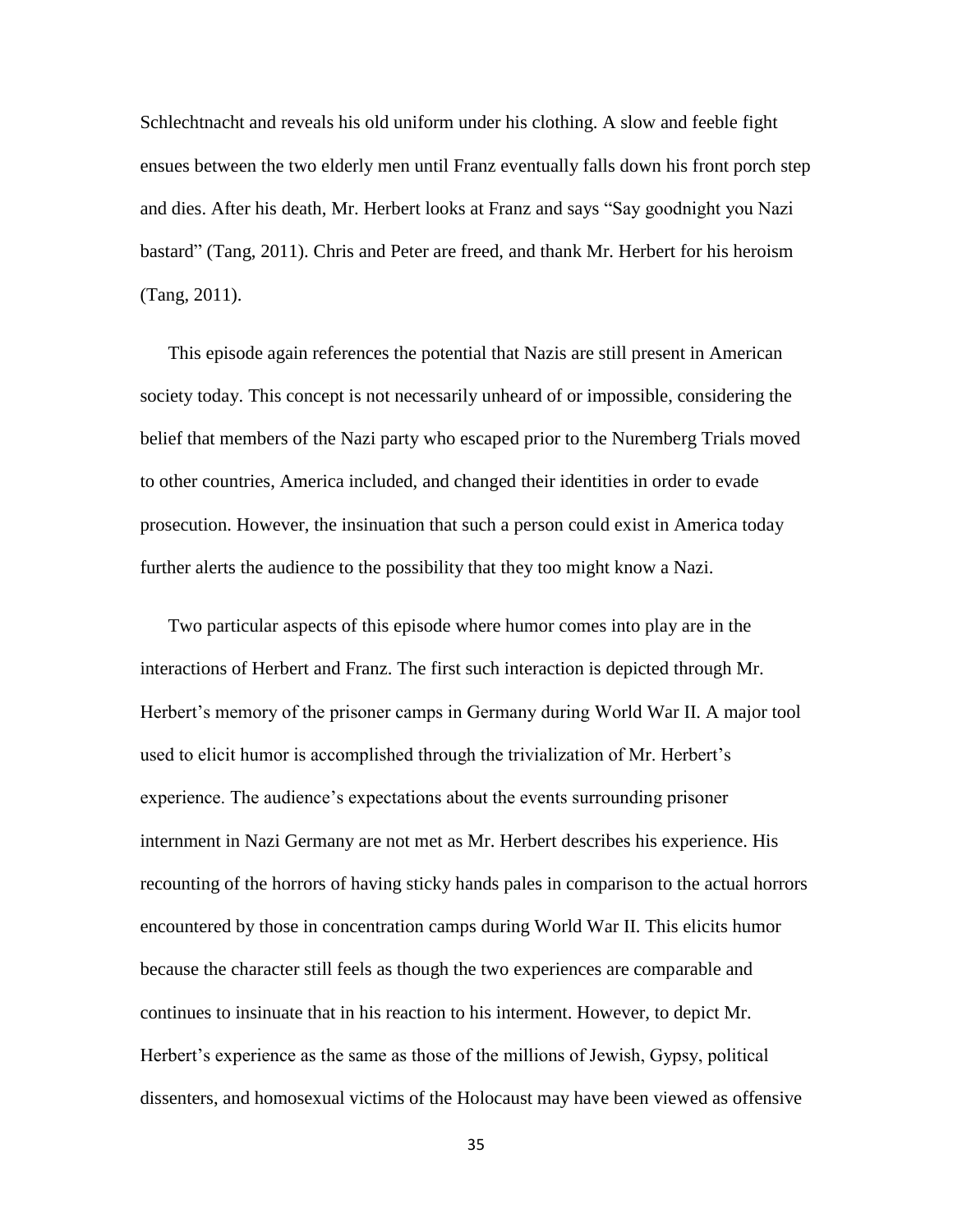Schlechtnacht and reveals his old uniform under his clothing. A slow and feeble fight ensues between the two elderly men until Franz eventually falls down his front porch step and dies. After his death, Mr. Herbert looks at Franz and says "Say goodnight you Nazi bastard" (Tang, 2011). Chris and Peter are freed, and thank Mr. Herbert for his heroism (Tang, 2011).

This episode again references the potential that Nazis are still present in American society today. This concept is not necessarily unheard of or impossible, considering the belief that members of the Nazi party who escaped prior to the Nuremberg Trials moved to other countries, America included, and changed their identities in order to evade prosecution. However, the insinuation that such a person could exist in America today further alerts the audience to the possibility that they too might know a Nazi.

Two particular aspects of this episode where humor comes into play are in the interactions of Herbert and Franz. The first such interaction is depicted through Mr. Herbert's memory of the prisoner camps in Germany during World War II. A major tool used to elicit humor is accomplished through the trivialization of Mr. Herbert's experience. The audience's expectations about the events surrounding prisoner internment in Nazi Germany are not met as Mr. Herbert describes his experience. His recounting of the horrors of having sticky hands pales in comparison to the actual horrors encountered by those in concentration camps during World War II. This elicits humor because the character still feels as though the two experiences are comparable and continues to insinuate that in his reaction to his interment. However, to depict Mr. Herbert's experience as the same as those of the millions of Jewish, Gypsy, political dissenters, and homosexual victims of the Holocaust may have been viewed as offensive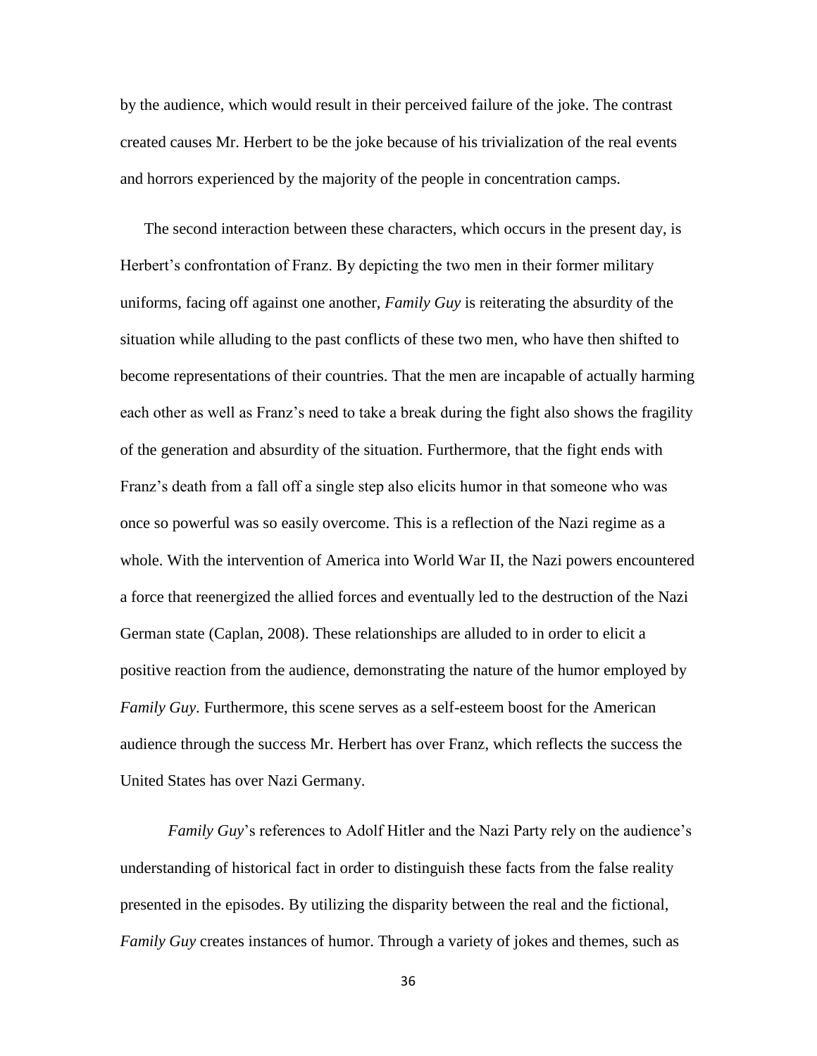by the audience, which would result in their perceived failure of the joke. The contrast created causes Mr. Herbert to be the joke because of his trivialization of the real events and horrors experienced by the majority of the people in concentration camps.

The second interaction between these characters, which occurs in the present day, is Herbert's confrontation of Franz. By depicting the two men in their former military uniforms, facing off against one another, *Family Guy* is reiterating the absurdity of the situation while alluding to the past conflicts of these two men, who have then shifted to become representations of their countries. That the men are incapable of actually harming each other as well as Franz's need to take a break during the fight also shows the fragility of the generation and absurdity of the situation. Furthermore, that the fight ends with Franz's death from a fall off a single step also elicits humor in that someone who was once so powerful was so easily overcome. This is a reflection of the Nazi regime as a whole. With the intervention of America into World War II, the Nazi powers encountered a force that reenergized the allied forces and eventually led to the destruction of the Nazi German state (Caplan, 2008). These relationships are alluded to in order to elicit a positive reaction from the audience, demonstrating the nature of the humor employed by *Family Guy*. Furthermore, this scene serves as a self-esteem boost for the American audience through the success Mr. Herbert has over Franz, which reflects the success the United States has over Nazi Germany.

*Family Guy*'s references to Adolf Hitler and the Nazi Party rely on the audience's understanding of historical fact in order to distinguish these facts from the false reality presented in the episodes. By utilizing the disparity between the real and the fictional, *Family Guy* creates instances of humor. Through a variety of jokes and themes, such as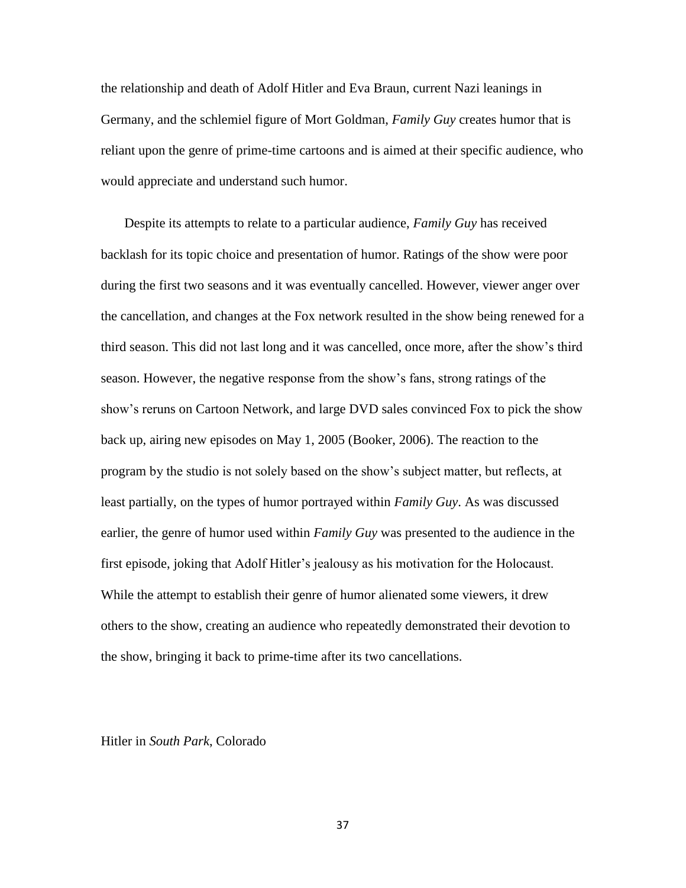the relationship and death of Adolf Hitler and Eva Braun, current Nazi leanings in Germany, and the schlemiel figure of Mort Goldman, *Family Guy* creates humor that is reliant upon the genre of prime-time cartoons and is aimed at their specific audience, who would appreciate and understand such humor.

Despite its attempts to relate to a particular audience, *Family Guy* has received backlash for its topic choice and presentation of humor. Ratings of the show were poor during the first two seasons and it was eventually cancelled. However, viewer anger over the cancellation, and changes at the Fox network resulted in the show being renewed for a third season. This did not last long and it was cancelled, once more, after the show's third season. However, the negative response from the show's fans, strong ratings of the show's reruns on Cartoon Network, and large DVD sales convinced Fox to pick the show back up, airing new episodes on May 1, 2005 (Booker, 2006). The reaction to the program by the studio is not solely based on the show's subject matter, but reflects, at least partially, on the types of humor portrayed within *Family Guy*. As was discussed earlier, the genre of humor used within *Family Guy* was presented to the audience in the first episode, joking that Adolf Hitler's jealousy as his motivation for the Holocaust. While the attempt to establish their genre of humor alienated some viewers, it drew others to the show, creating an audience who repeatedly demonstrated their devotion to the show, bringing it back to prime-time after its two cancellations.

## Hitler in *South Park*, Colorado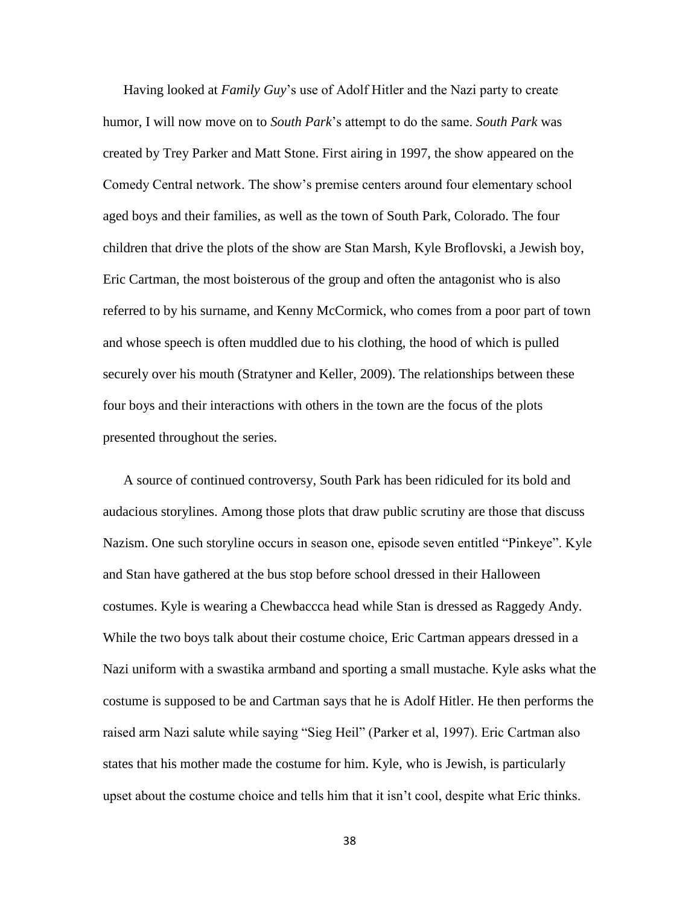Having looked at *Family Guy*'s use of Adolf Hitler and the Nazi party to create humor, I will now move on to *South Park*'s attempt to do the same. *South Park* was created by Trey Parker and Matt Stone. First airing in 1997, the show appeared on the Comedy Central network. The show's premise centers around four elementary school aged boys and their families, as well as the town of South Park, Colorado. The four children that drive the plots of the show are Stan Marsh, Kyle Broflovski, a Jewish boy, Eric Cartman, the most boisterous of the group and often the antagonist who is also referred to by his surname, and Kenny McCormick, who comes from a poor part of town and whose speech is often muddled due to his clothing, the hood of which is pulled securely over his mouth (Stratyner and Keller, 2009). The relationships between these four boys and their interactions with others in the town are the focus of the plots presented throughout the series.

A source of continued controversy, South Park has been ridiculed for its bold and audacious storylines. Among those plots that draw public scrutiny are those that discuss Nazism. One such storyline occurs in season one, episode seven entitled "Pinkeye". Kyle and Stan have gathered at the bus stop before school dressed in their Halloween costumes. Kyle is wearing a Chewbaccca head while Stan is dressed as Raggedy Andy. While the two boys talk about their costume choice, Eric Cartman appears dressed in a Nazi uniform with a swastika armband and sporting a small mustache. Kyle asks what the costume is supposed to be and Cartman says that he is Adolf Hitler. He then performs the raised arm Nazi salute while saying "Sieg Heil" (Parker et al, 1997). Eric Cartman also states that his mother made the costume for him. Kyle, who is Jewish, is particularly upset about the costume choice and tells him that it isn't cool, despite what Eric thinks.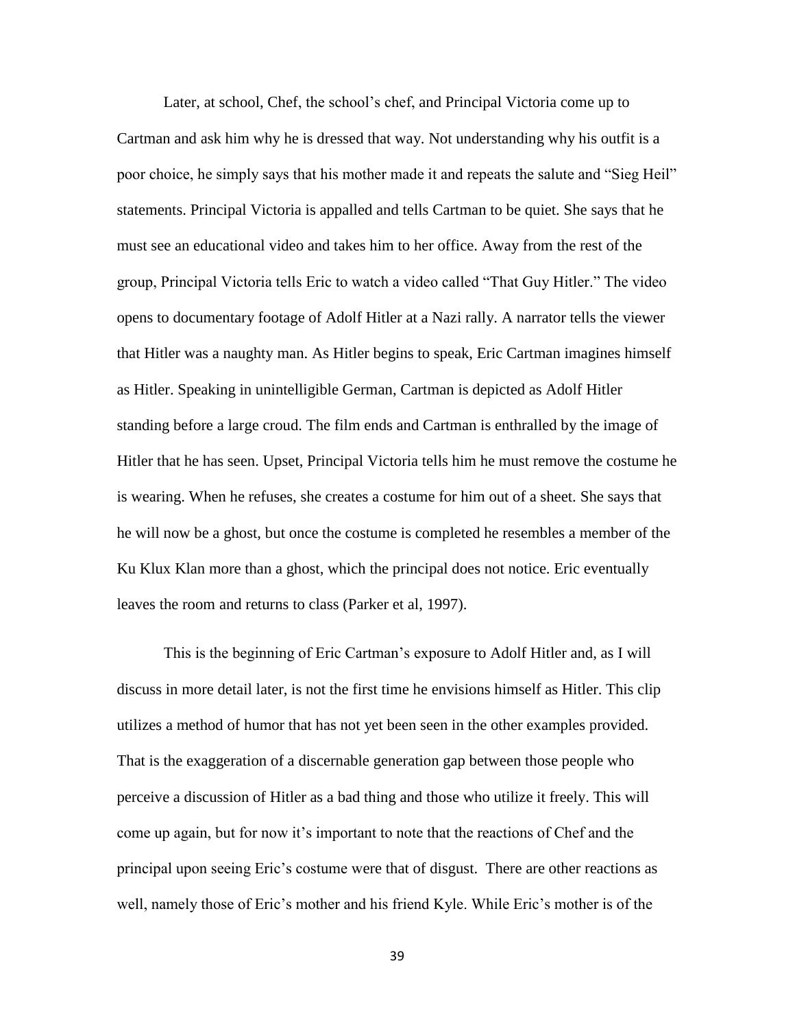Later, at school, Chef, the school's chef, and Principal Victoria come up to Cartman and ask him why he is dressed that way. Not understanding why his outfit is a poor choice, he simply says that his mother made it and repeats the salute and "Sieg Heil" statements. Principal Victoria is appalled and tells Cartman to be quiet. She says that he must see an educational video and takes him to her office. Away from the rest of the group, Principal Victoria tells Eric to watch a video called "That Guy Hitler." The video opens to documentary footage of Adolf Hitler at a Nazi rally. A narrator tells the viewer that Hitler was a naughty man. As Hitler begins to speak, Eric Cartman imagines himself as Hitler. Speaking in unintelligible German, Cartman is depicted as Adolf Hitler standing before a large croud. The film ends and Cartman is enthralled by the image of Hitler that he has seen. Upset, Principal Victoria tells him he must remove the costume he is wearing. When he refuses, she creates a costume for him out of a sheet. She says that he will now be a ghost, but once the costume is completed he resembles a member of the Ku Klux Klan more than a ghost, which the principal does not notice. Eric eventually leaves the room and returns to class (Parker et al, 1997).

This is the beginning of Eric Cartman's exposure to Adolf Hitler and, as I will discuss in more detail later, is not the first time he envisions himself as Hitler. This clip utilizes a method of humor that has not yet been seen in the other examples provided. That is the exaggeration of a discernable generation gap between those people who perceive a discussion of Hitler as a bad thing and those who utilize it freely. This will come up again, but for now it's important to note that the reactions of Chef and the principal upon seeing Eric's costume were that of disgust. There are other reactions as well, namely those of Eric's mother and his friend Kyle. While Eric's mother is of the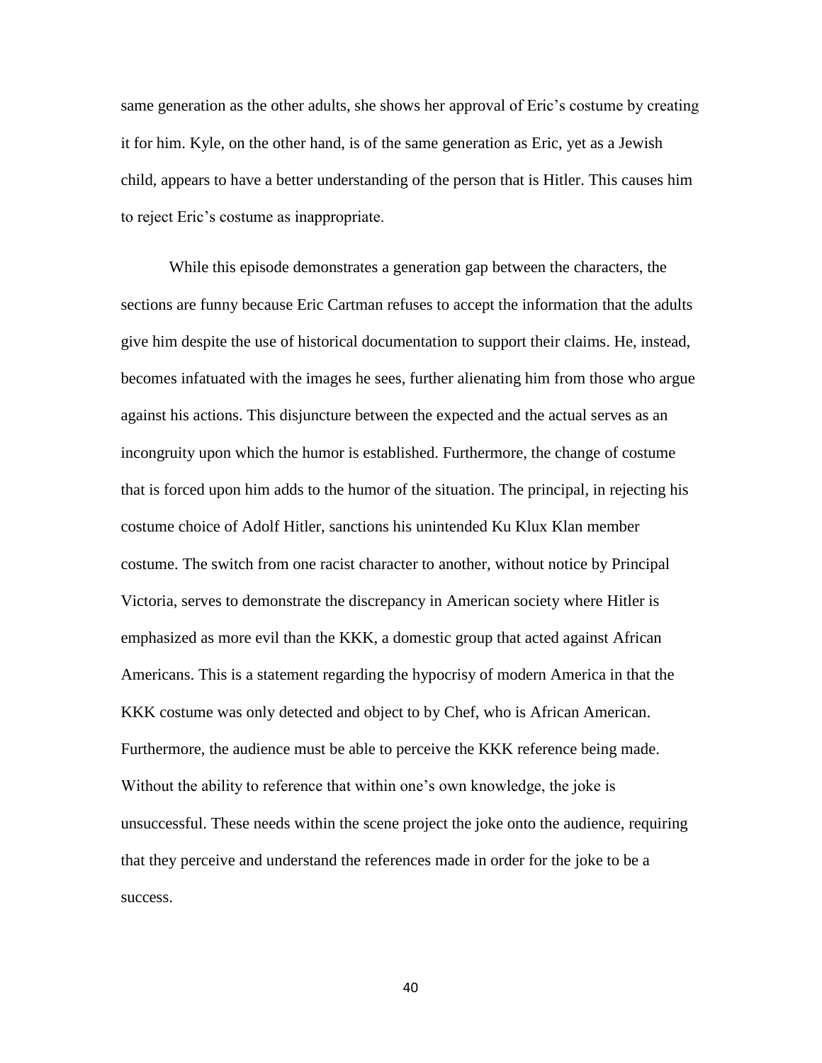same generation as the other adults, she shows her approval of Eric's costume by creating it for him. Kyle, on the other hand, is of the same generation as Eric, yet as a Jewish child, appears to have a better understanding of the person that is Hitler. This causes him to reject Eric's costume as inappropriate.

While this episode demonstrates a generation gap between the characters, the sections are funny because Eric Cartman refuses to accept the information that the adults give him despite the use of historical documentation to support their claims. He, instead, becomes infatuated with the images he sees, further alienating him from those who argue against his actions. This disjuncture between the expected and the actual serves as an incongruity upon which the humor is established. Furthermore, the change of costume that is forced upon him adds to the humor of the situation. The principal, in rejecting his costume choice of Adolf Hitler, sanctions his unintended Ku Klux Klan member costume. The switch from one racist character to another, without notice by Principal Victoria, serves to demonstrate the discrepancy in American society where Hitler is emphasized as more evil than the KKK, a domestic group that acted against African Americans. This is a statement regarding the hypocrisy of modern America in that the KKK costume was only detected and object to by Chef, who is African American. Furthermore, the audience must be able to perceive the KKK reference being made. Without the ability to reference that within one's own knowledge, the joke is unsuccessful. These needs within the scene project the joke onto the audience, requiring that they perceive and understand the references made in order for the joke to be a success.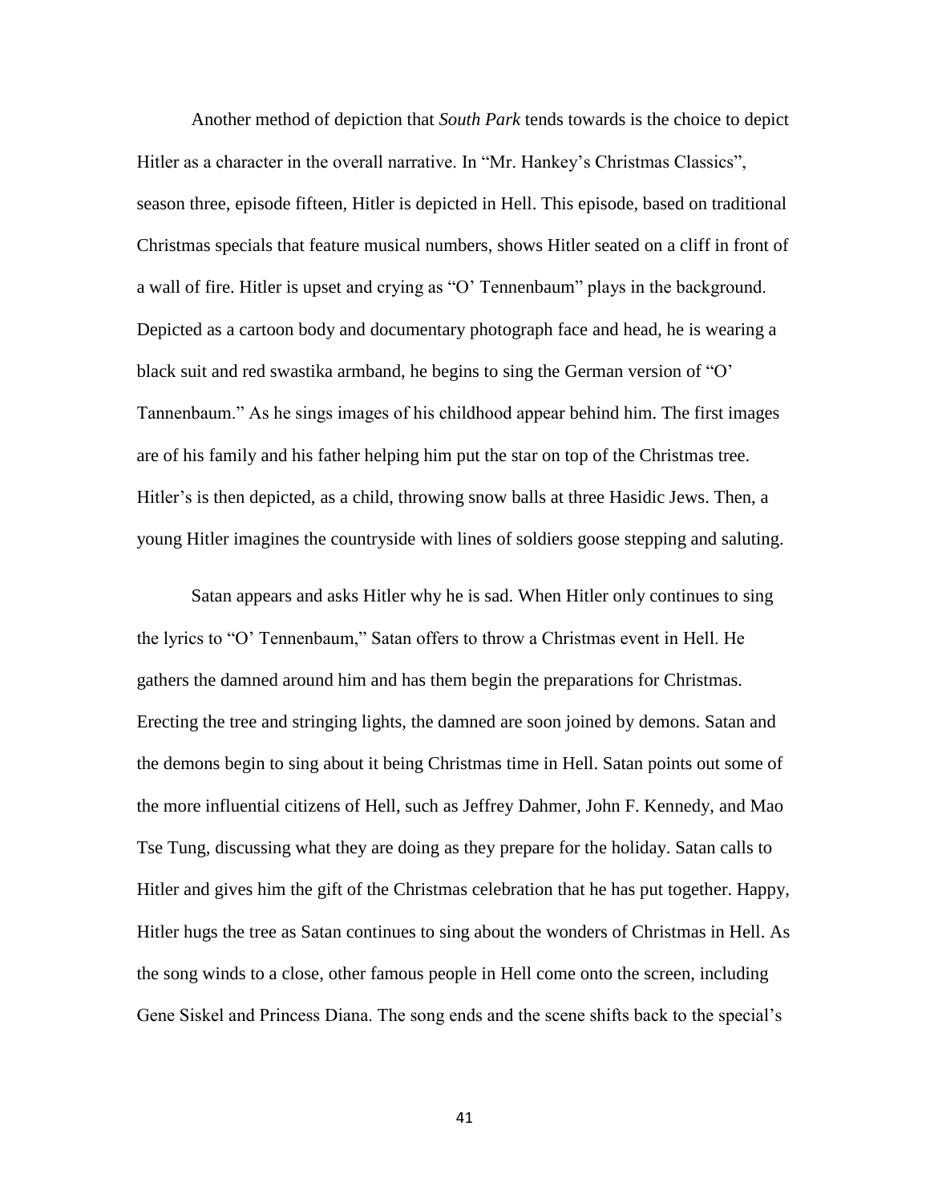Another method of depiction that *South Park* tends towards is the choice to depict Hitler as a character in the overall narrative. In "Mr. Hankey's Christmas Classics", season three, episode fifteen, Hitler is depicted in Hell. This episode, based on traditional Christmas specials that feature musical numbers, shows Hitler seated on a cliff in front of a wall of fire. Hitler is upset and crying as "O' Tennenbaum" plays in the background. Depicted as a cartoon body and documentary photograph face and head, he is wearing a black suit and red swastika armband, he begins to sing the German version of "O' Tannenbaum." As he sings images of his childhood appear behind him. The first images are of his family and his father helping him put the star on top of the Christmas tree. Hitler's is then depicted, as a child, throwing snow balls at three Hasidic Jews. Then, a young Hitler imagines the countryside with lines of soldiers goose stepping and saluting.

Satan appears and asks Hitler why he is sad. When Hitler only continues to sing the lyrics to "O' Tennenbaum," Satan offers to throw a Christmas event in Hell. He gathers the damned around him and has them begin the preparations for Christmas. Erecting the tree and stringing lights, the damned are soon joined by demons. Satan and the demons begin to sing about it being Christmas time in Hell. Satan points out some of the more influential citizens of Hell, such as Jeffrey Dahmer, John F. Kennedy, and Mao Tse Tung, discussing what they are doing as they prepare for the holiday. Satan calls to Hitler and gives him the gift of the Christmas celebration that he has put together. Happy, Hitler hugs the tree as Satan continues to sing about the wonders of Christmas in Hell. As the song winds to a close, other famous people in Hell come onto the screen, including Gene Siskel and Princess Diana. The song ends and the scene shifts back to the special's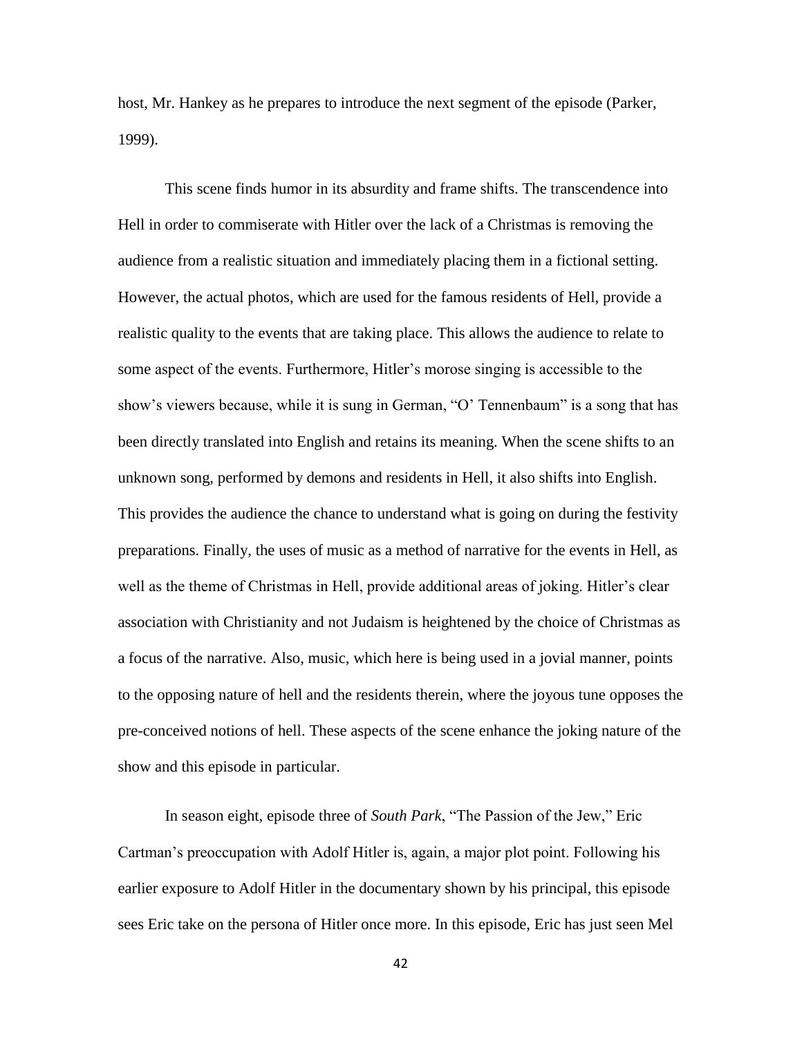host, Mr. Hankey as he prepares to introduce the next segment of the episode (Parker, 1999).

This scene finds humor in its absurdity and frame shifts. The transcendence into Hell in order to commiserate with Hitler over the lack of a Christmas is removing the audience from a realistic situation and immediately placing them in a fictional setting. However, the actual photos, which are used for the famous residents of Hell, provide a realistic quality to the events that are taking place. This allows the audience to relate to some aspect of the events. Furthermore, Hitler's morose singing is accessible to the show's viewers because, while it is sung in German, "O' Tennenbaum" is a song that has been directly translated into English and retains its meaning. When the scene shifts to an unknown song, performed by demons and residents in Hell, it also shifts into English. This provides the audience the chance to understand what is going on during the festivity preparations. Finally, the uses of music as a method of narrative for the events in Hell, as well as the theme of Christmas in Hell, provide additional areas of joking. Hitler's clear association with Christianity and not Judaism is heightened by the choice of Christmas as a focus of the narrative. Also, music, which here is being used in a jovial manner, points to the opposing nature of hell and the residents therein, where the joyous tune opposes the pre-conceived notions of hell. These aspects of the scene enhance the joking nature of the show and this episode in particular.

In season eight, episode three of *South Park*, "The Passion of the Jew," Eric Cartman's preoccupation with Adolf Hitler is, again, a major plot point. Following his earlier exposure to Adolf Hitler in the documentary shown by his principal, this episode sees Eric take on the persona of Hitler once more. In this episode, Eric has just seen Mel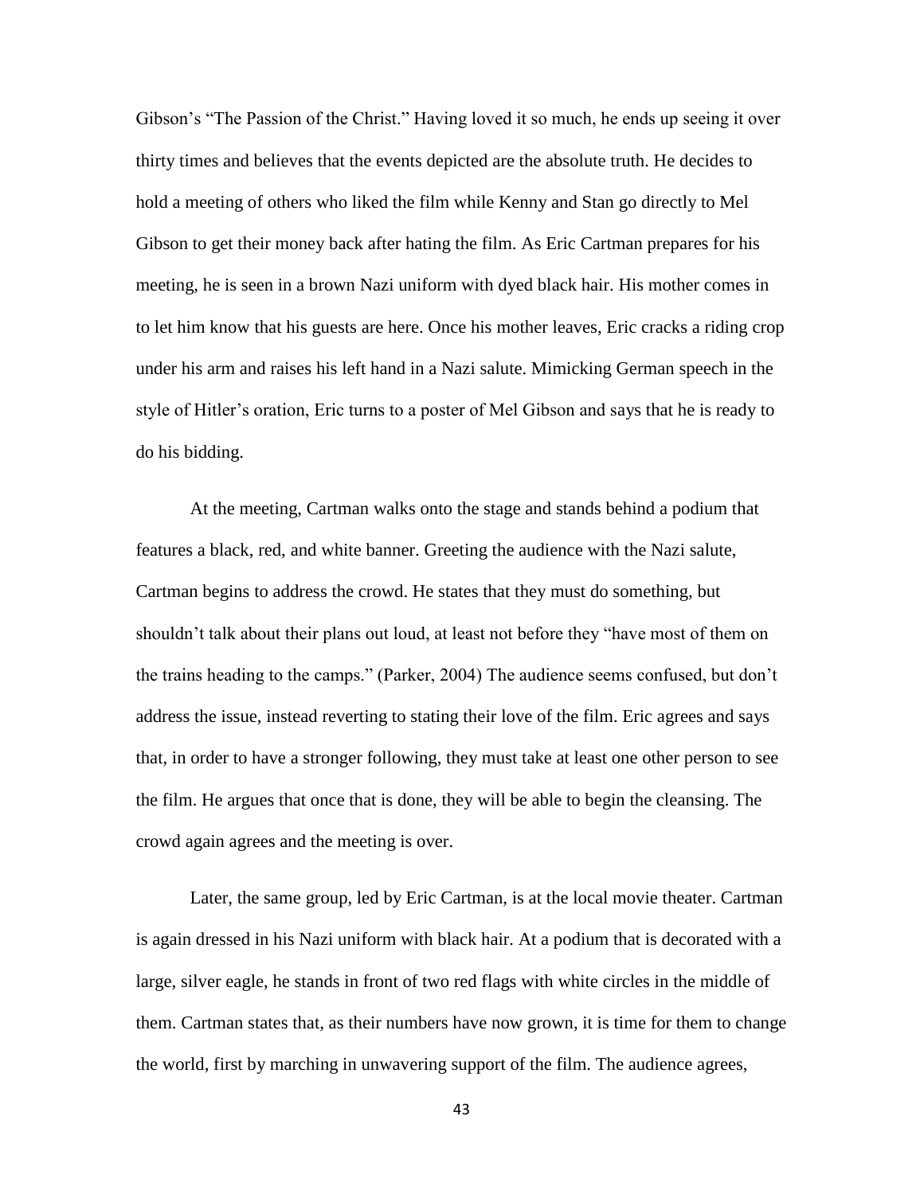Gibson's "The Passion of the Christ." Having loved it so much, he ends up seeing it over thirty times and believes that the events depicted are the absolute truth. He decides to hold a meeting of others who liked the film while Kenny and Stan go directly to Mel Gibson to get their money back after hating the film. As Eric Cartman prepares for his meeting, he is seen in a brown Nazi uniform with dyed black hair. His mother comes in to let him know that his guests are here. Once his mother leaves, Eric cracks a riding crop under his arm and raises his left hand in a Nazi salute. Mimicking German speech in the style of Hitler's oration, Eric turns to a poster of Mel Gibson and says that he is ready to do his bidding.

At the meeting, Cartman walks onto the stage and stands behind a podium that features a black, red, and white banner. Greeting the audience with the Nazi salute, Cartman begins to address the crowd. He states that they must do something, but shouldn't talk about their plans out loud, at least not before they "have most of them on the trains heading to the camps." (Parker, 2004) The audience seems confused, but don't address the issue, instead reverting to stating their love of the film. Eric agrees and says that, in order to have a stronger following, they must take at least one other person to see the film. He argues that once that is done, they will be able to begin the cleansing. The crowd again agrees and the meeting is over.

Later, the same group, led by Eric Cartman, is at the local movie theater. Cartman is again dressed in his Nazi uniform with black hair. At a podium that is decorated with a large, silver eagle, he stands in front of two red flags with white circles in the middle of them. Cartman states that, as their numbers have now grown, it is time for them to change the world, first by marching in unwavering support of the film. The audience agrees,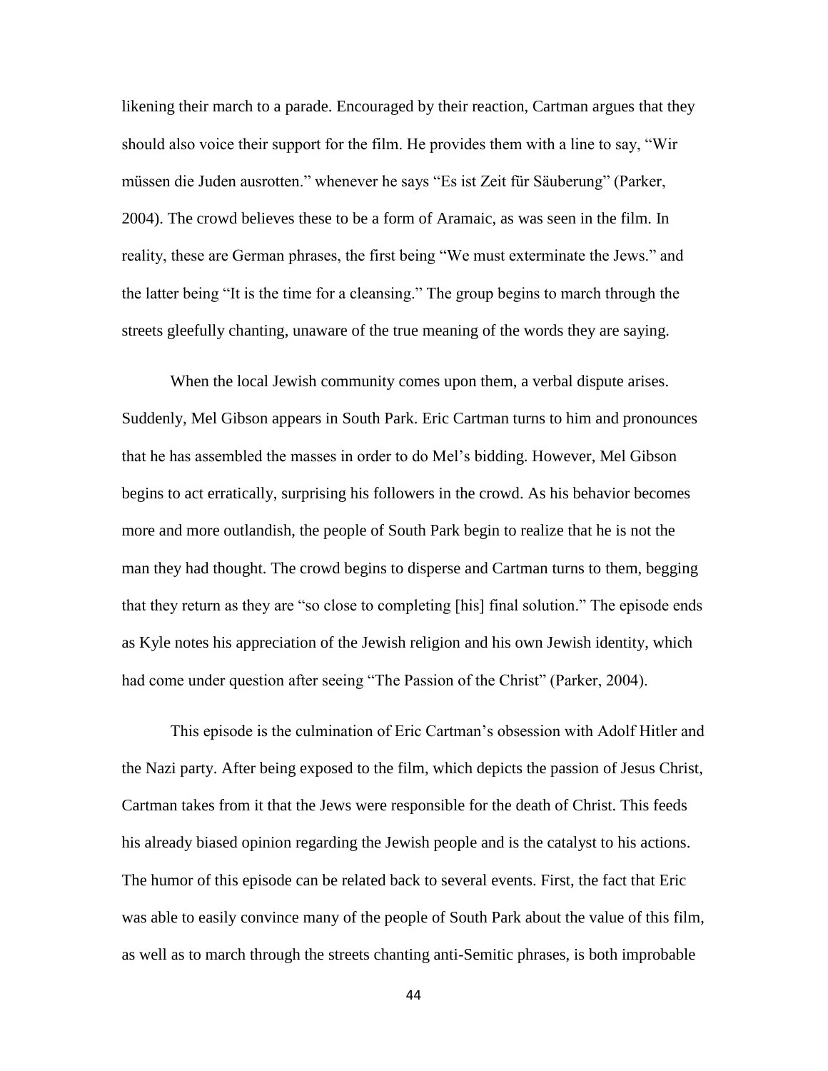likening their march to a parade. Encouraged by their reaction, Cartman argues that they should also voice their support for the film. He provides them with a line to say, "Wir müssen die Juden ausrotten." whenever he says "Es ist Zeit für Säuberung" (Parker, 2004). The crowd believes these to be a form of Aramaic, as was seen in the film. In reality, these are German phrases, the first being "We must exterminate the Jews." and the latter being "It is the time for a cleansing." The group begins to march through the streets gleefully chanting, unaware of the true meaning of the words they are saying.

When the local Jewish community comes upon them, a verbal dispute arises. Suddenly, Mel Gibson appears in South Park. Eric Cartman turns to him and pronounces that he has assembled the masses in order to do Mel's bidding. However, Mel Gibson begins to act erratically, surprising his followers in the crowd. As his behavior becomes more and more outlandish, the people of South Park begin to realize that he is not the man they had thought. The crowd begins to disperse and Cartman turns to them, begging that they return as they are "so close to completing [his] final solution." The episode ends as Kyle notes his appreciation of the Jewish religion and his own Jewish identity, which had come under question after seeing "The Passion of the Christ" (Parker, 2004).

This episode is the culmination of Eric Cartman's obsession with Adolf Hitler and the Nazi party. After being exposed to the film, which depicts the passion of Jesus Christ, Cartman takes from it that the Jews were responsible for the death of Christ. This feeds his already biased opinion regarding the Jewish people and is the catalyst to his actions. The humor of this episode can be related back to several events. First, the fact that Eric was able to easily convince many of the people of South Park about the value of this film, as well as to march through the streets chanting anti-Semitic phrases, is both improbable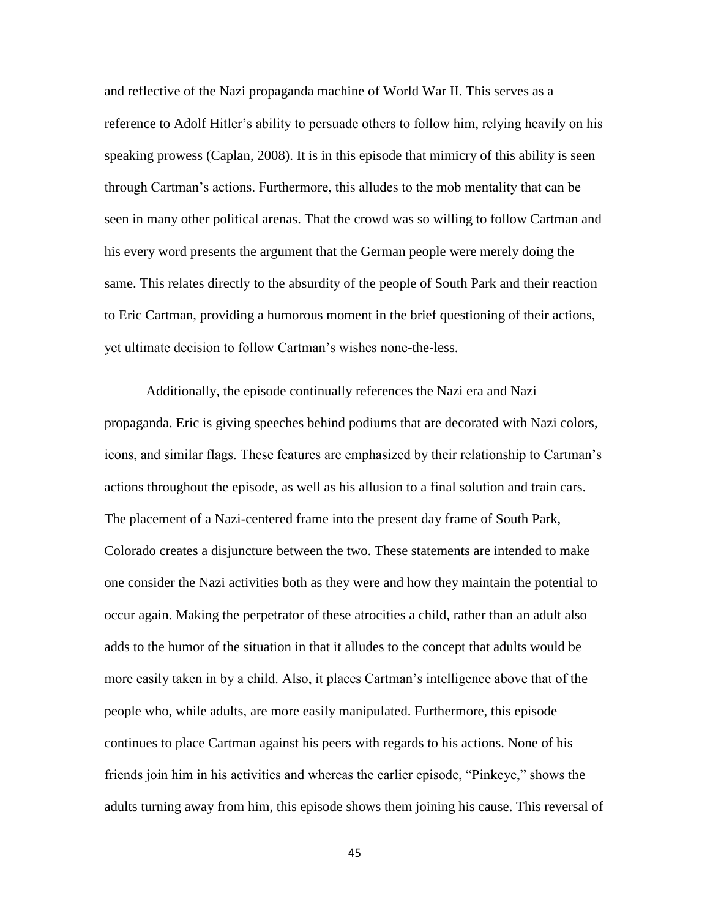and reflective of the Nazi propaganda machine of World War II. This serves as a reference to Adolf Hitler's ability to persuade others to follow him, relying heavily on his speaking prowess (Caplan, 2008). It is in this episode that mimicry of this ability is seen through Cartman's actions. Furthermore, this alludes to the mob mentality that can be seen in many other political arenas. That the crowd was so willing to follow Cartman and his every word presents the argument that the German people were merely doing the same. This relates directly to the absurdity of the people of South Park and their reaction to Eric Cartman, providing a humorous moment in the brief questioning of their actions, yet ultimate decision to follow Cartman's wishes none-the-less.

Additionally, the episode continually references the Nazi era and Nazi propaganda. Eric is giving speeches behind podiums that are decorated with Nazi colors, icons, and similar flags. These features are emphasized by their relationship to Cartman's actions throughout the episode, as well as his allusion to a final solution and train cars. The placement of a Nazi-centered frame into the present day frame of South Park, Colorado creates a disjuncture between the two. These statements are intended to make one consider the Nazi activities both as they were and how they maintain the potential to occur again. Making the perpetrator of these atrocities a child, rather than an adult also adds to the humor of the situation in that it alludes to the concept that adults would be more easily taken in by a child. Also, it places Cartman's intelligence above that of the people who, while adults, are more easily manipulated. Furthermore, this episode continues to place Cartman against his peers with regards to his actions. None of his friends join him in his activities and whereas the earlier episode, "Pinkeye," shows the adults turning away from him, this episode shows them joining his cause. This reversal of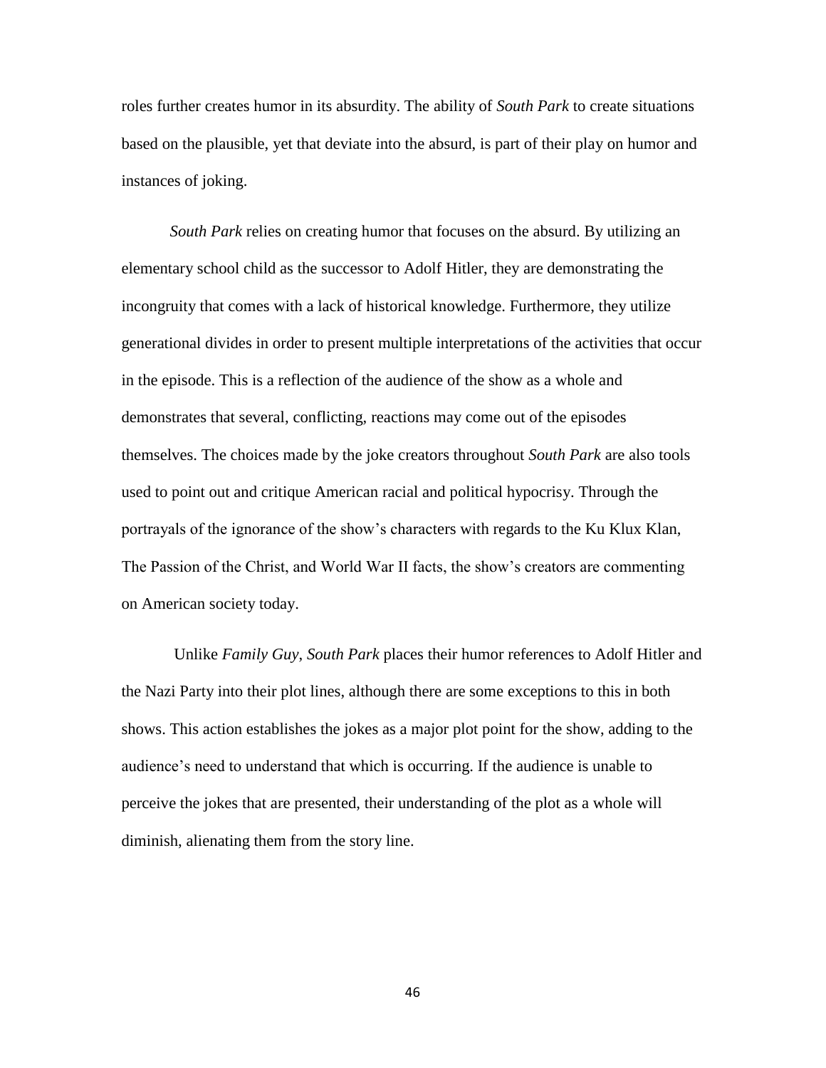roles further creates humor in its absurdity. The ability of *South Park* to create situations based on the plausible, yet that deviate into the absurd, is part of their play on humor and instances of joking.

*South Park* relies on creating humor that focuses on the absurd. By utilizing an elementary school child as the successor to Adolf Hitler, they are demonstrating the incongruity that comes with a lack of historical knowledge. Furthermore, they utilize generational divides in order to present multiple interpretations of the activities that occur in the episode. This is a reflection of the audience of the show as a whole and demonstrates that several, conflicting, reactions may come out of the episodes themselves. The choices made by the joke creators throughout *South Park* are also tools used to point out and critique American racial and political hypocrisy. Through the portrayals of the ignorance of the show's characters with regards to the Ku Klux Klan, The Passion of the Christ, and World War II facts, the show's creators are commenting on American society today.

Unlike *Family Guy*, *South Park* places their humor references to Adolf Hitler and the Nazi Party into their plot lines, although there are some exceptions to this in both shows. This action establishes the jokes as a major plot point for the show, adding to the audience's need to understand that which is occurring. If the audience is unable to perceive the jokes that are presented, their understanding of the plot as a whole will diminish, alienating them from the story line.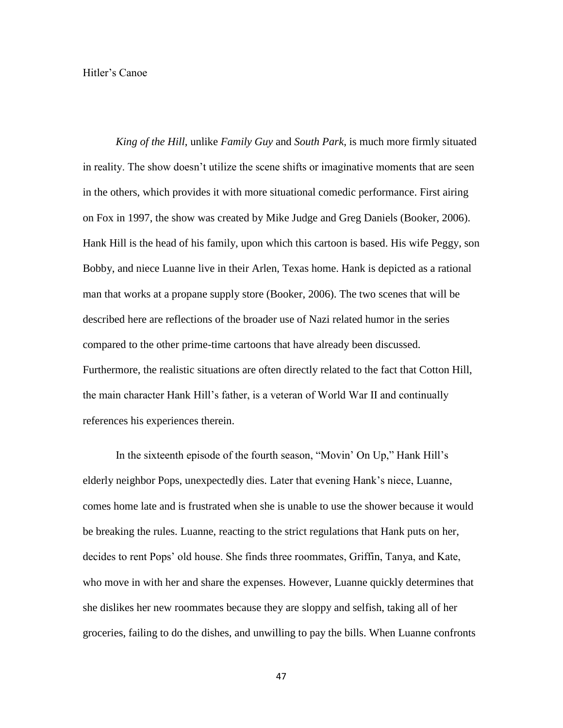Hitler's Canoe

*King of the Hill*, unlike *Family Guy* and *South Park*, is much more firmly situated in reality. The show doesn't utilize the scene shifts or imaginative moments that are seen in the others, which provides it with more situational comedic performance. First airing on Fox in 1997, the show was created by Mike Judge and Greg Daniels (Booker, 2006). Hank Hill is the head of his family, upon which this cartoon is based. His wife Peggy, son Bobby, and niece Luanne live in their Arlen, Texas home. Hank is depicted as a rational man that works at a propane supply store (Booker, 2006). The two scenes that will be described here are reflections of the broader use of Nazi related humor in the series compared to the other prime-time cartoons that have already been discussed. Furthermore, the realistic situations are often directly related to the fact that Cotton Hill, the main character Hank Hill's father, is a veteran of World War II and continually references his experiences therein.

In the sixteenth episode of the fourth season, "Movin' On Up," Hank Hill's elderly neighbor Pops, unexpectedly dies. Later that evening Hank's niece, Luanne, comes home late and is frustrated when she is unable to use the shower because it would be breaking the rules. Luanne, reacting to the strict regulations that Hank puts on her, decides to rent Pops' old house. She finds three roommates, Griffin, Tanya, and Kate, who move in with her and share the expenses. However, Luanne quickly determines that she dislikes her new roommates because they are sloppy and selfish, taking all of her groceries, failing to do the dishes, and unwilling to pay the bills. When Luanne confronts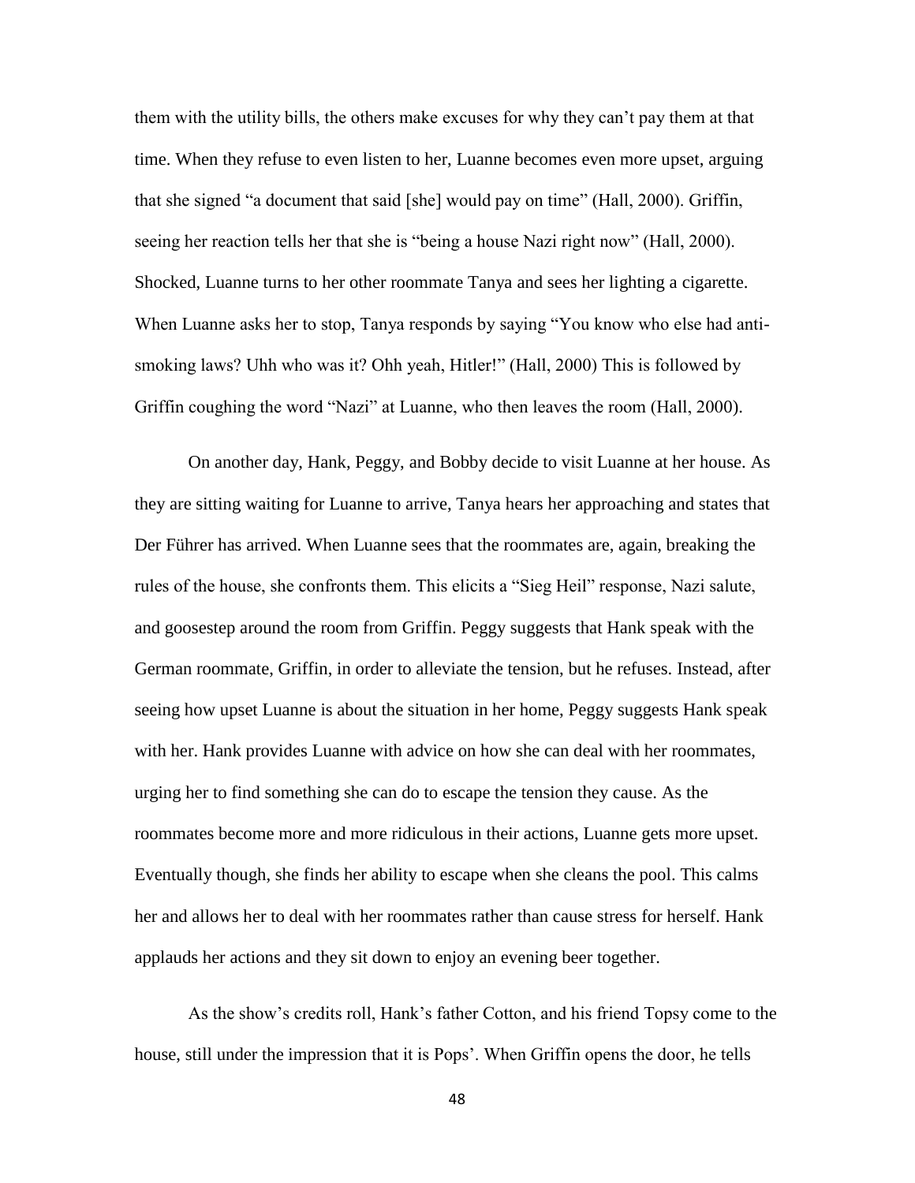them with the utility bills, the others make excuses for why they can't pay them at that time. When they refuse to even listen to her, Luanne becomes even more upset, arguing that she signed "a document that said [she] would pay on time" (Hall, 2000). Griffin, seeing her reaction tells her that she is "being a house Nazi right now" (Hall, 2000). Shocked, Luanne turns to her other roommate Tanya and sees her lighting a cigarette. When Luanne asks her to stop, Tanya responds by saying "You know who else had anti-smoking laws? Uhh who was it? Ohh yeah, Hitler!" (Hall, 2000) This is followed by Griffin coughing the word "Nazi" at Luanne, who then leaves the room (Hall, 2000).

On another day, Hank, Peggy, and Bobby decide to visit Luanne at her house. As they are sitting waiting for Luanne to arrive, Tanya hears her approaching and states that Der Führer has arrived. When Luanne sees that the roommates are, again, breaking the rules of the house, she confronts them. This elicits a "Sieg Heil" response, Nazi salute, and goosestep around the room from Griffin. Peggy suggests that Hank speak with the German roommate, Griffin, in order to alleviate the tension, but he refuses. Instead, after seeing how upset Luanne is about the situation in her home, Peggy suggests Hank speak with her. Hank provides Luanne with advice on how she can deal with her roommates, urging her to find something she can do to escape the tension they cause. As the roommates become more and more ridiculous in their actions, Luanne gets more upset. Eventually though, she finds her ability to escape when she cleans the pool. This calms her and allows her to deal with her roommates rather than cause stress for herself. Hank applauds her actions and they sit down to enjoy an evening beer together.

As the show's credits roll, Hank's father Cotton, and his friend Topsy come to the house, still under the impression that it is Pops'. When Griffin opens the door, he tells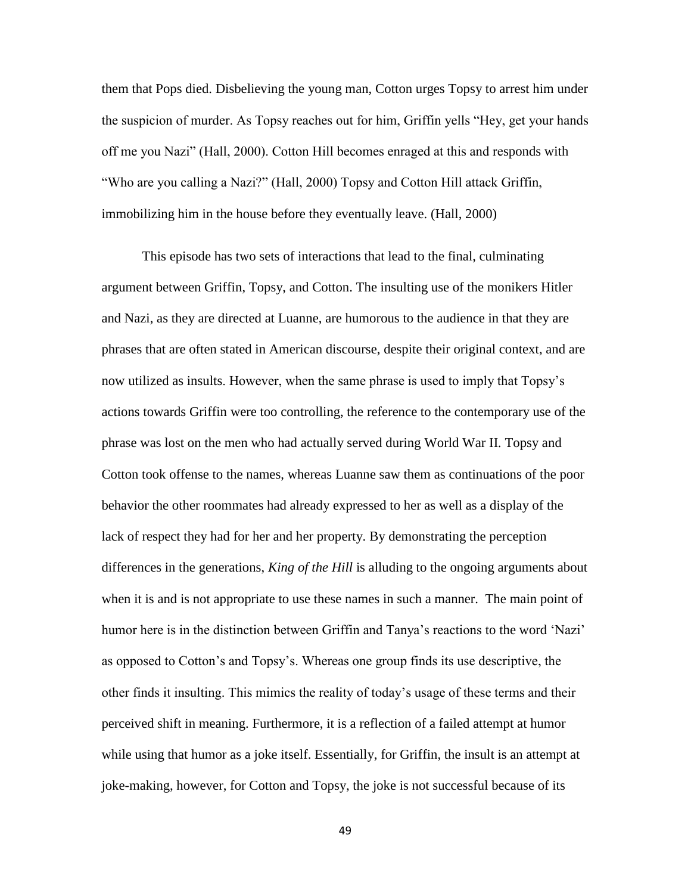them that Pops died. Disbelieving the young man, Cotton urges Topsy to arrest him under the suspicion of murder. As Topsy reaches out for him, Griffin yells "Hey, get your hands off me you Nazi" (Hall, 2000). Cotton Hill becomes enraged at this and responds with "Who are you calling a Nazi?" (Hall, 2000) Topsy and Cotton Hill attack Griffin, immobilizing him in the house before they eventually leave. (Hall, 2000)

This episode has two sets of interactions that lead to the final, culminating argument between Griffin, Topsy, and Cotton. The insulting use of the monikers Hitler and Nazi, as they are directed at Luanne, are humorous to the audience in that they are phrases that are often stated in American discourse, despite their original context, and are now utilized as insults. However, when the same phrase is used to imply that Topsy's actions towards Griffin were too controlling, the reference to the contemporary use of the phrase was lost on the men who had actually served during World War II. Topsy and Cotton took offense to the names, whereas Luanne saw them as continuations of the poor behavior the other roommates had already expressed to her as well as a display of the lack of respect they had for her and her property. By demonstrating the perception differences in the generations, *King of the Hill* is alluding to the ongoing arguments about when it is and is not appropriate to use these names in such a manner. The main point of humor here is in the distinction between Griffin and Tanya's reactions to the word 'Nazi' as opposed to Cotton's and Topsy's. Whereas one group finds its use descriptive, the other finds it insulting. This mimics the reality of today's usage of these terms and their perceived shift in meaning. Furthermore, it is a reflection of a failed attempt at humor while using that humor as a joke itself. Essentially, for Griffin, the insult is an attempt at joke-making, however, for Cotton and Topsy, the joke is not successful because of its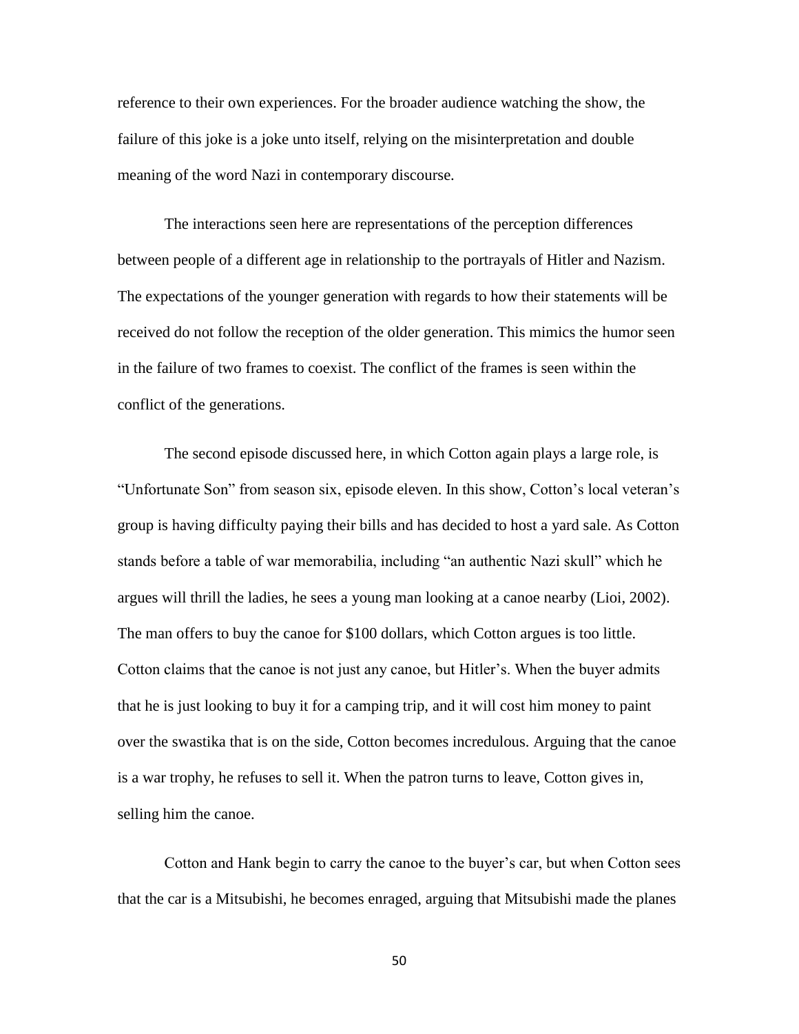reference to their own experiences. For the broader audience watching the show, the failure of this joke is a joke unto itself, relying on the misinterpretation and double meaning of the word Nazi in contemporary discourse.

The interactions seen here are representations of the perception differences between people of a different age in relationship to the portrayals of Hitler and Nazism. The expectations of the younger generation with regards to how their statements will be received do not follow the reception of the older generation. This mimics the humor seen in the failure of two frames to coexist. The conflict of the frames is seen within the conflict of the generations.

The second episode discussed here, in which Cotton again plays a large role, is "Unfortunate Son" from season six, episode eleven. In this show, Cotton's local veteran's group is having difficulty paying their bills and has decided to host a yard sale. As Cotton stands before a table of war memorabilia, including "an authentic Nazi skull" which he argues will thrill the ladies, he sees a young man looking at a canoe nearby (Lioi, 2002). The man offers to buy the canoe for $100 dollars, which Cotton argues is too little. Cotton claims that the canoe is not just any canoe, but Hitler's. When the buyer admits that he is just looking to buy it for a camping trip, and it will cost him money to paint over the swastika that is on the side, Cotton becomes incredulous. Arguing that the canoe is a war trophy, he refuses to sell it. When the patron turns to leave, Cotton gives in, selling him the canoe.

Cotton and Hank begin to carry the canoe to the buyer's car, but when Cotton sees that the car is a Mitsubishi, he becomes enraged, arguing that Mitsubishi made the planes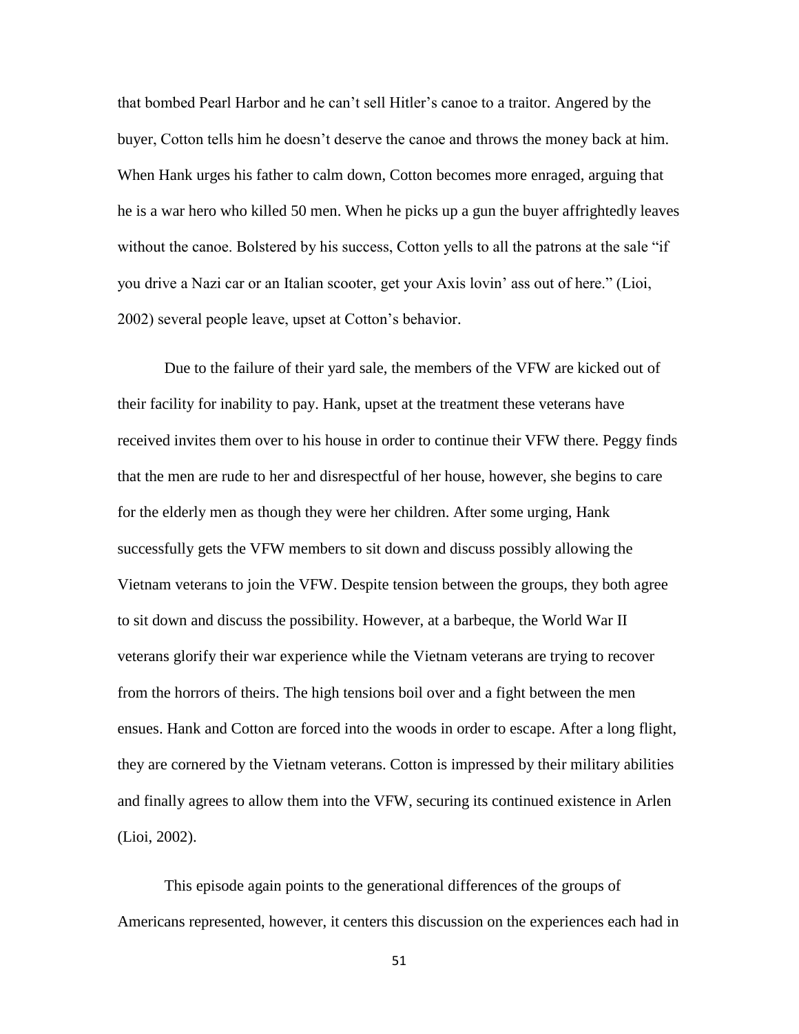that bombed Pearl Harbor and he can't sell Hitler's canoe to a traitor. Angered by the buyer, Cotton tells him he doesn't deserve the canoe and throws the money back at him. When Hank urges his father to calm down, Cotton becomes more enraged, arguing that he is a war hero who killed 50 men. When he picks up a gun the buyer affrightedly leaves without the canoe. Bolstered by his success, Cotton yells to all the patrons at the sale "if you drive a Nazi car or an Italian scooter, get your Axis lovin' ass out of here." (Lioi, 2002) several people leave, upset at Cotton's behavior.

Due to the failure of their yard sale, the members of the VFW are kicked out of their facility for inability to pay. Hank, upset at the treatment these veterans have received invites them over to his house in order to continue their VFW there. Peggy finds that the men are rude to her and disrespectful of her house, however, she begins to care for the elderly men as though they were her children. After some urging, Hank successfully gets the VFW members to sit down and discuss possibly allowing the Vietnam veterans to join the VFW. Despite tension between the groups, they both agree to sit down and discuss the possibility. However, at a barbeque, the World War II veterans glorify their war experience while the Vietnam veterans are trying to recover from the horrors of theirs. The high tensions boil over and a fight between the men ensues. Hank and Cotton are forced into the woods in order to escape. After a long flight, they are cornered by the Vietnam veterans. Cotton is impressed by their military abilities and finally agrees to allow them into the VFW, securing its continued existence in Arlen (Lioi, 2002).

This episode again points to the generational differences of the groups of Americans represented, however, it centers this discussion on the experiences each had in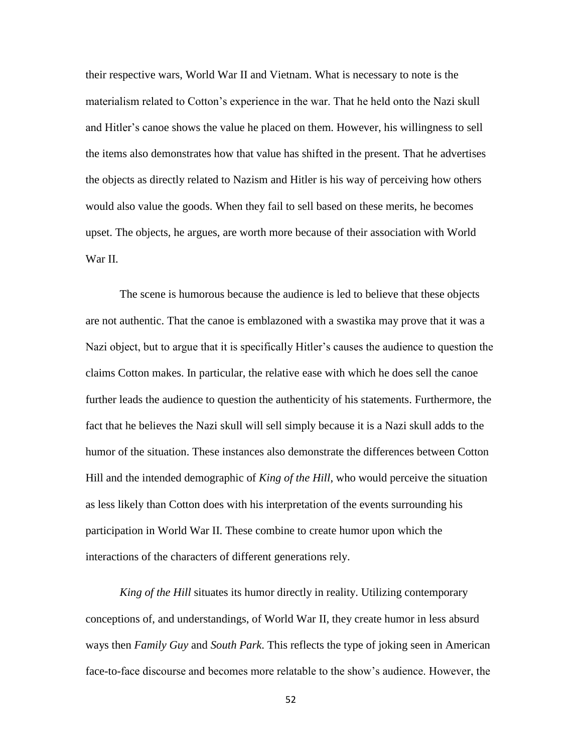their respective wars, World War II and Vietnam. What is necessary to note is the materialism related to Cotton's experience in the war. That he held onto the Nazi skull and Hitler's canoe shows the value he placed on them. However, his willingness to sell the items also demonstrates how that value has shifted in the present. That he advertises the objects as directly related to Nazism and Hitler is his way of perceiving how others would also value the goods. When they fail to sell based on these merits, he becomes upset. The objects, he argues, are worth more because of their association with World War II.

The scene is humorous because the audience is led to believe that these objects are not authentic. That the canoe is emblazoned with a swastika may prove that it was a Nazi object, but to argue that it is specifically Hitler's causes the audience to question the claims Cotton makes. In particular, the relative ease with which he does sell the canoe further leads the audience to question the authenticity of his statements. Furthermore, the fact that he believes the Nazi skull will sell simply because it is a Nazi skull adds to the humor of the situation. These instances also demonstrate the differences between Cotton Hill and the intended demographic of *King of the Hill*, who would perceive the situation as less likely than Cotton does with his interpretation of the events surrounding his participation in World War II. These combine to create humor upon which the interactions of the characters of different generations rely.

*King of the Hill* situates its humor directly in reality. Utilizing contemporary conceptions of, and understandings, of World War II, they create humor in less absurd ways then *Family Guy* and *South Park*. This reflects the type of joking seen in American face-to-face discourse and becomes more relatable to the show's audience. However, the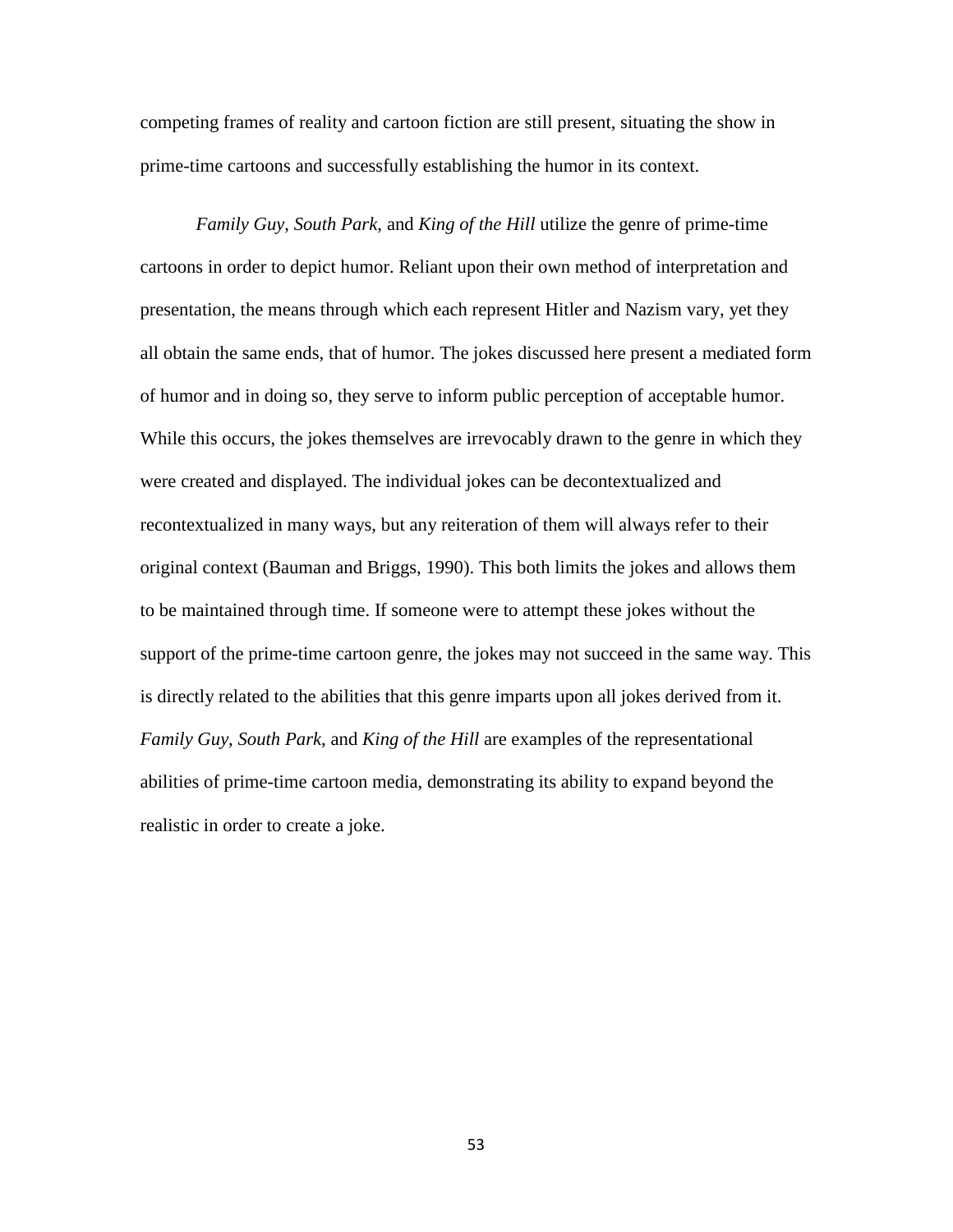competing frames of reality and cartoon fiction are still present, situating the show in prime-time cartoons and successfully establishing the humor in its context.

*Family Guy*, *South Park*, and *King of the Hill* utilize the genre of prime-time cartoons in order to depict humor. Reliant upon their own method of interpretation and presentation, the means through which each represent Hitler and Nazism vary, yet they all obtain the same ends, that of humor. The jokes discussed here present a mediated form of humor and in doing so, they serve to inform public perception of acceptable humor. While this occurs, the jokes themselves are irrevocably drawn to the genre in which they were created and displayed. The individual jokes can be decontextualized and recontextualized in many ways, but any reiteration of them will always refer to their original context (Bauman and Briggs, 1990). This both limits the jokes and allows them to be maintained through time. If someone were to attempt these jokes without the support of the prime-time cartoon genre, the jokes may not succeed in the same way. This is directly related to the abilities that this genre imparts upon all jokes derived from it. *Family Guy*, *South Park*, and *King of the Hill* are examples of the representational abilities of prime-time cartoon media, demonstrating its ability to expand beyond the realistic in order to create a joke.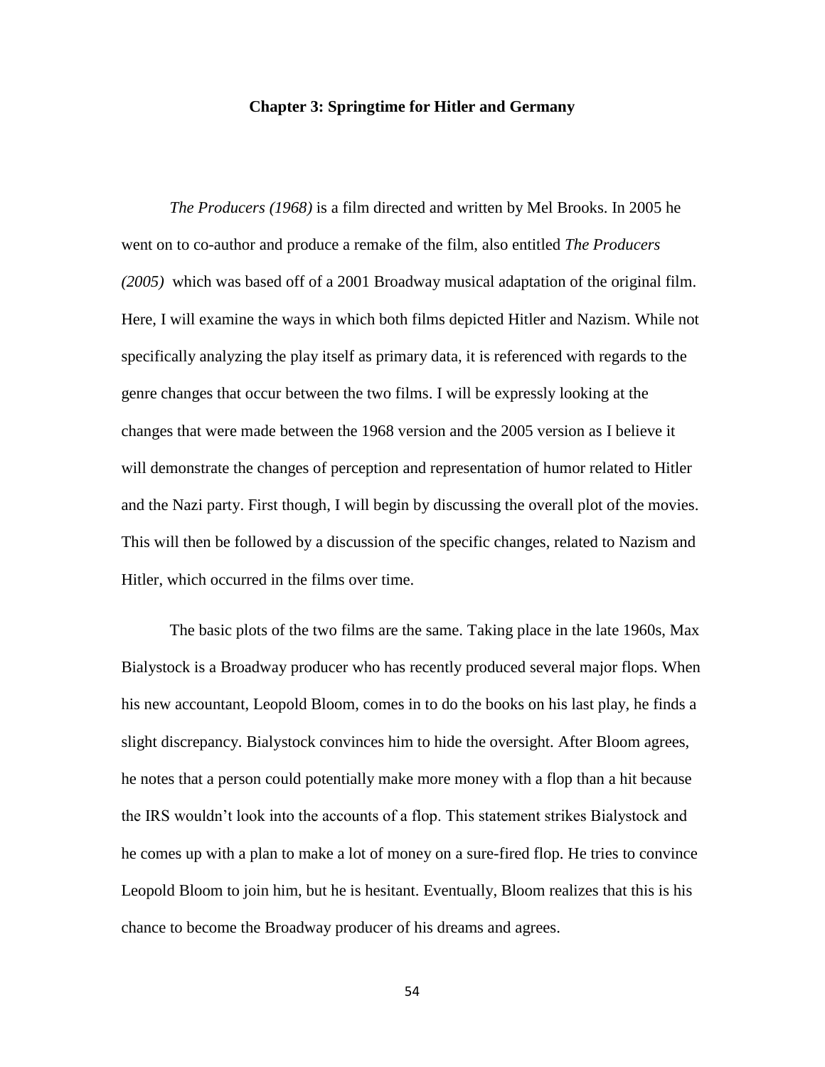## Chapter 3: Springtime for Hitler and Germany

*The Producers (1968)* is a film directed and written by Mel Brooks. In 2005 he went on to co-author and produce a remake of the film, also entitled *The Producers (2005)* which was based off of a 2001 Broadway musical adaptation of the original film. Here, I will examine the ways in which both films depicted Hitler and Nazism. While not specifically analyzing the play itself as primary data, it is referenced with regards to the genre changes that occur between the two films. I will be expressly looking at the changes that were made between the 1968 version and the 2005 version as I believe it will demonstrate the changes of perception and representation of humor related to Hitler and the Nazi party. First though, I will begin by discussing the overall plot of the movies. This will then be followed by a discussion of the specific changes, related to Nazism and Hitler, which occurred in the films over time.

The basic plots of the two films are the same. Taking place in the late 1960s, Max Bialystock is a Broadway producer who has recently produced several major flops. When his new accountant, Leopold Bloom, comes in to do the books on his last play, he finds a slight discrepancy. Bialystock convinces him to hide the oversight. After Bloom agrees, he notes that a person could potentially make more money with a flop than a hit because the IRS wouldn't look into the accounts of a flop. This statement strikes Bialystock and he comes up with a plan to make a lot of money on a sure-fired flop. He tries to convince Leopold Bloom to join him, but he is hesitant. Eventually, Bloom realizes that this is his chance to become the Broadway producer of his dreams and agrees.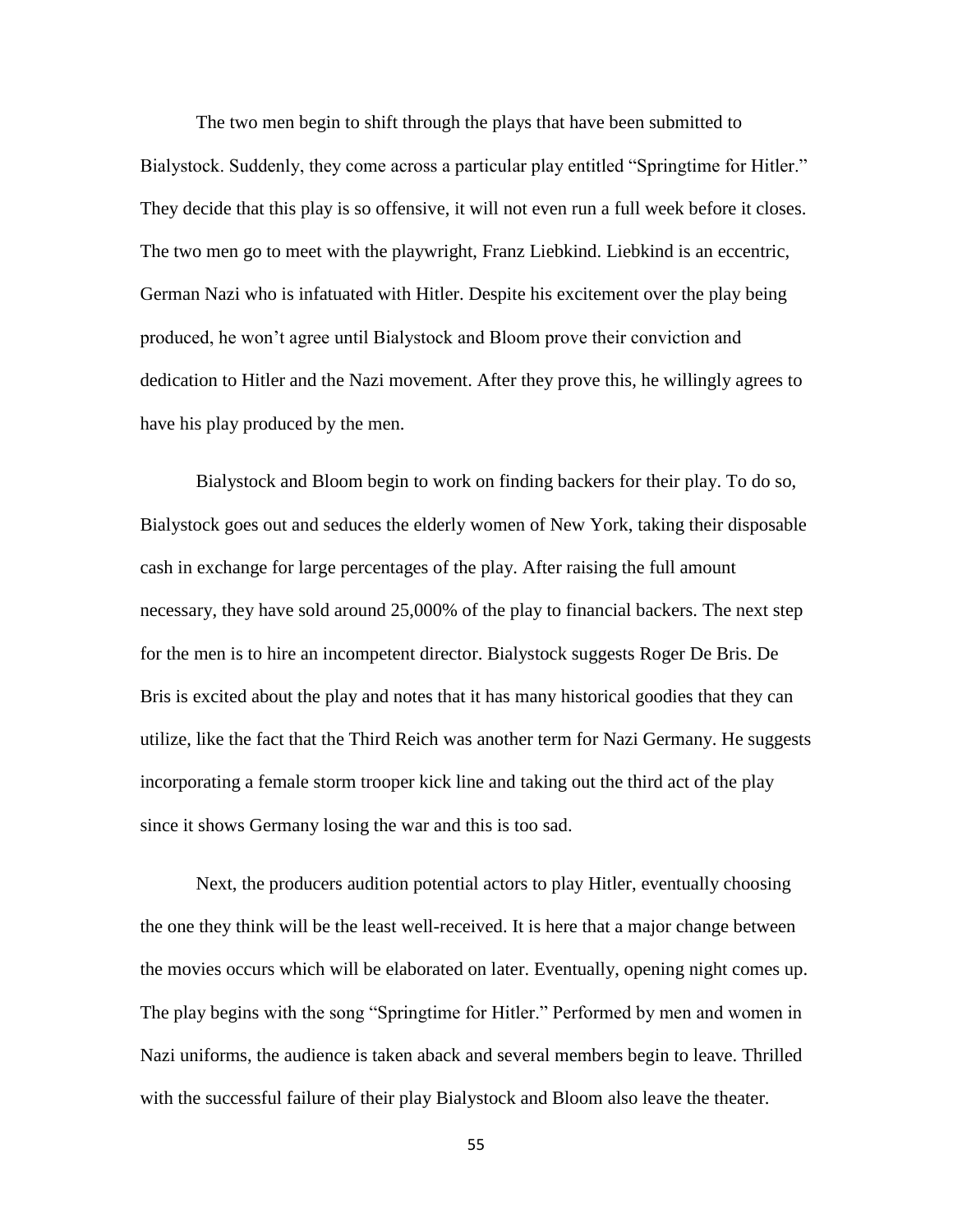The two men begin to shift through the plays that have been submitted to Bialystock. Suddenly, they come across a particular play entitled "Springtime for Hitler." They decide that this play is so offensive, it will not even run a full week before it closes. The two men go to meet with the playwright, Franz Liebkind. Liebkind is an eccentric, German Nazi who is infatuated with Hitler. Despite his excitement over the play being produced, he won't agree until Bialystock and Bloom prove their conviction and dedication to Hitler and the Nazi movement. After they prove this, he willingly agrees to have his play produced by the men.

Bialystock and Bloom begin to work on finding backers for their play. To do so, Bialystock goes out and seduces the elderly women of New York, taking their disposable cash in exchange for large percentages of the play. After raising the full amount necessary, they have sold around 25,000% of the play to financial backers. The next step for the men is to hire an incompetent director. Bialystock suggests Roger De Bris. De Bris is excited about the play and notes that it has many historical goodies that they can utilize, like the fact that the Third Reich was another term for Nazi Germany. He suggests incorporating a female storm trooper kick line and taking out the third act of the play since it shows Germany losing the war and this is too sad.

Next, the producers audition potential actors to play Hitler, eventually choosing the one they think will be the least well-received. It is here that a major change between the movies occurs which will be elaborated on later. Eventually, opening night comes up. The play begins with the song "Springtime for Hitler." Performed by men and women in Nazi uniforms, the audience is taken aback and several members begin to leave. Thrilled with the successful failure of their play Bialystock and Bloom also leave the theater.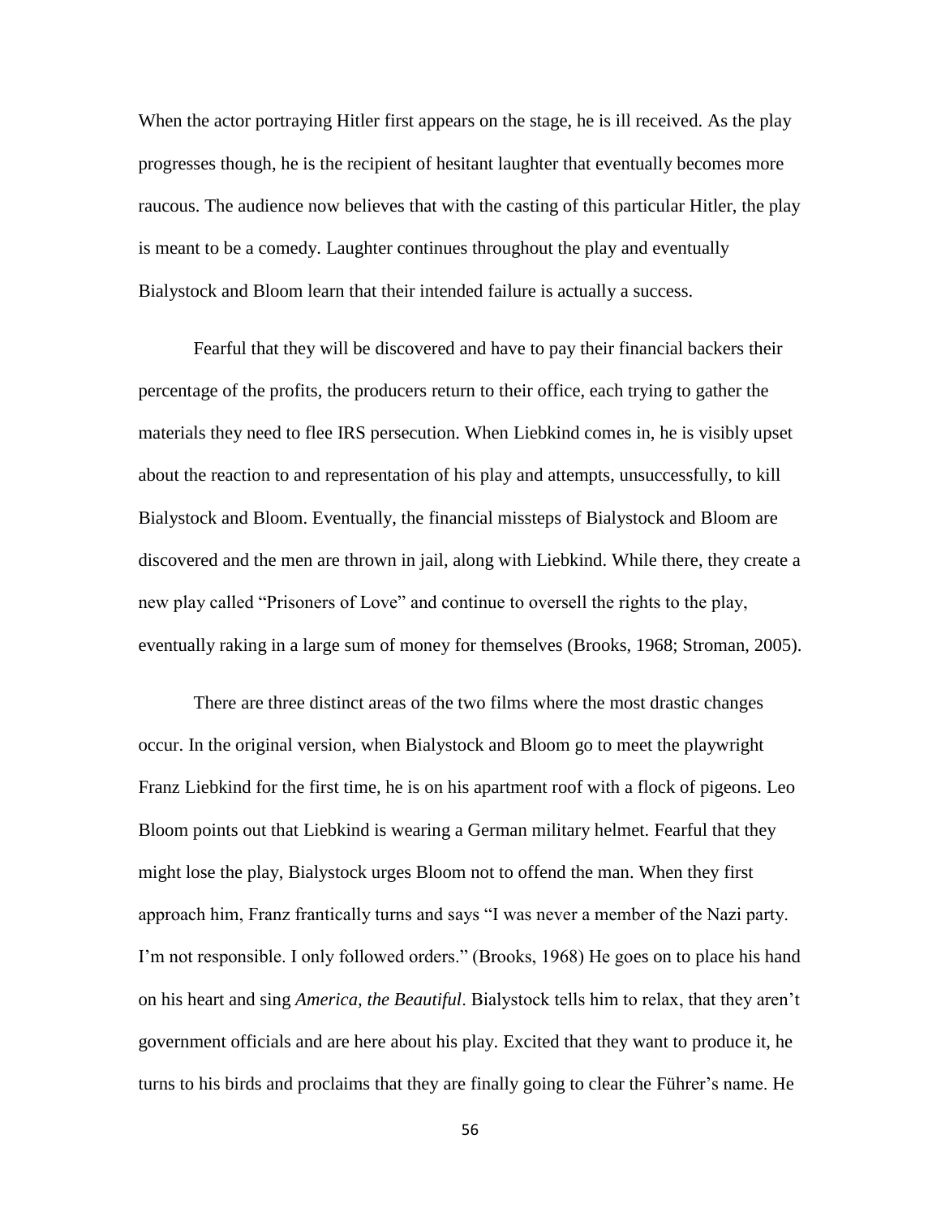When the actor portraying Hitler first appears on the stage, he is ill received. As the play progresses though, he is the recipient of hesitant laughter that eventually becomes more raucous. The audience now believes that with the casting of this particular Hitler, the play is meant to be a comedy. Laughter continues throughout the play and eventually Bialystock and Bloom learn that their intended failure is actually a success.

Fearful that they will be discovered and have to pay their financial backers their percentage of the profits, the producers return to their office, each trying to gather the materials they need to flee IRS persecution. When Liebkind comes in, he is visibly upset about the reaction to and representation of his play and attempts, unsuccessfully, to kill Bialystock and Bloom. Eventually, the financial missteps of Bialystock and Bloom are discovered and the men are thrown in jail, along with Liebkind. While there, they create a new play called "Prisoners of Love" and continue to oversell the rights to the play, eventually raking in a large sum of money for themselves (Brooks, 1968; Stroman, 2005).

There are three distinct areas of the two films where the most drastic changes occur. In the original version, when Bialystock and Bloom go to meet the playwright Franz Liebkind for the first time, he is on his apartment roof with a flock of pigeons. Leo Bloom points out that Liebkind is wearing a German military helmet. Fearful that they might lose the play, Bialystock urges Bloom not to offend the man. When they first approach him, Franz frantically turns and says "I was never a member of the Nazi party. I'm not responsible. I only followed orders." (Brooks, 1968) He goes on to place his hand on his heart and sing *America, the Beautiful*. Bialystock tells him to relax, that they aren't government officials and are here about his play. Excited that they want to produce it, he turns to his birds and proclaims that they are finally going to clear the Führer's name. He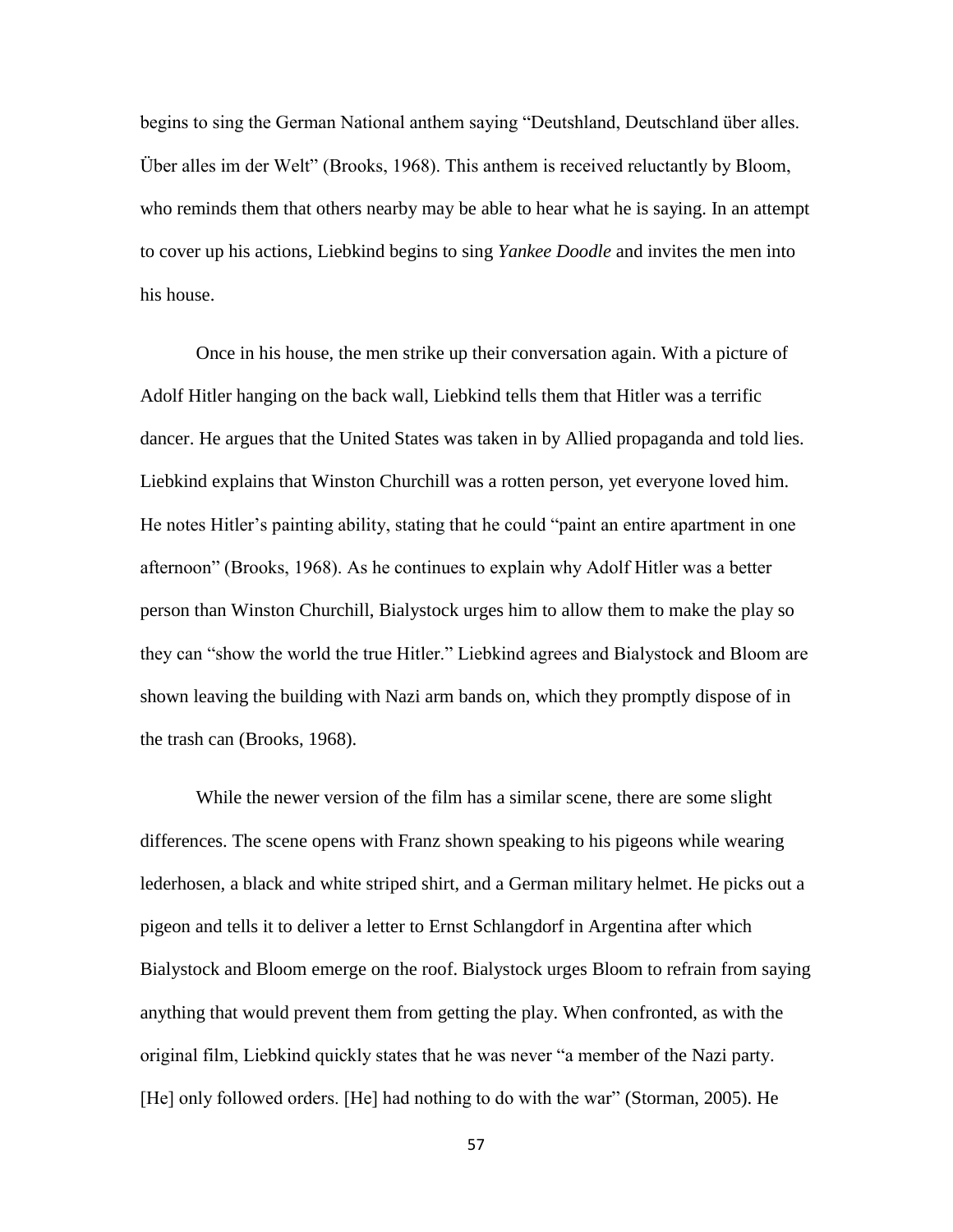begins to sing the German National anthem saying "Deutshland, Deutschland über alles. Über alles im der Welt" (Brooks, 1968). This anthem is received reluctantly by Bloom, who reminds them that others nearby may be able to hear what he is saying. In an attempt to cover up his actions, Liebkind begins to sing *Yankee Doodle* and invites the men into his house.

Once in his house, the men strike up their conversation again. With a picture of Adolf Hitler hanging on the back wall, Liebkind tells them that Hitler was a terrific dancer. He argues that the United States was taken in by Allied propaganda and told lies. Liebkind explains that Winston Churchill was a rotten person, yet everyone loved him. He notes Hitler's painting ability, stating that he could "paint an entire apartment in one afternoon" (Brooks, 1968). As he continues to explain why Adolf Hitler was a better person than Winston Churchill, Bialystock urges him to allow them to make the play so they can "show the world the true Hitler." Liebkind agrees and Bialystock and Bloom are shown leaving the building with Nazi arm bands on, which they promptly dispose of in the trash can (Brooks, 1968).

While the newer version of the film has a similar scene, there are some slight differences. The scene opens with Franz shown speaking to his pigeons while wearing lederhosen, a black and white striped shirt, and a German military helmet. He picks out a pigeon and tells it to deliver a letter to Ernst Schlangdorf in Argentina after which Bialystock and Bloom emerge on the roof. Bialystock urges Bloom to refrain from saying anything that would prevent them from getting the play. When confronted, as with the original film, Liebkind quickly states that he was never "a member of the Nazi party. [He] only followed orders. [He] had nothing to do with the war" (Storman, 2005). He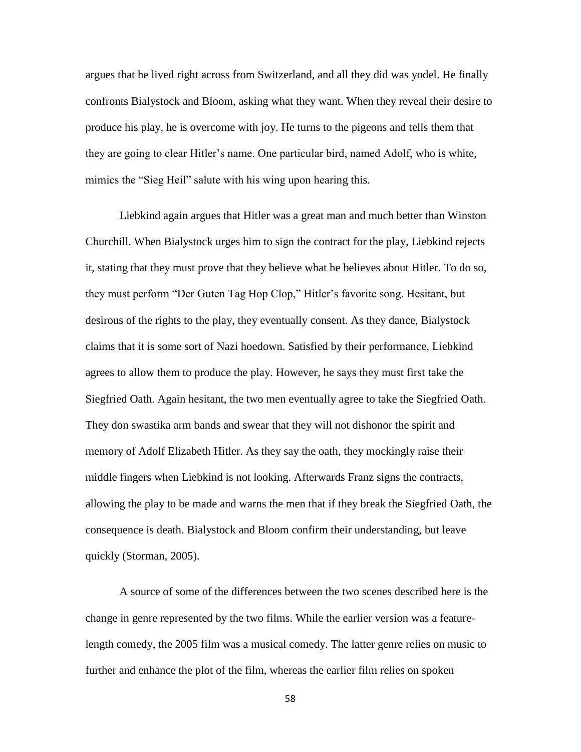argues that he lived right across from Switzerland, and all they did was yodel. He finally confronts Bialystock and Bloom, asking what they want. When they reveal their desire to produce his play, he is overcome with joy. He turns to the pigeons and tells them that they are going to clear Hitler's name. One particular bird, named Adolf, who is white, mimics the "Sieg Heil" salute with his wing upon hearing this.

Liebkind again argues that Hitler was a great man and much better than Winston Churchill. When Bialystock urges him to sign the contract for the play, Liebkind rejects it, stating that they must prove that they believe what he believes about Hitler. To do so, they must perform "Der Guten Tag Hop Clop," Hitler's favorite song. Hesitant, but desirous of the rights to the play, they eventually consent. As they dance, Bialystock claims that it is some sort of Nazi hoedown. Satisfied by their performance, Liebkind agrees to allow them to produce the play. However, he says they must first take the Siegfried Oath. Again hesitant, the two men eventually agree to take the Siegfried Oath. They don swastika arm bands and swear that they will not dishonor the spirit and memory of Adolf Elizabeth Hitler. As they say the oath, they mockingly raise their middle fingers when Liebkind is not looking. Afterwards Franz signs the contracts, allowing the play to be made and warns the men that if they break the Siegfried Oath, the consequence is death. Bialystock and Bloom confirm their understanding, but leave quickly (Storman, 2005).

A source of some of the differences between the two scenes described here is the change in genre represented by the two films. While the earlier version was a feature-length comedy, the 2005 film was a musical comedy. The latter genre relies on music to further and enhance the plot of the film, whereas the earlier film relies on spoken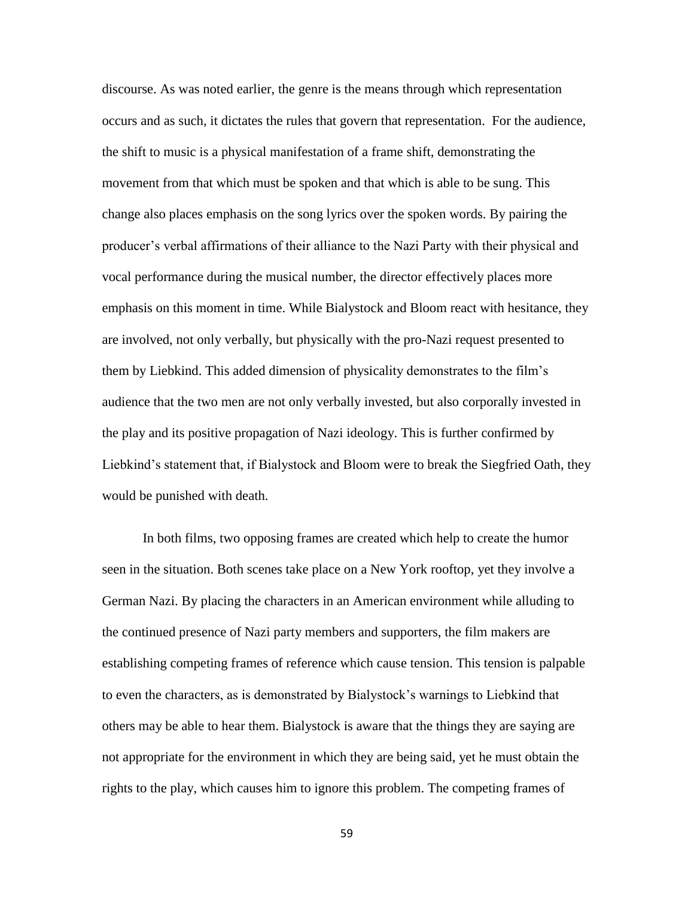discourse. As was noted earlier, the genre is the means through which representation occurs and as such, it dictates the rules that govern that representation. For the audience, the shift to music is a physical manifestation of a frame shift, demonstrating the movement from that which must be spoken and that which is able to be sung. This change also places emphasis on the song lyrics over the spoken words. By pairing the producer's verbal affirmations of their alliance to the Nazi Party with their physical and vocal performance during the musical number, the director effectively places more emphasis on this moment in time. While Bialystock and Bloom react with hesitance, they are involved, not only verbally, but physically with the pro-Nazi request presented to them by Liebkind. This added dimension of physicality demonstrates to the film's audience that the two men are not only verbally invested, but also corporally invested in the play and its positive propagation of Nazi ideology. This is further confirmed by Liebkind's statement that, if Bialystock and Bloom were to break the Siegfried Oath, they would be punished with death.

In both films, two opposing frames are created which help to create the humor seen in the situation. Both scenes take place on a New York rooftop, yet they involve a German Nazi. By placing the characters in an American environment while alluding to the continued presence of Nazi party members and supporters, the film makers are establishing competing frames of reference which cause tension. This tension is palpable to even the characters, as is demonstrated by Bialystock's warnings to Liebkind that others may be able to hear them. Bialystock is aware that the things they are saying are not appropriate for the environment in which they are being said, yet he must obtain the rights to the play, which causes him to ignore this problem. The competing frames of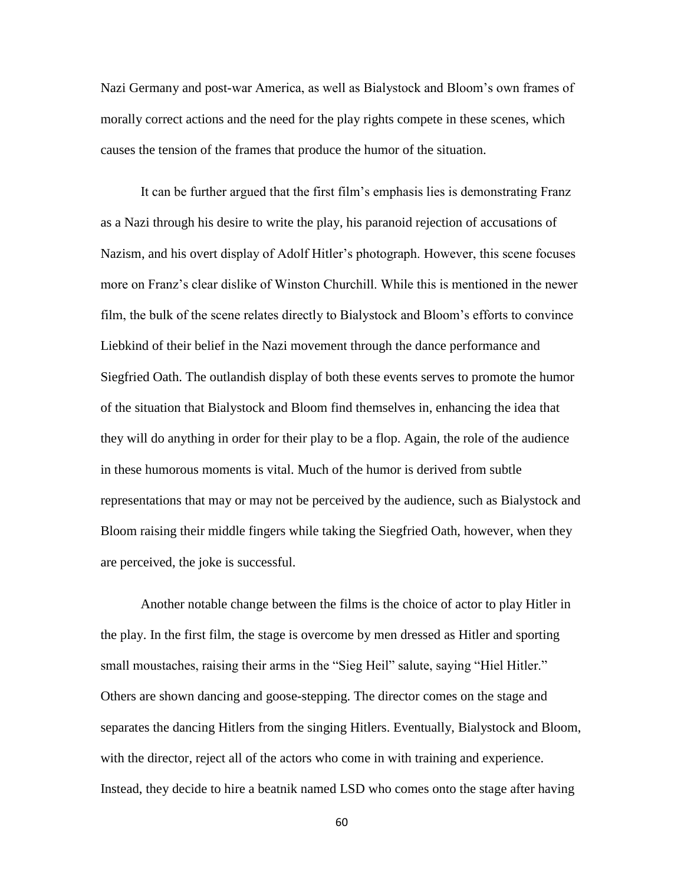Nazi Germany and post-war America, as well as Bialystock and Bloom's own frames of morally correct actions and the need for the play rights compete in these scenes, which causes the tension of the frames that produce the humor of the situation.

It can be further argued that the first film's emphasis lies is demonstrating Franz as a Nazi through his desire to write the play, his paranoid rejection of accusations of Nazism, and his overt display of Adolf Hitler's photograph. However, this scene focuses more on Franz's clear dislike of Winston Churchill. While this is mentioned in the newer film, the bulk of the scene relates directly to Bialystock and Bloom's efforts to convince Liebkind of their belief in the Nazi movement through the dance performance and Siegfried Oath. The outlandish display of both these events serves to promote the humor of the situation that Bialystock and Bloom find themselves in, enhancing the idea that they will do anything in order for their play to be a flop. Again, the role of the audience in these humorous moments is vital. Much of the humor is derived from subtle representations that may or may not be perceived by the audience, such as Bialystock and Bloom raising their middle fingers while taking the Siegfried Oath, however, when they are perceived, the joke is successful.

Another notable change between the films is the choice of actor to play Hitler in the play. In the first film, the stage is overcome by men dressed as Hitler and sporting small moustaches, raising their arms in the "Sieg Heil" salute, saying "Hiel Hitler." Others are shown dancing and goose-stepping. The director comes on the stage and separates the dancing Hitlers from the singing Hitlers. Eventually, Bialystock and Bloom, with the director, reject all of the actors who come in with training and experience. Instead, they decide to hire a beatnik named LSD who comes onto the stage after having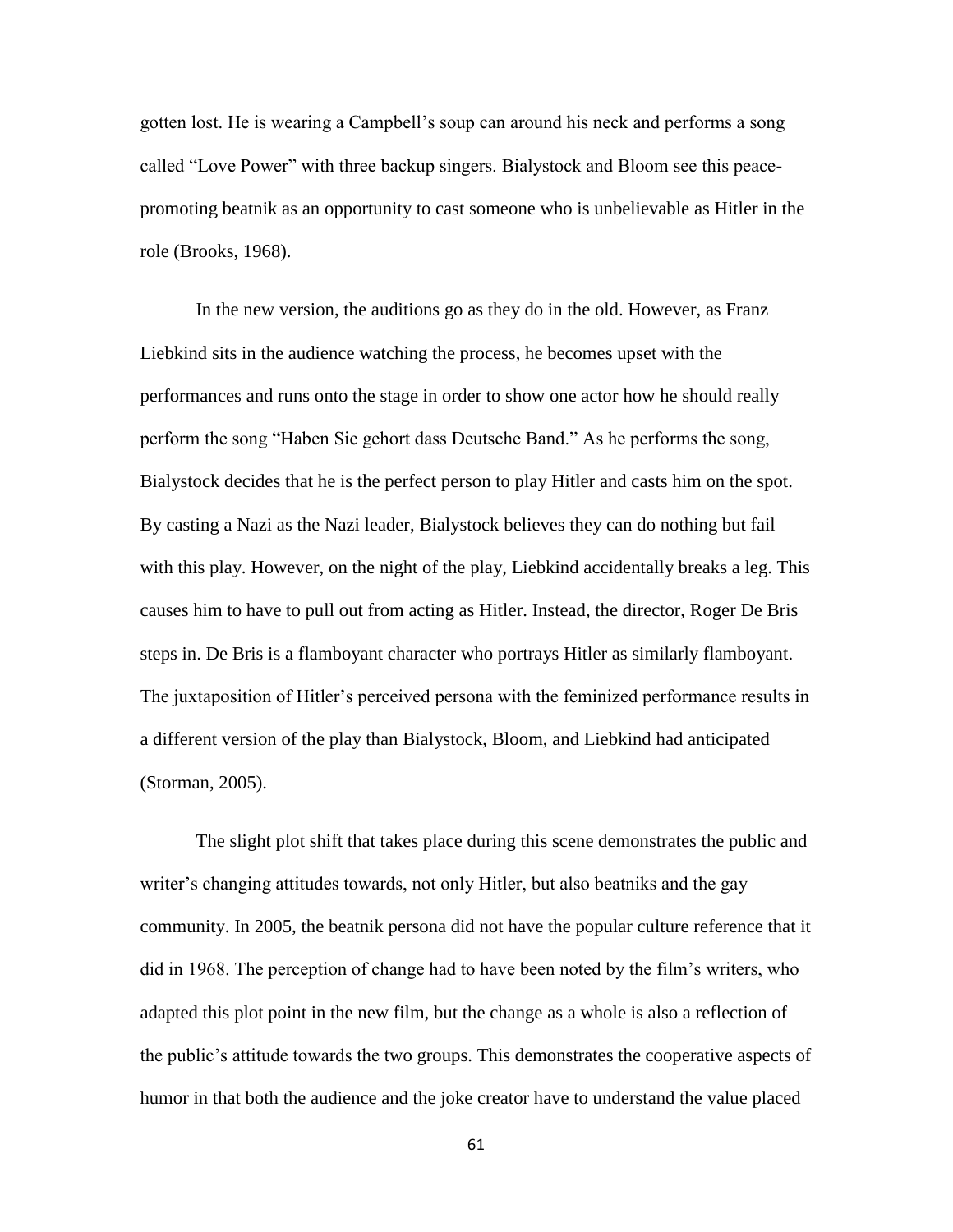gotten lost. He is wearing a Campbell's soup can around his neck and performs a song called "Love Power" with three backup singers. Bialystock and Bloom see this peace-promoting beatnik as an opportunity to cast someone who is unbelievable as Hitler in the role (Brooks, 1968).

In the new version, the auditions go as they do in the old. However, as Franz Liebkind sits in the audience watching the process, he becomes upset with the performances and runs onto the stage in order to show one actor how he should really perform the song "Haben Sie gehort dass Deutsche Band." As he performs the song, Bialystock decides that he is the perfect person to play Hitler and casts him on the spot. By casting a Nazi as the Nazi leader, Bialystock believes they can do nothing but fail with this play. However, on the night of the play, Liebkind accidentally breaks a leg. This causes him to have to pull out from acting as Hitler. Instead, the director, Roger De Bris steps in. De Bris is a flamboyant character who portrays Hitler as similarly flamboyant. The juxtaposition of Hitler's perceived persona with the feminized performance results in a different version of the play than Bialystock, Bloom, and Liebkind had anticipated (Storman, 2005).

The slight plot shift that takes place during this scene demonstrates the public and writer's changing attitudes towards, not only Hitler, but also beatniks and the gay community. In 2005, the beatnik persona did not have the popular culture reference that it did in 1968. The perception of change had to have been noted by the film's writers, who adapted this plot point in the new film, but the change as a whole is also a reflection of the public's attitude towards the two groups. This demonstrates the cooperative aspects of humor in that both the audience and the joke creator have to understand the value placed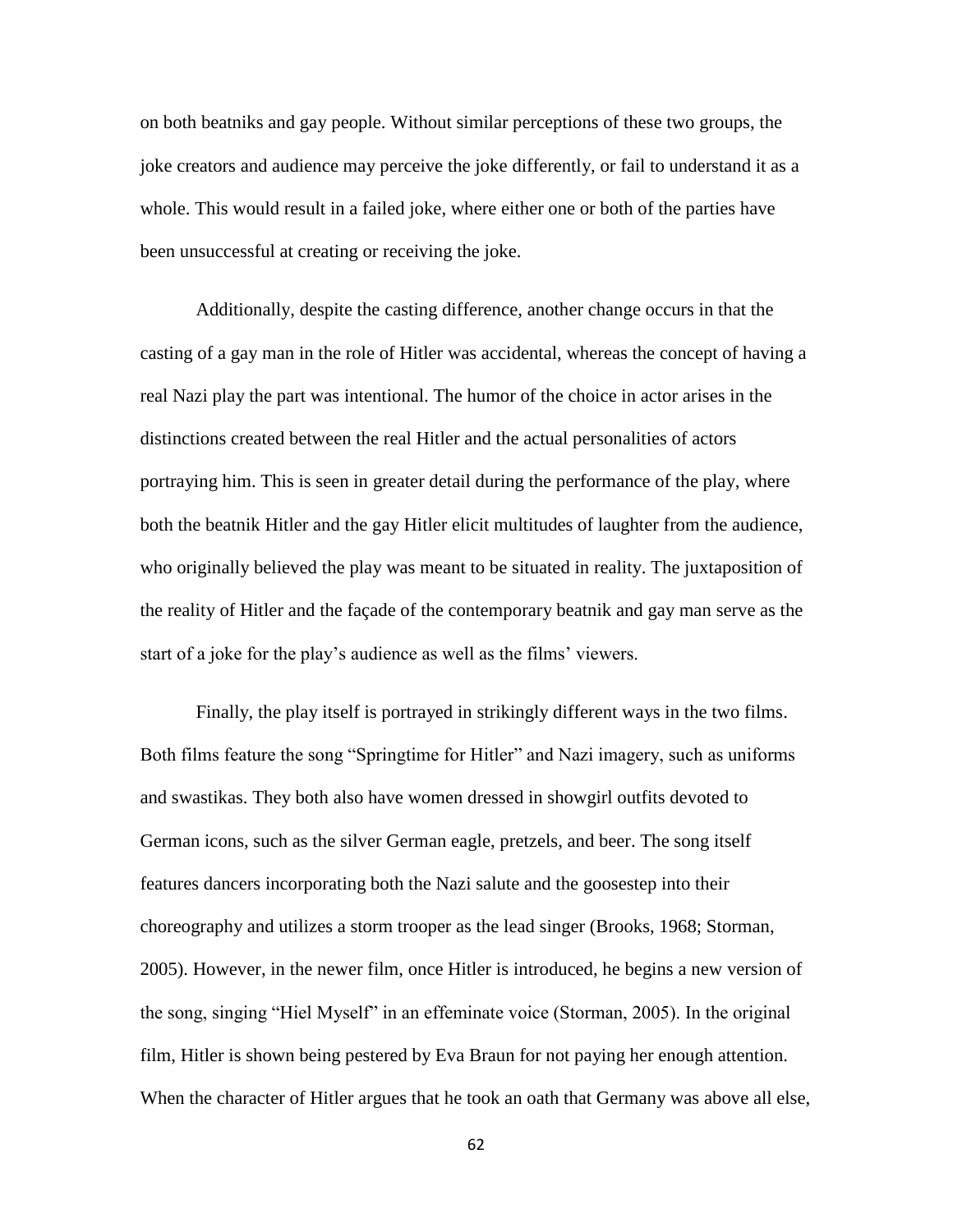on both beatniks and gay people. Without similar perceptions of these two groups, the joke creators and audience may perceive the joke differently, or fail to understand it as a whole. This would result in a failed joke, where either one or both of the parties have been unsuccessful at creating or receiving the joke.

Additionally, despite the casting difference, another change occurs in that the casting of a gay man in the role of Hitler was accidental, whereas the concept of having a real Nazi play the part was intentional. The humor of the choice in actor arises in the distinctions created between the real Hitler and the actual personalities of actors portraying him. This is seen in greater detail during the performance of the play, where both the beatnik Hitler and the gay Hitler elicit multitudes of laughter from the audience, who originally believed the play was meant to be situated in reality. The juxtaposition of the reality of Hitler and the façade of the contemporary beatnik and gay man serve as the start of a joke for the play's audience as well as the films' viewers.

Finally, the play itself is portrayed in strikingly different ways in the two films. Both films feature the song "Springtime for Hitler" and Nazi imagery, such as uniforms and swastikas. They both also have women dressed in showgirl outfits devoted to German icons, such as the silver German eagle, pretzels, and beer. The song itself features dancers incorporating both the Nazi salute and the goosestep into their choreography and utilizes a storm trooper as the lead singer (Brooks, 1968; Storman, 2005). However, in the newer film, once Hitler is introduced, he begins a new version of the song, singing "Hiel Myself" in an effeminate voice (Storman, 2005). In the original film, Hitler is shown being pestered by Eva Braun for not paying her enough attention. When the character of Hitler argues that he took an oath that Germany was above all else,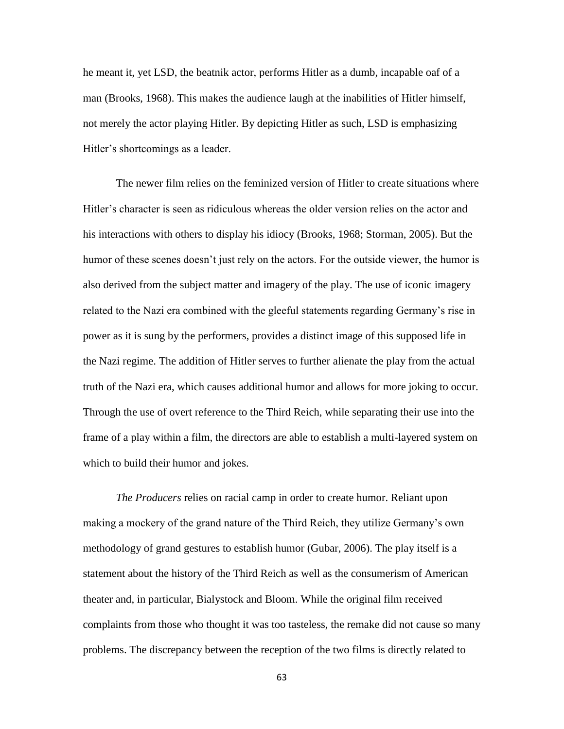he meant it, yet LSD, the beatnik actor, performs Hitler as a dumb, incapable oaf of a man (Brooks, 1968). This makes the audience laugh at the inabilities of Hitler himself, not merely the actor playing Hitler. By depicting Hitler as such, LSD is emphasizing Hitler's shortcomings as a leader.

The newer film relies on the feminized version of Hitler to create situations where Hitler's character is seen as ridiculous whereas the older version relies on the actor and his interactions with others to display his idiocy (Brooks, 1968; Storman, 2005). But the humor of these scenes doesn't just rely on the actors. For the outside viewer, the humor is also derived from the subject matter and imagery of the play. The use of iconic imagery related to the Nazi era combined with the gleeful statements regarding Germany's rise in power as it is sung by the performers, provides a distinct image of this supposed life in the Nazi regime. The addition of Hitler serves to further alienate the play from the actual truth of the Nazi era, which causes additional humor and allows for more joking to occur. Through the use of overt reference to the Third Reich, while separating their use into the frame of a play within a film, the directors are able to establish a multi-layered system on which to build their humor and jokes.

*The Producers* relies on racial camp in order to create humor. Reliant upon making a mockery of the grand nature of the Third Reich, they utilize Germany's own methodology of grand gestures to establish humor (Gubar, 2006). The play itself is a statement about the history of the Third Reich as well as the consumerism of American theater and, in particular, Bialystock and Bloom. While the original film received complaints from those who thought it was too tasteless, the remake did not cause so many problems. The discrepancy between the reception of the two films is directly related to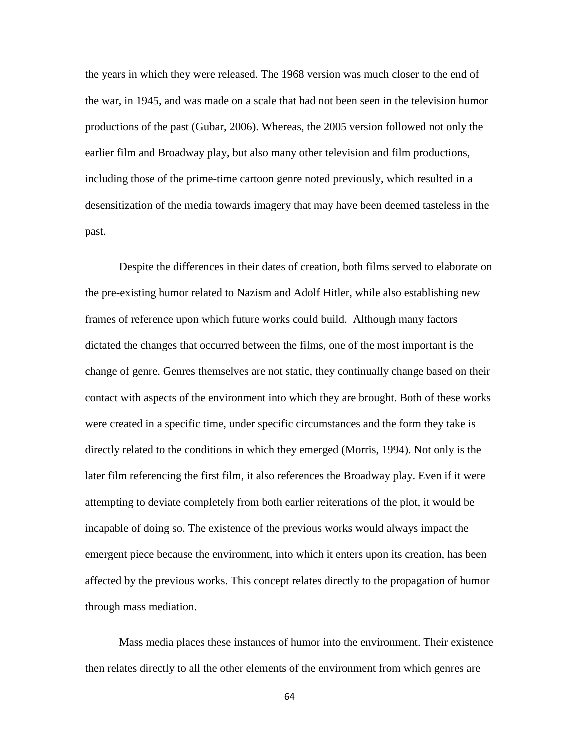the years in which they were released. The 1968 version was much closer to the end of the war, in 1945, and was made on a scale that had not been seen in the television humor productions of the past (Gubar, 2006). Whereas, the 2005 version followed not only the earlier film and Broadway play, but also many other television and film productions, including those of the prime-time cartoon genre noted previously, which resulted in a desensitization of the media towards imagery that may have been deemed tasteless in the past.

Despite the differences in their dates of creation, both films served to elaborate on the pre-existing humor related to Nazism and Adolf Hitler, while also establishing new frames of reference upon which future works could build. Although many factors dictated the changes that occurred between the films, one of the most important is the change of genre. Genres themselves are not static, they continually change based on their contact with aspects of the environment into which they are brought. Both of these works were created in a specific time, under specific circumstances and the form they take is directly related to the conditions in which they emerged (Morris, 1994). Not only is the later film referencing the first film, it also references the Broadway play. Even if it were attempting to deviate completely from both earlier reiterations of the plot, it would be incapable of doing so. The existence of the previous works would always impact the emergent piece because the environment, into which it enters upon its creation, has been affected by the previous works. This concept relates directly to the propagation of humor through mass mediation.

Mass media places these instances of humor into the environment. Their existence then relates directly to all the other elements of the environment from which genres are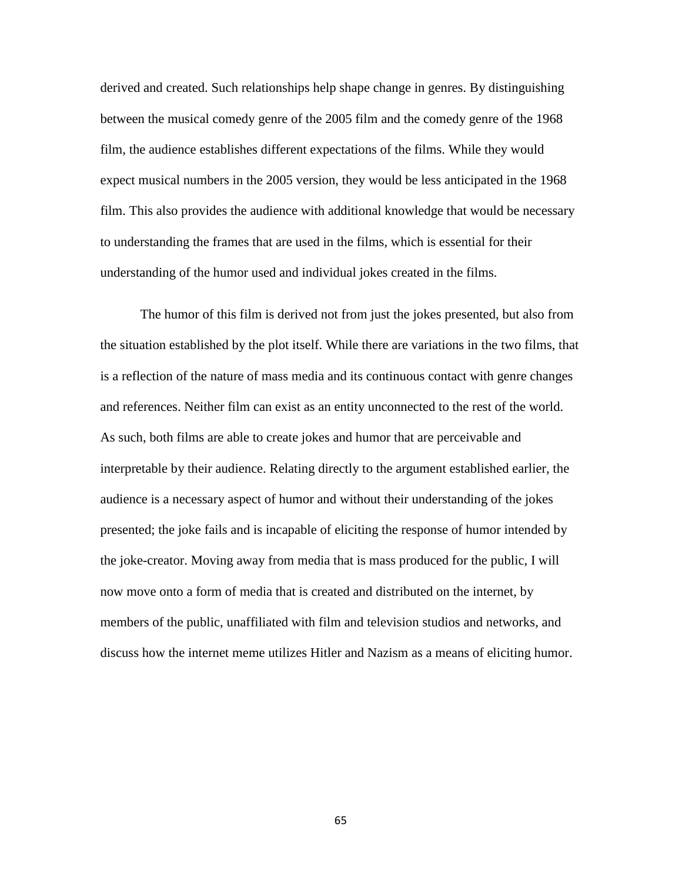derived and created. Such relationships help shape change in genres. By distinguishing between the musical comedy genre of the 2005 film and the comedy genre of the 1968 film, the audience establishes different expectations of the films. While they would expect musical numbers in the 2005 version, they would be less anticipated in the 1968 film. This also provides the audience with additional knowledge that would be necessary to understanding the frames that are used in the films, which is essential for their understanding of the humor used and individual jokes created in the films.

The humor of this film is derived not from just the jokes presented, but also from the situation established by the plot itself. While there are variations in the two films, that is a reflection of the nature of mass media and its continuous contact with genre changes and references. Neither film can exist as an entity unconnected to the rest of the world. As such, both films are able to create jokes and humor that are perceivable and interpretable by their audience. Relating directly to the argument established earlier, the audience is a necessary aspect of humor and without their understanding of the jokes presented; the joke fails and is incapable of eliciting the response of humor intended by the joke-creator. Moving away from media that is mass produced for the public, I will now move onto a form of media that is created and distributed on the internet, by members of the public, unaffiliated with film and television studios and networks, and discuss how the internet meme utilizes Hitler and Nazism as a means of eliciting humor.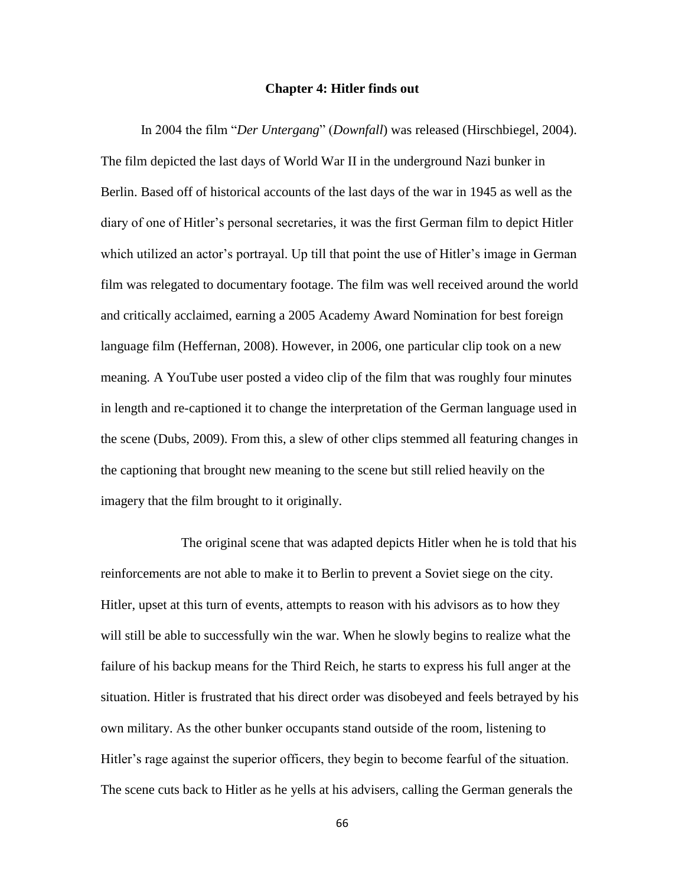## Chapter 4: Hitler finds out

In 2004 the film "*Der Untergang*" (*Downfall*) was released (Hirschbiegel, 2004). The film depicted the last days of World War II in the underground Nazi bunker in Berlin. Based off of historical accounts of the last days of the war in 1945 as well as the diary of one of Hitler's personal secretaries, it was the first German film to depict Hitler which utilized an actor's portrayal. Up till that point the use of Hitler's image in German film was relegated to documentary footage. The film was well received around the world and critically acclaimed, earning a 2005 Academy Award Nomination for best foreign language film (Heffernan, 2008). However, in 2006, one particular clip took on a new meaning. A YouTube user posted a video clip of the film that was roughly four minutes in length and re-captioned it to change the interpretation of the German language used in the scene (Dubs, 2009). From this, a slew of other clips stemmed all featuring changes in the captioning that brought new meaning to the scene but still relied heavily on the imagery that the film brought to it originally.

The original scene that was adapted depicts Hitler when he is told that his reinforcements are not able to make it to Berlin to prevent a Soviet siege on the city. Hitler, upset at this turn of events, attempts to reason with his advisors as to how they will still be able to successfully win the war. When he slowly begins to realize what the failure of his backup means for the Third Reich, he starts to express his full anger at the situation. Hitler is frustrated that his direct order was disobeyed and feels betrayed by his own military. As the other bunker occupants stand outside of the room, listening to Hitler's rage against the superior officers, they begin to become fearful of the situation. The scene cuts back to Hitler as he yells at his advisers, calling the German generals the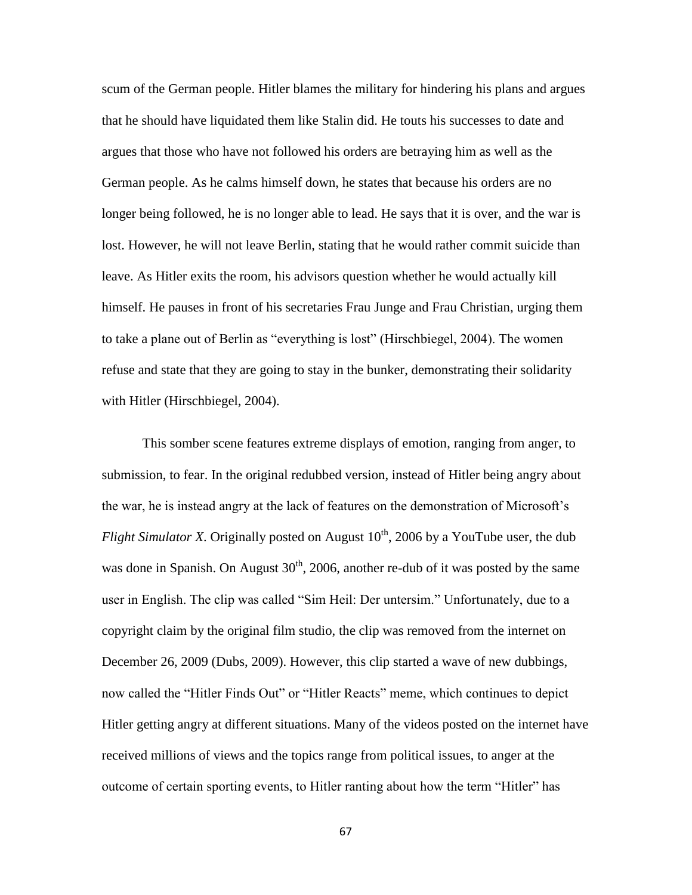scum of the German people. Hitler blames the military for hindering his plans and argues that he should have liquidated them like Stalin did. He touts his successes to date and argues that those who have not followed his orders are betraying him as well as the German people. As he calms himself down, he states that because his orders are no longer being followed, he is no longer able to lead. He says that it is over, and the war is lost. However, he will not leave Berlin, stating that he would rather commit suicide than leave. As Hitler exits the room, his advisors question whether he would actually kill himself. He pauses in front of his secretaries Frau Junge and Frau Christian, urging them to take a plane out of Berlin as "everything is lost" (Hirschbiegel, 2004). The women refuse and state that they are going to stay in the bunker, demonstrating their solidarity with Hitler (Hirschbiegel, 2004).

This somber scene features extreme displays of emotion, ranging from anger, to submission, to fear. In the original redubbed version, instead of Hitler being angry about the war, he is instead angry at the lack of features on the demonstration of Microsoft's *Flight Simulator X*. Originally posted on August 10th, 2006 by a YouTube user, the dub was done in Spanish. On August 30th, 2006, another re-dub of it was posted by the same user in English. The clip was called "Sim Heil: Der untersim." Unfortunately, due to a copyright claim by the original film studio, the clip was removed from the internet on December 26, 2009 (Dubs, 2009). However, this clip started a wave of new dubbings, now called the "Hitler Finds Out" or "Hitler Reacts" meme, which continues to depict Hitler getting angry at different situations. Many of the videos posted on the internet have received millions of views and the topics range from political issues, to anger at the outcome of certain sporting events, to Hitler ranting about how the term "Hitler" has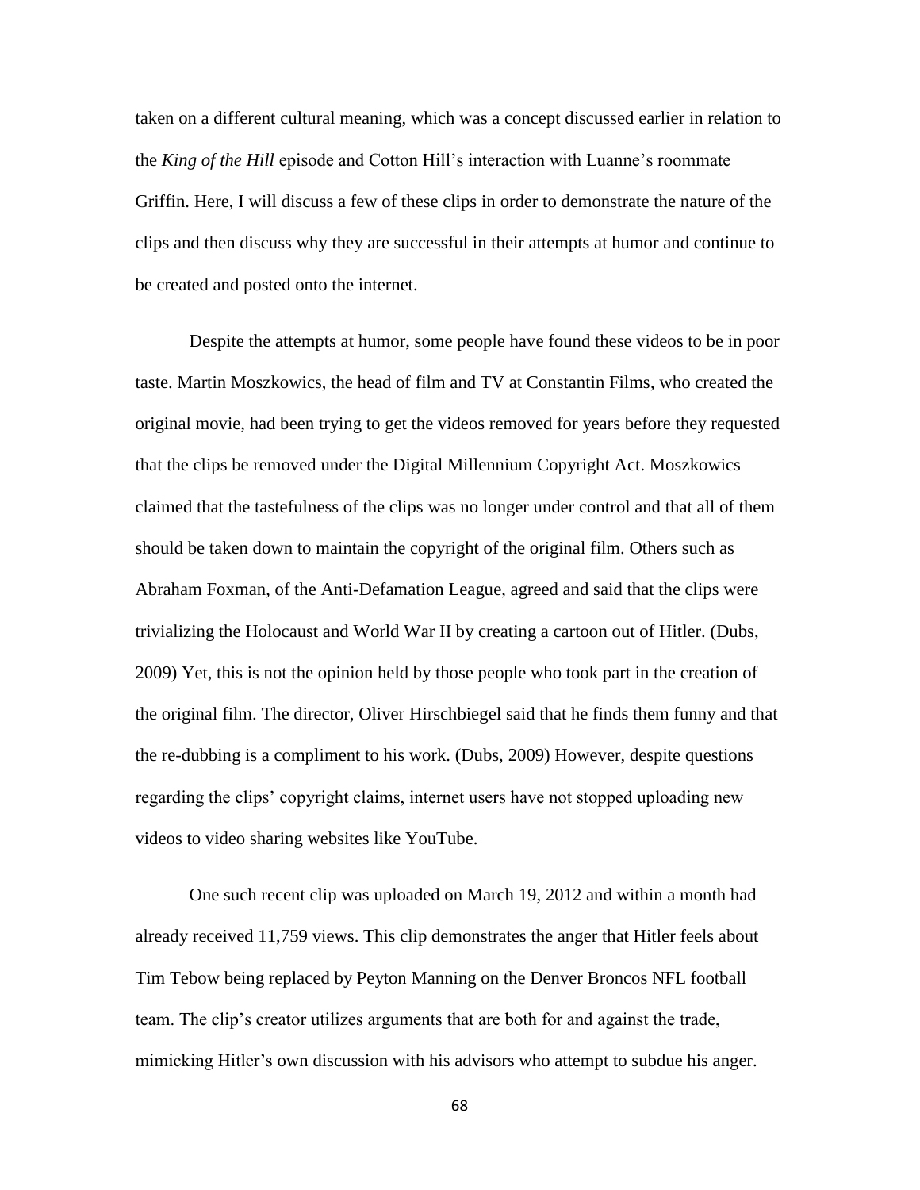taken on a different cultural meaning, which was a concept discussed earlier in relation to the *King of the Hill* episode and Cotton Hill's interaction with Luanne's roommate Griffin. Here, I will discuss a few of these clips in order to demonstrate the nature of the clips and then discuss why they are successful in their attempts at humor and continue to be created and posted onto the internet.

Despite the attempts at humor, some people have found these videos to be in poor taste. Martin Moszkowics, the head of film and TV at Constantin Films, who created the original movie, had been trying to get the videos removed for years before they requested that the clips be removed under the Digital Millennium Copyright Act. Moszkowics claimed that the tastefulness of the clips was no longer under control and that all of them should be taken down to maintain the copyright of the original film. Others such as Abraham Foxman, of the Anti-Defamation League, agreed and said that the clips were trivializing the Holocaust and World War II by creating a cartoon out of Hitler. (Dubs, 2009) Yet, this is not the opinion held by those people who took part in the creation of the original film. The director, Oliver Hirschbiegel said that he finds them funny and that the re-dubbing is a compliment to his work. (Dubs, 2009) However, despite questions regarding the clips' copyright claims, internet users have not stopped uploading new videos to video sharing websites like YouTube.

One such recent clip was uploaded on March 19, 2012 and within a month had already received 11,759 views. This clip demonstrates the anger that Hitler feels about Tim Tebow being replaced by Peyton Manning on the Denver Broncos NFL football team. The clip's creator utilizes arguments that are both for and against the trade, mimicking Hitler's own discussion with his advisors who attempt to subdue his anger.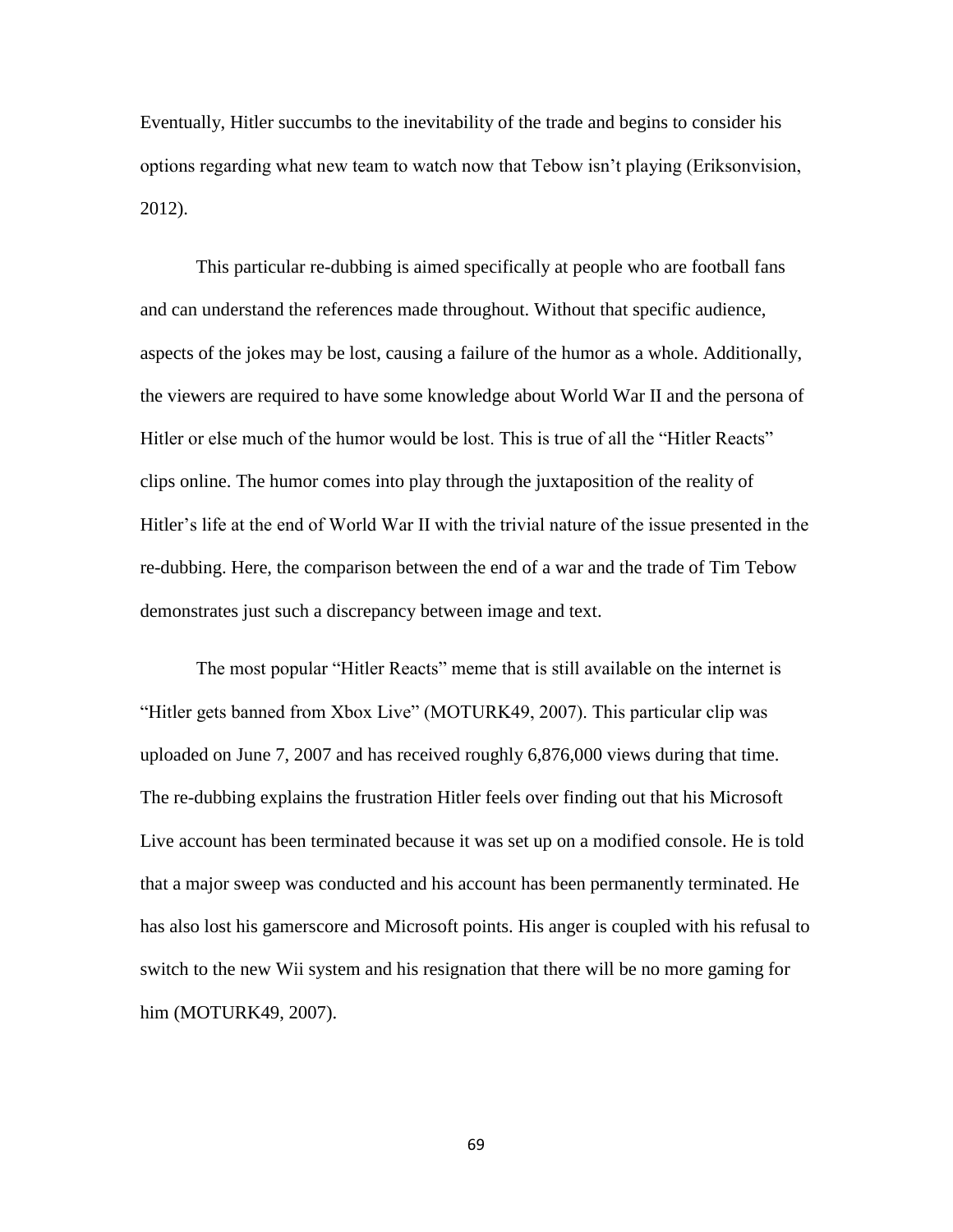Eventually, Hitler succumbs to the inevitability of the trade and begins to consider his options regarding what new team to watch now that Tebow isn't playing (Eriksonvision, 2012).

This particular re-dubbing is aimed specifically at people who are football fans and can understand the references made throughout. Without that specific audience, aspects of the jokes may be lost, causing a failure of the humor as a whole. Additionally, the viewers are required to have some knowledge about World War II and the persona of Hitler or else much of the humor would be lost. This is true of all the "Hitler Reacts" clips online. The humor comes into play through the juxtaposition of the reality of Hitler's life at the end of World War II with the trivial nature of the issue presented in the re-dubbing. Here, the comparison between the end of a war and the trade of Tim Tebow demonstrates just such a discrepancy between image and text.

The most popular "Hitler Reacts" meme that is still available on the internet is "Hitler gets banned from Xbox Live" (MOTURK49, 2007). This particular clip was uploaded on June 7, 2007 and has received roughly 6,876,000 views during that time. The re-dubbing explains the frustration Hitler feels over finding out that his Microsoft Live account has been terminated because it was set up on a modified console. He is told that a major sweep was conducted and his account has been permanently terminated. He has also lost his gamerscore and Microsoft points. His anger is coupled with his refusal to switch to the new Wii system and his resignation that there will be no more gaming for him (MOTURK49, 2007).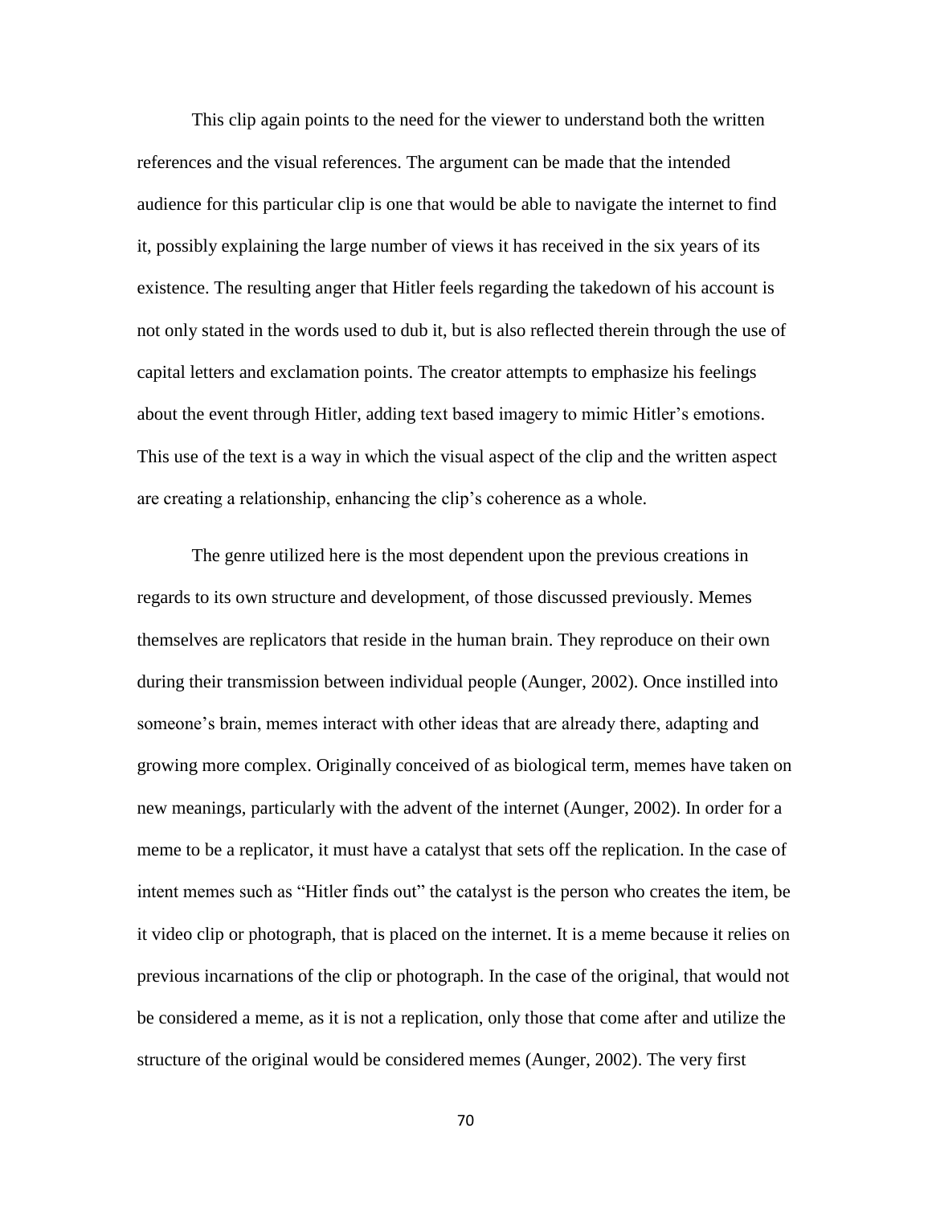This clip again points to the need for the viewer to understand both the written references and the visual references. The argument can be made that the intended audience for this particular clip is one that would be able to navigate the internet to find it, possibly explaining the large number of views it has received in the six years of its existence. The resulting anger that Hitler feels regarding the takedown of his account is not only stated in the words used to dub it, but is also reflected therein through the use of capital letters and exclamation points. The creator attempts to emphasize his feelings about the event through Hitler, adding text based imagery to mimic Hitler's emotions. This use of the text is a way in which the visual aspect of the clip and the written aspect are creating a relationship, enhancing the clip's coherence as a whole.

The genre utilized here is the most dependent upon the previous creations in regards to its own structure and development, of those discussed previously. Memes themselves are replicators that reside in the human brain. They reproduce on their own during their transmission between individual people (Aunger, 2002). Once instilled into someone's brain, memes interact with other ideas that are already there, adapting and growing more complex. Originally conceived of as biological term, memes have taken on new meanings, particularly with the advent of the internet (Aunger, 2002). In order for a meme to be a replicator, it must have a catalyst that sets off the replication. In the case of intent memes such as "Hitler finds out" the catalyst is the person who creates the item, be it video clip or photograph, that is placed on the internet. It is a meme because it relies on previous incarnations of the clip or photograph. In the case of the original, that would not be considered a meme, as it is not a replication, only those that come after and utilize the structure of the original would be considered memes (Aunger, 2002). The very first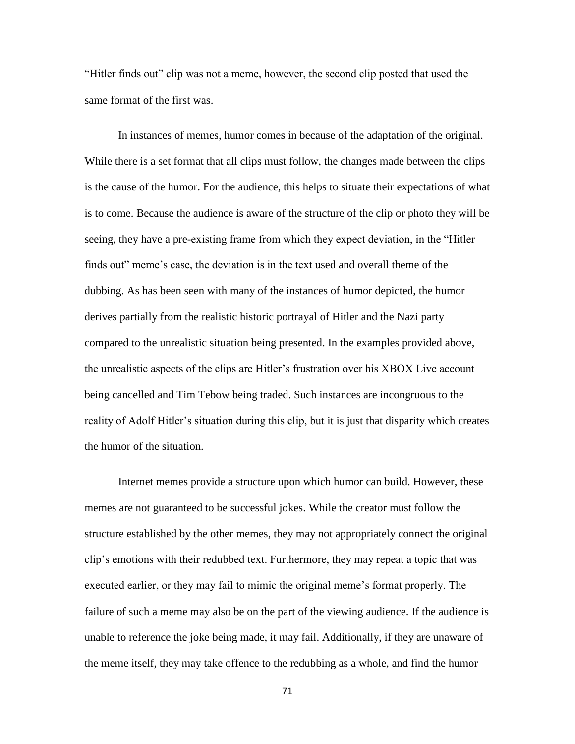"Hitler finds out" clip was not a meme, however, the second clip posted that used the same format of the first was.

In instances of memes, humor comes in because of the adaptation of the original. While there is a set format that all clips must follow, the changes made between the clips is the cause of the humor. For the audience, this helps to situate their expectations of what is to come. Because the audience is aware of the structure of the clip or photo they will be seeing, they have a pre-existing frame from which they expect deviation, in the "Hitler finds out" meme's case, the deviation is in the text used and overall theme of the dubbing. As has been seen with many of the instances of humor depicted, the humor derives partially from the realistic historic portrayal of Hitler and the Nazi party compared to the unrealistic situation being presented. In the examples provided above, the unrealistic aspects of the clips are Hitler's frustration over his XBOX Live account being cancelled and Tim Tebow being traded. Such instances are incongruous to the reality of Adolf Hitler's situation during this clip, but it is just that disparity which creates the humor of the situation.

Internet memes provide a structure upon which humor can build. However, these memes are not guaranteed to be successful jokes. While the creator must follow the structure established by the other memes, they may not appropriately connect the original clip's emotions with their redubbed text. Furthermore, they may repeat a topic that was executed earlier, or they may fail to mimic the original meme's format properly. The failure of such a meme may also be on the part of the viewing audience. If the audience is unable to reference the joke being made, it may fail. Additionally, if they are unaware of the meme itself, they may take offence to the redubbing as a whole, and find the humor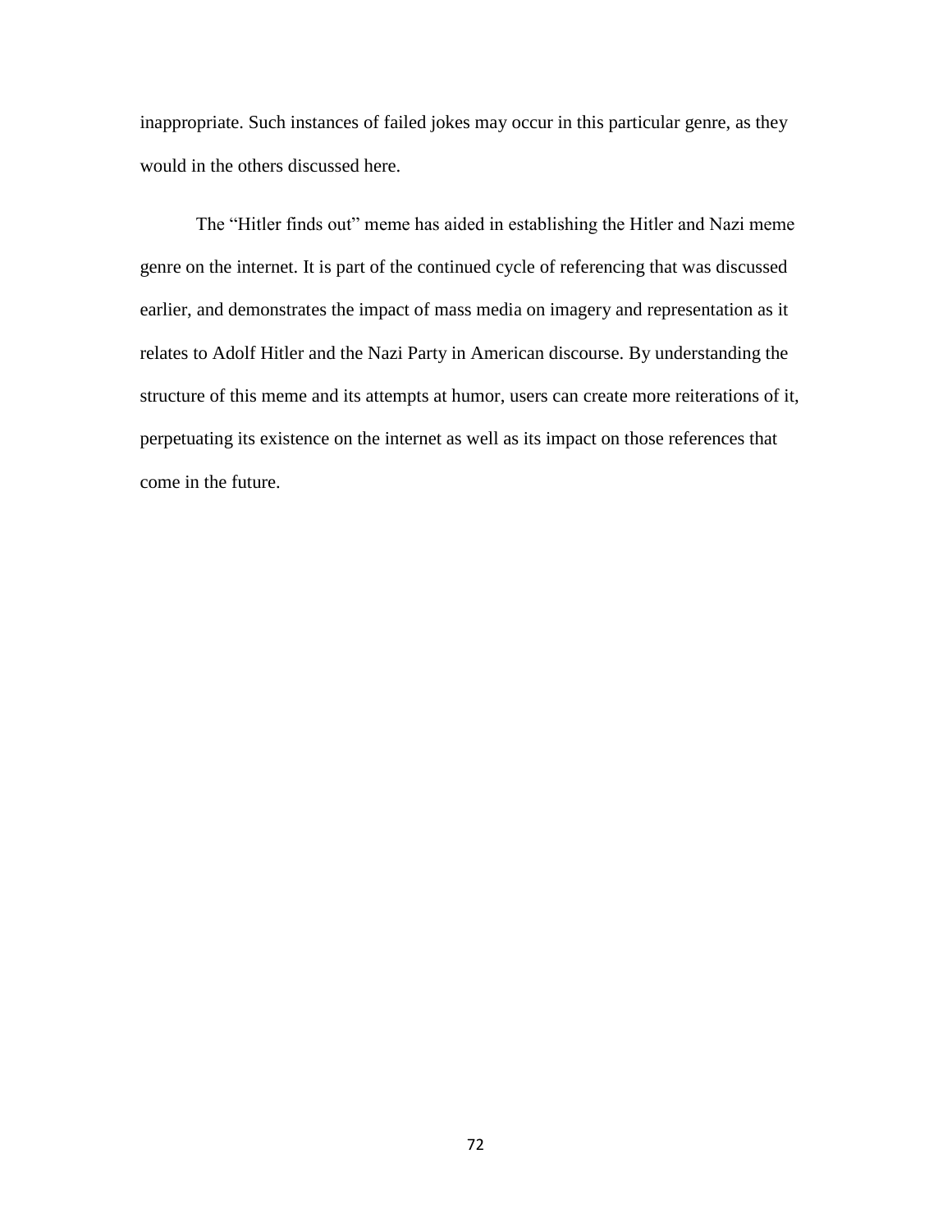inappropriate. Such instances of failed jokes may occur in this particular genre, as they would in the others discussed here.

The “Hitler finds out” meme has aided in establishing the Hitler and Nazi meme genre on the internet. It is part of the continued cycle of referencing that was discussed earlier, and demonstrates the impact of mass media on imagery and representation as it relates to Adolf Hitler and the Nazi Party in American discourse. By understanding the structure of this meme and its attempts at humor, users can create more reiterations of it, perpetuating its existence on the internet as well as its impact on those references that come in the future.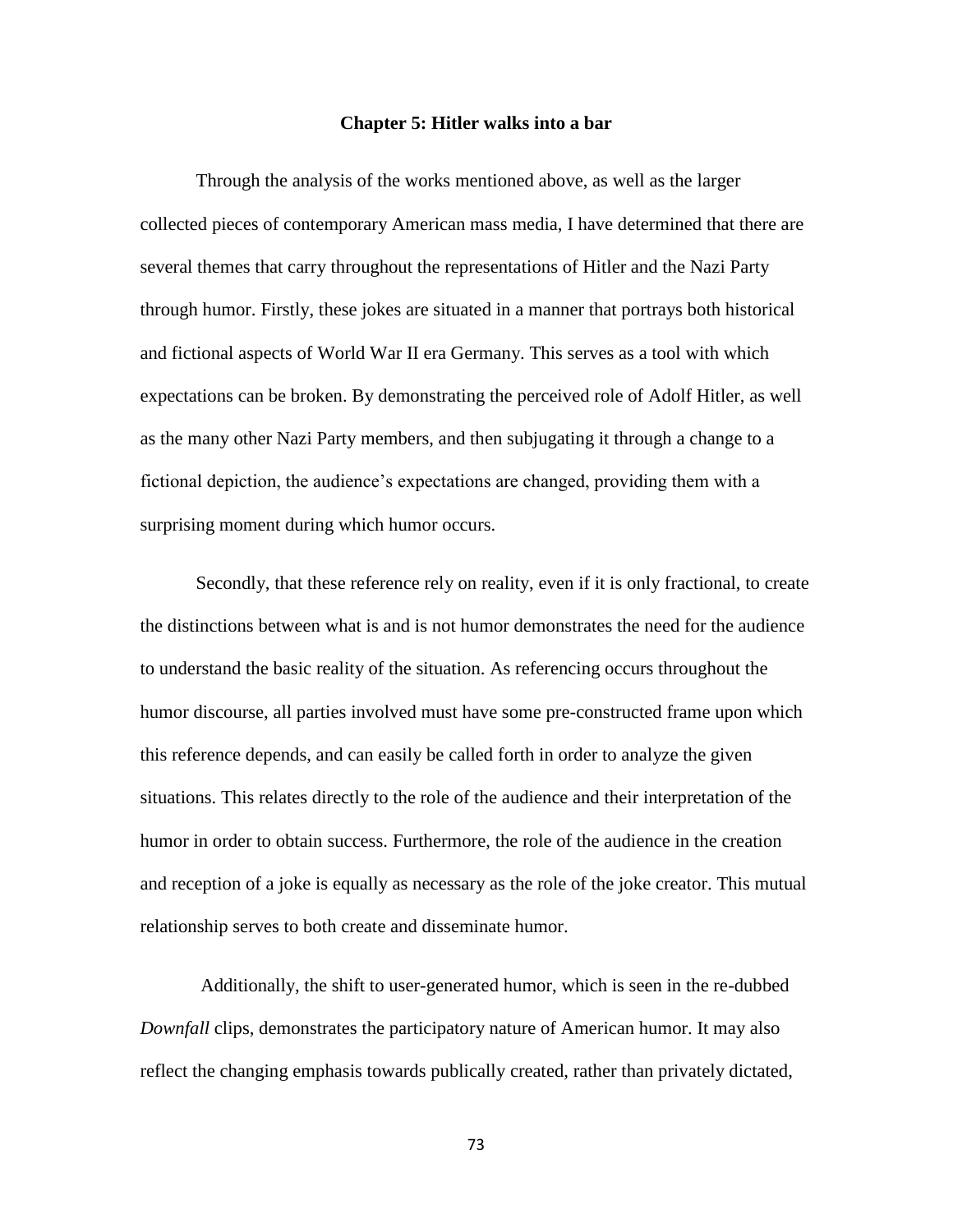## Chapter 5: Hitler walks into a bar

Through the analysis of the works mentioned above, as well as the larger collected pieces of contemporary American mass media, I have determined that there are several themes that carry throughout the representations of Hitler and the Nazi Party through humor. Firstly, these jokes are situated in a manner that portrays both historical and fictional aspects of World War II era Germany. This serves as a tool with which expectations can be broken. By demonstrating the perceived role of Adolf Hitler, as well as the many other Nazi Party members, and then subjugating it through a change to a fictional depiction, the audience's expectations are changed, providing them with a surprising moment during which humor occurs.

Secondly, that these reference rely on reality, even if it is only fractional, to create the distinctions between what is and is not humor demonstrates the need for the audience to understand the basic reality of the situation. As referencing occurs throughout the humor discourse, all parties involved must have some pre-constructed frame upon which this reference depends, and can easily be called forth in order to analyze the given situations. This relates directly to the role of the audience and their interpretation of the humor in order to obtain success. Furthermore, the role of the audience in the creation and reception of a joke is equally as necessary as the role of the joke creator. This mutual relationship serves to both create and disseminate humor.

Additionally, the shift to user-generated humor, which is seen in the re-dubbed *Downfall* clips, demonstrates the participatory nature of American humor. It may also reflect the changing emphasis towards publically created, rather than privately dictated,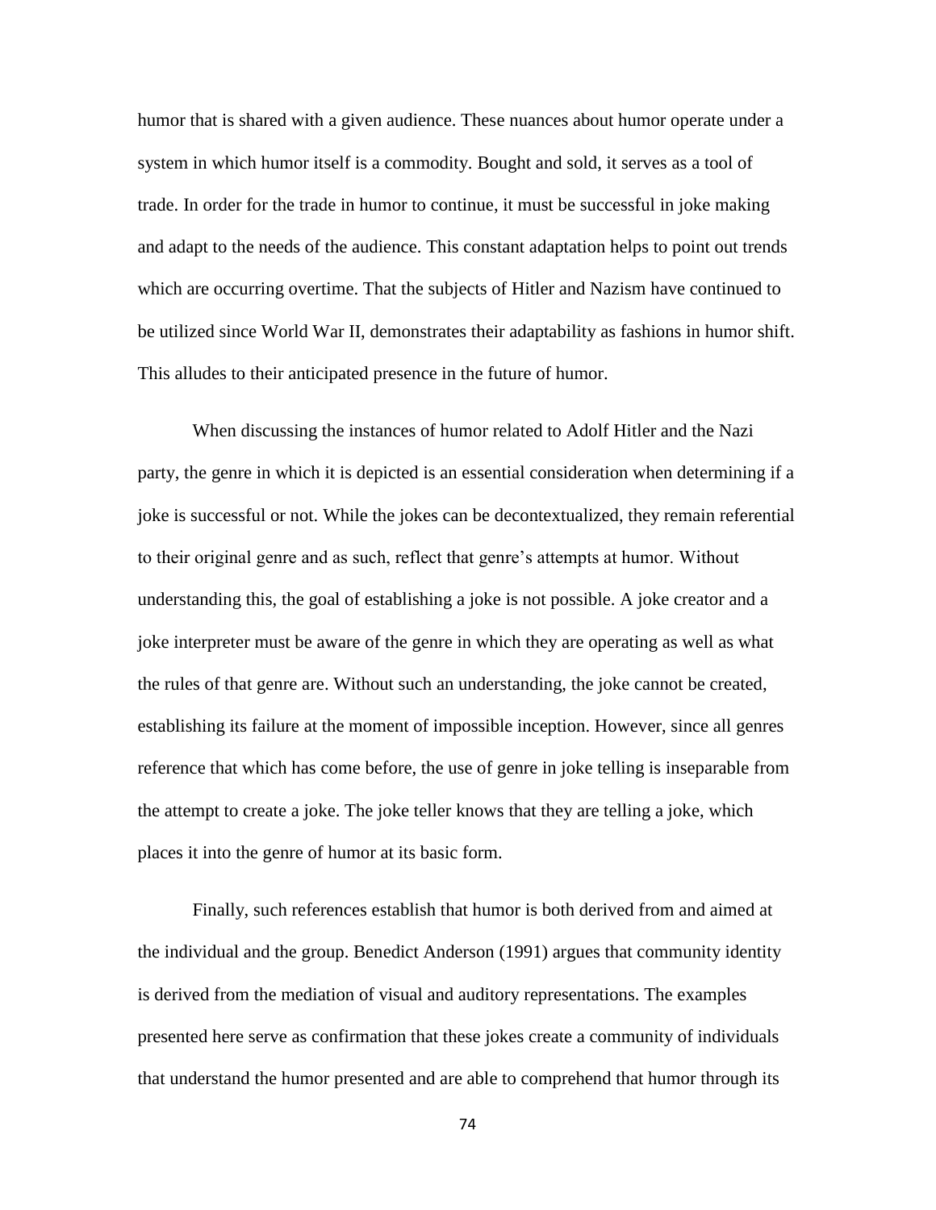humor that is shared with a given audience. These nuances about humor operate under a system in which humor itself is a commodity. Bought and sold, it serves as a tool of trade. In order for the trade in humor to continue, it must be successful in joke making and adapt to the needs of the audience. This constant adaptation helps to point out trends which are occurring overtime. That the subjects of Hitler and Nazism have continued to be utilized since World War II, demonstrates their adaptability as fashions in humor shift. This alludes to their anticipated presence in the future of humor.

When discussing the instances of humor related to Adolf Hitler and the Nazi party, the genre in which it is depicted is an essential consideration when determining if a joke is successful or not. While the jokes can be decontextualized, they remain referential to their original genre and as such, reflect that genre's attempts at humor. Without understanding this, the goal of establishing a joke is not possible. A joke creator and a joke interpreter must be aware of the genre in which they are operating as well as what the rules of that genre are. Without such an understanding, the joke cannot be created, establishing its failure at the moment of impossible inception. However, since all genres reference that which has come before, the use of genre in joke telling is inseparable from the attempt to create a joke. The joke teller knows that they are telling a joke, which places it into the genre of humor at its basic form.

Finally, such references establish that humor is both derived from and aimed at the individual and the group. Benedict Anderson (1991) argues that community identity is derived from the mediation of visual and auditory representations. The examples presented here serve as confirmation that these jokes create a community of individuals that understand the humor presented and are able to comprehend that humor through its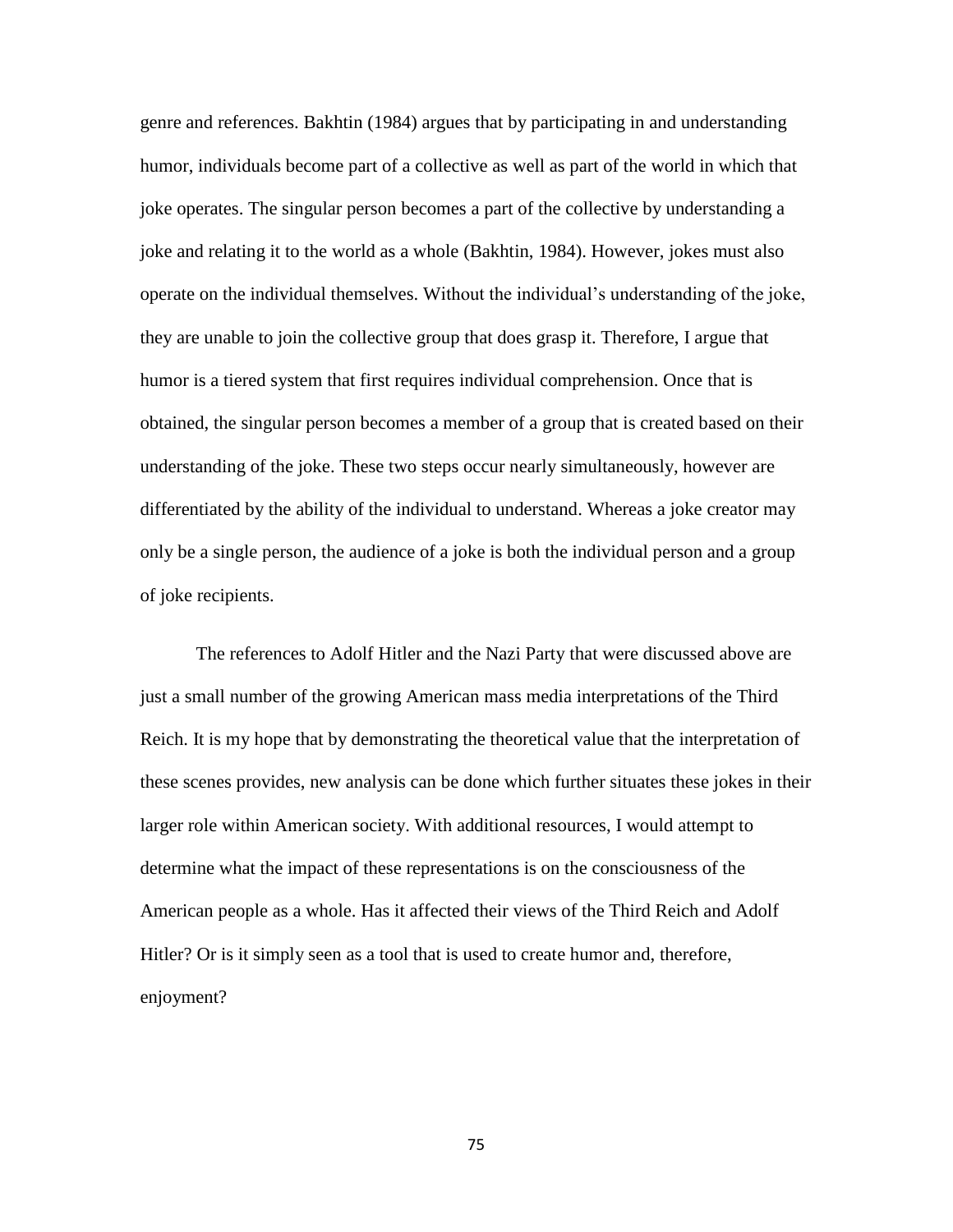genre and references. Bakhtin (1984) argues that by participating in and understanding humor, individuals become part of a collective as well as part of the world in which that joke operates. The singular person becomes a part of the collective by understanding a joke and relating it to the world as a whole (Bakhtin, 1984). However, jokes must also operate on the individual themselves. Without the individual's understanding of the joke, they are unable to join the collective group that does grasp it. Therefore, I argue that humor is a tiered system that first requires individual comprehension. Once that is obtained, the singular person becomes a member of a group that is created based on their understanding of the joke. These two steps occur nearly simultaneously, however are differentiated by the ability of the individual to understand. Whereas a joke creator may only be a single person, the audience of a joke is both the individual person and a group of joke recipients.

The references to Adolf Hitler and the Nazi Party that were discussed above are just a small number of the growing American mass media interpretations of the Third Reich. It is my hope that by demonstrating the theoretical value that the interpretation of these scenes provides, new analysis can be done which further situates these jokes in their larger role within American society. With additional resources, I would attempt to determine what the impact of these representations is on the consciousness of the American people as a whole. Has it affected their views of the Third Reich and Adolf Hitler? Or is it simply seen as a tool that is used to create humor and, therefore, enjoyment?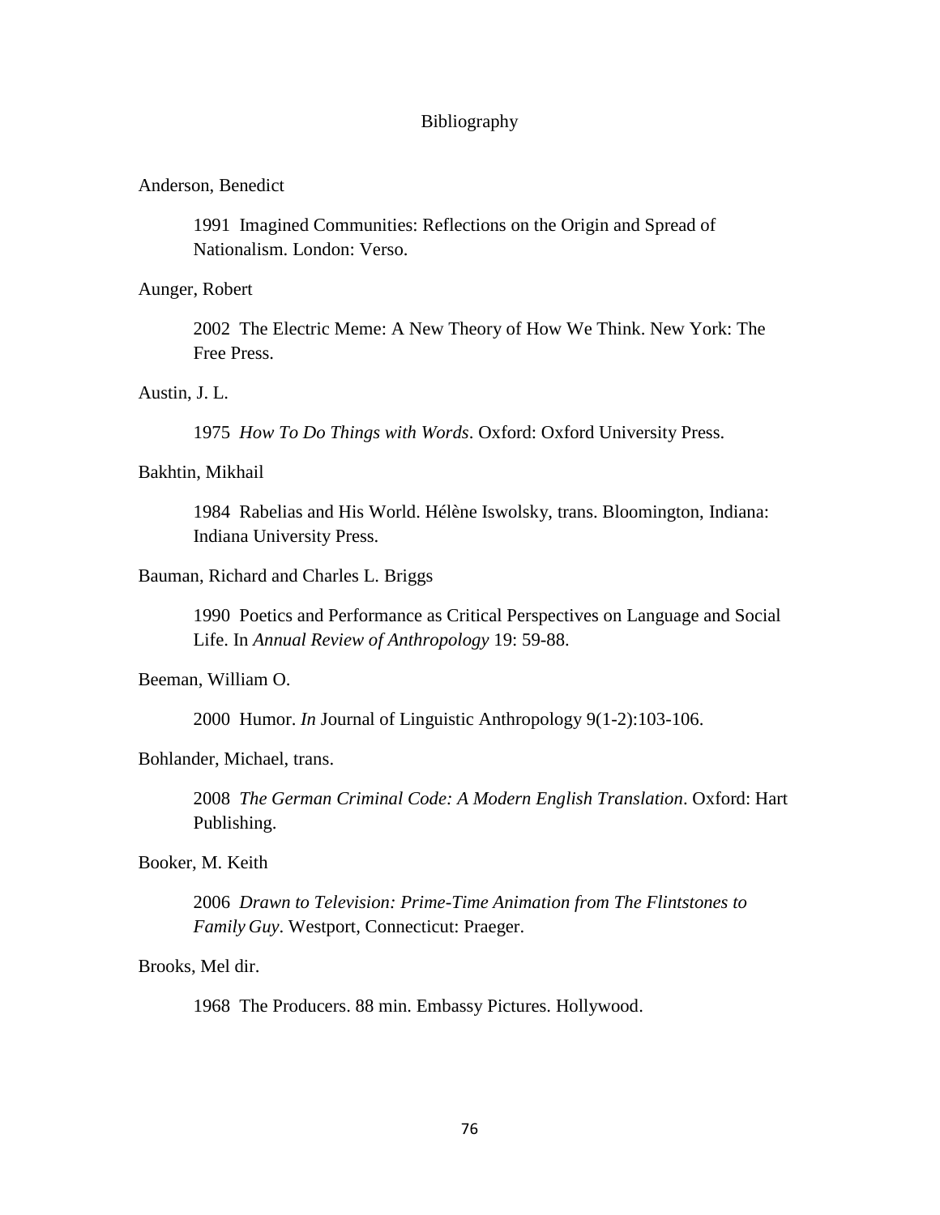# Bibliography

Anderson, Benedict

1991 Imagined Communities: Reflections on the Origin and Spread of Nationalism. London: Verso.

Aunger, Robert

2002 The Electric Meme: A New Theory of How We Think. New York: The Free Press.

Austin, J. L.

1975 *How To Do Things with Words*. Oxford: Oxford University Press.

Bakhtin, Mikhail

1984 Rabelias and His World. Hélène Iswolsky, trans. Bloomington, Indiana: Indiana University Press.

Bauman, Richard and Charles L. Briggs

1990 Poetics and Performance as Critical Perspectives on Language and Social Life. In *Annual Review of Anthropology* 19: 59-88.

Beeman, William O.

2000 Humor. *In* Journal of Linguistic Anthropology 9(1-2):103-106.

Bohlander, Michael, trans.

2008 *The German Criminal Code: A Modern English Translation*. Oxford: Hart Publishing.

Booker, M. Keith

2006 *Drawn to Television: Prime-Time Animation from The Flintstones to Family Guy*. Westport, Connecticut: Praeger.

Brooks, Mel dir.

1968 The Producers. 88 min. Embassy Pictures. Hollywood.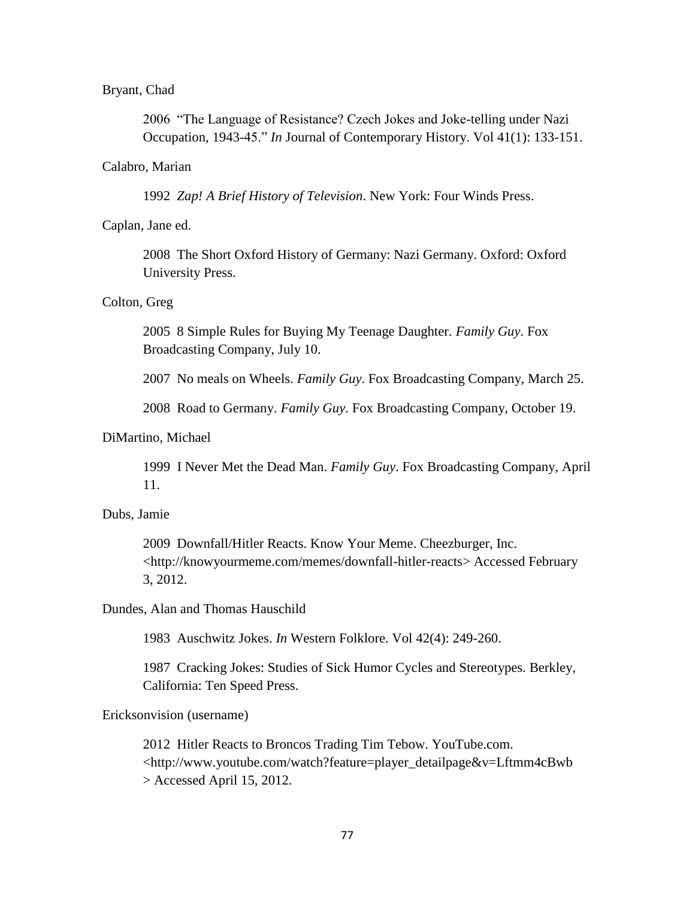Bryant, Chad

2006 "The Language of Resistance? Czech Jokes and Joke-telling under Nazi Occupation, 1943-45." *In* Journal of Contemporary History. Vol 41(1): 133-151.

Calabro, Marian

1992 *Zap! A Brief History of Television*. New York: Four Winds Press.

Caplan, Jane ed.

2008 The Short Oxford History of Germany: Nazi Germany. Oxford: Oxford University Press.

Colton, Greg

2005 8 Simple Rules for Buying My Teenage Daughter. *Family Guy*. Fox Broadcasting Company, July 10.

2007 No meals on Wheels. *Family Guy*. Fox Broadcasting Company, March 25.

2008 Road to Germany. *Family Guy*. Fox Broadcasting Company, October 19.

DiMartino, Michael

1999 I Never Met the Dead Man. *Family Guy*. Fox Broadcasting Company, April 11.

Dubs, Jamie

2009 Downfall/Hitler Reacts. Know Your Meme. Cheezburger, Inc. <http://knowyourmeme.com/memes/downfall-hitler-reacts> Accessed February 3, 2012.

Dundes, Alan and Thomas Hauschild

1983 Auschwitz Jokes. *In* Western Folklore. Vol 42(4): 249-260.

1987 Cracking Jokes: Studies of Sick Humor Cycles and Stereotypes. Berkley, California: Ten Speed Press.

Ericksonvision (username)

2012 Hitler Reacts to Broncos Trading Tim Tebow. YouTube.com. <http://www.youtube.com/watch?feature=player_detailpage&v=Lftmm4cBwb > Accessed April 15, 2012.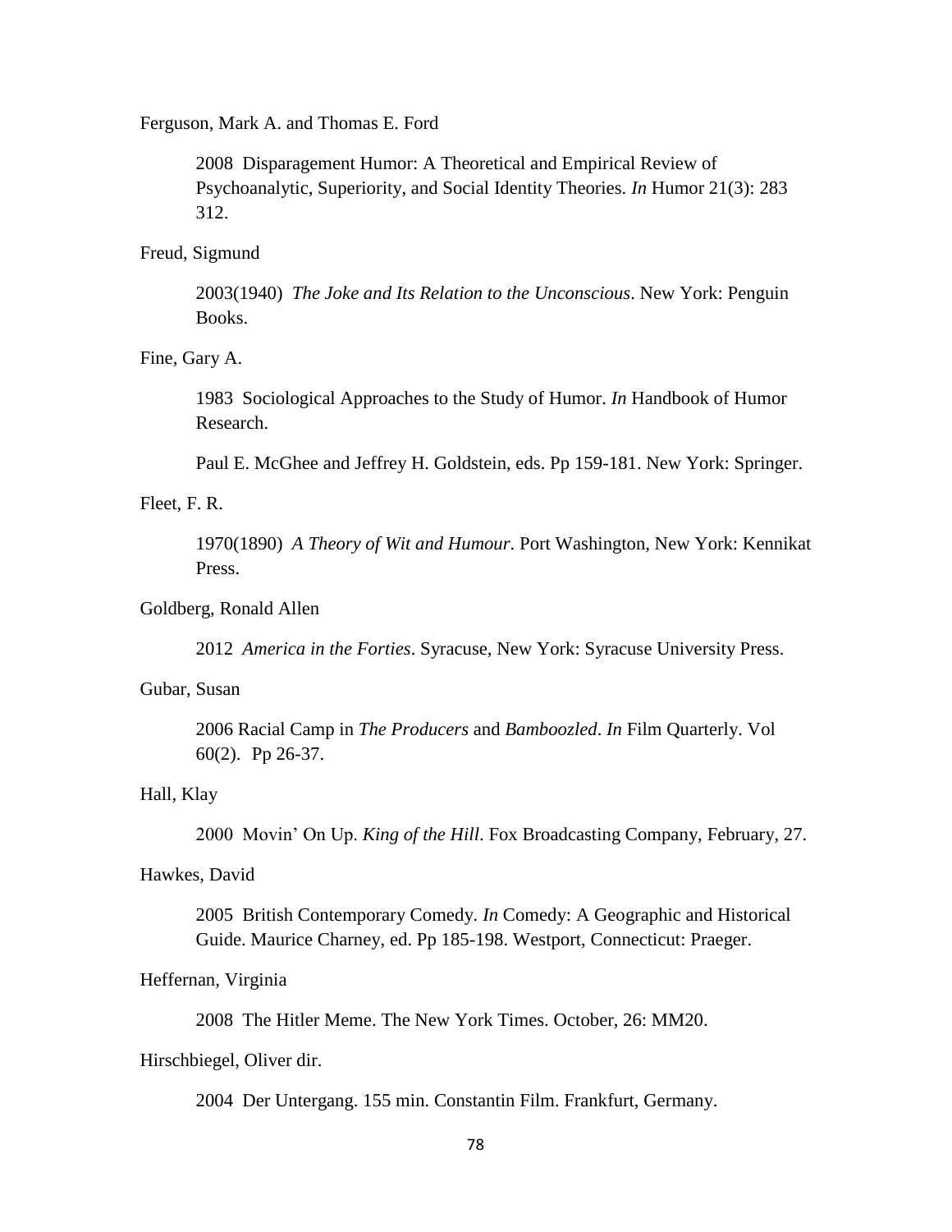Ferguson, Mark A. and Thomas E. Ford

2008 Disparagement Humor: A Theoretical and Empirical Review of Psychoanalytic, Superiority, and Social Identity Theories. *In* Humor 21(3): 283 312.

Freud, Sigmund

2003(1940) *The Joke and Its Relation to the Unconscious*. New York: Penguin Books.

Fine, Gary A.

1983 Sociological Approaches to the Study of Humor. *In* Handbook of Humor Research.

Paul E. McGhee and Jeffrey H. Goldstein, eds. Pp 159-181. New York: Springer.

Fleet, F. R.

1970(1890) *A Theory of Wit and Humour*. Port Washington, New York: Kennikat Press.

Goldberg, Ronald Allen

2012 *America in the Forties*. Syracuse, New York: Syracuse University Press.

Gubar, Susan

2006 Racial Camp in *The Producers* and *Bamboozled*. *In* Film Quarterly. Vol 60(2). Pp 26-37.

Hall, Klay

2000 Movin' On Up. *King of the Hill*. Fox Broadcasting Company, February, 27.

Hawkes, David

2005 British Contemporary Comedy. *In* Comedy: A Geographic and Historical Guide. Maurice Charney, ed. Pp 185-198. Westport, Connecticut: Praeger.

Heffernan, Virginia

2008 The Hitler Meme. The New York Times. October, 26: MM20.

Hirschbiegel, Oliver dir.

2004 Der Untergang. 155 min. Constantin Film. Frankfurt, Germany.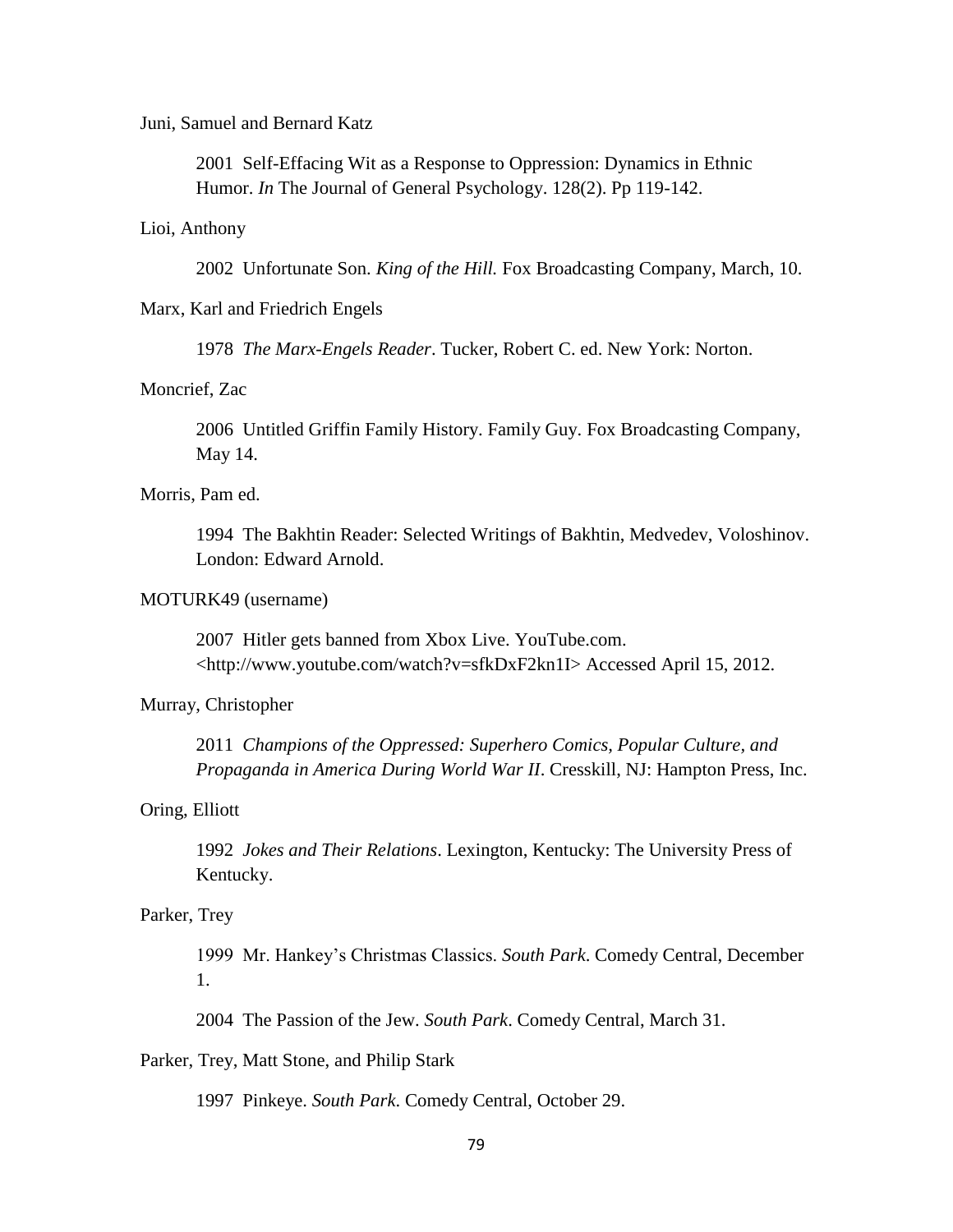Juni, Samuel and Bernard Katz

> 2001 Self-Effacing Wit as a Response to Oppression: Dynamics in Ethnic Humor. *In* The Journal of General Psychology. 128(2). Pp 119-142.

Lioi, Anthony

> 2002 Unfortunate Son. *King of the Hill.* Fox Broadcasting Company, March, 10.

Marx, Karl and Friedrich Engels

> 1978 *The Marx-Engels Reader*. Tucker, Robert C. ed. New York: Norton.

Moncrief, Zac

> 2006 Untitled Griffin Family History. Family Guy. Fox Broadcasting Company, May 14.

Morris, Pam ed.

> 1994 The Bakhtin Reader: Selected Writings of Bakhtin, Medvedev, Voloshinov. London: Edward Arnold.

MOTURK49 (username)

> 2007 Hitler gets banned from Xbox Live. YouTube.com. <http://www.youtube.com/watch?v=sfkDxF2kn1I> Accessed April 15, 2012.

Murray, Christopher

> 2011 *Champions of the Oppressed: Superhero Comics, Popular Culture, and Propaganda in America During World War II*. Cresskill, NJ: Hampton Press, Inc.

Oring, Elliott

> 1992 *Jokes and Their Relations*. Lexington, Kentucky: The University Press of Kentucky.

Parker, Trey

> 1999 Mr. Hankey's Christmas Classics. *South Park*. Comedy Central, December 1.

> 2004 The Passion of the Jew. *South Park*. Comedy Central, March 31.

Parker, Trey, Matt Stone, and Philip Stark

> 1997 Pinkeye. *South Park*. Comedy Central, October 29.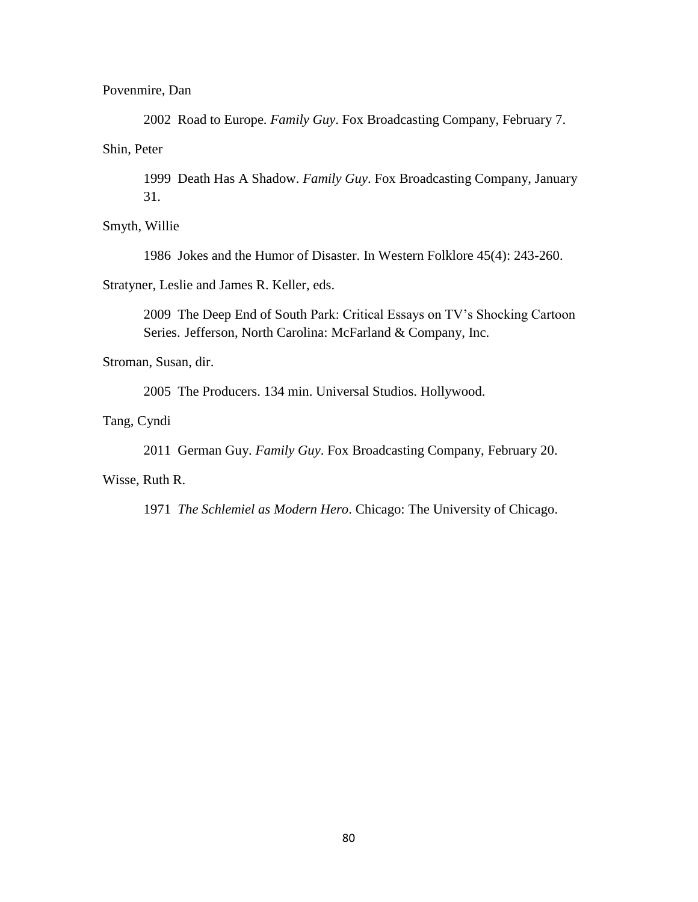Povenmire, Dan

2002 Road to Europe. *Family Guy*. Fox Broadcasting Company, February 7.

Shin, Peter

1999 Death Has A Shadow. *Family Guy*. Fox Broadcasting Company, January 31.

Smyth, Willie

1986 Jokes and the Humor of Disaster. In Western Folklore 45(4): 243-260.

Stratyner, Leslie and James R. Keller, eds.

2009 The Deep End of South Park: Critical Essays on TV's Shocking Cartoon Series. Jefferson, North Carolina: McFarland & Company, Inc.

Stroman, Susan, dir.

2005 The Producers. 134 min. Universal Studios. Hollywood.

Tang, Cyndi

2011 German Guy. *Family Guy*. Fox Broadcasting Company, February 20.

Wisse, Ruth R.

1971 *The Schlemiel as Modern Hero*. Chicago: The University of Chicago.